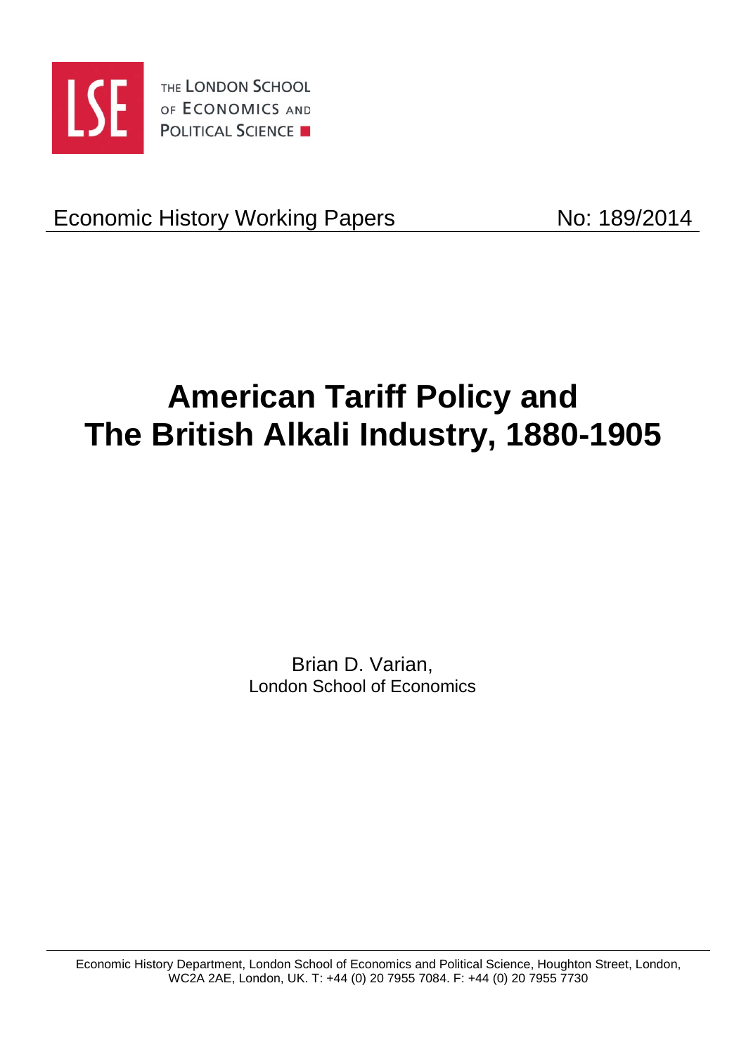THE LONDON SCHOOL OF ECONOMICS AND POLITICAL SCIENCE

Economic History Working Papers

No: 189/2014

# American Tariff Policy and The British Alkali Industry, 1880-1905

Brian D. Varian,
London School of Economics

Economic History Department, London School of Economics and Political Science, Houghton Street, London, WC2A 2AE, London, UK. T: +44 (0) 20 7955 7084. F: +44 (0) 20 7955 7730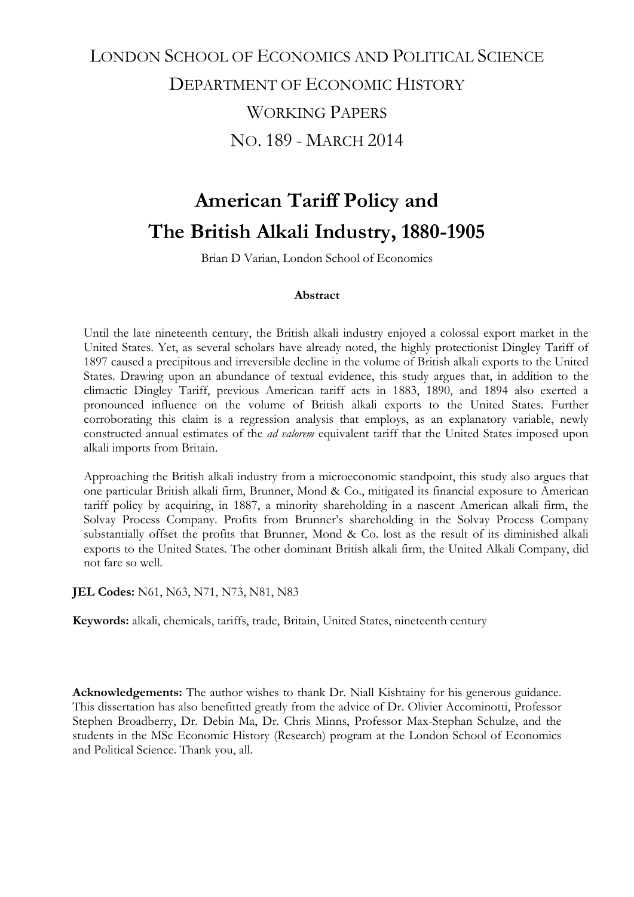LONDON SCHOOL OF ECONOMICS AND POLITICAL SCIENCE

DEPARTMENT OF ECONOMIC HISTORY

WORKING PAPERS

NO. 189 - MARCH 2014

# American Tariff Policy and The British Alkali Industry, 1880-1905

Brian D Varian, London School of Economics

**Abstract**

Until the late nineteenth century, the British alkali industry enjoyed a colossal export market in the United States. Yet, as several scholars have already noted, the highly protectionist Dingley Tariff of 1897 caused a precipitous and irreversible decline in the volume of British alkali exports to the United States. Drawing upon an abundance of textual evidence, this study argues that, in addition to the climactic Dingley Tariff, previous American tariff acts in 1883, 1890, and 1894 also exerted a pronounced influence on the volume of British alkali exports to the United States. Further corroborating this claim is a regression analysis that employs, as an explanatory variable, newly constructed annual estimates of the *ad valorem* equivalent tariff that the United States imposed upon alkali imports from Britain.

Approaching the British alkali industry from a microeconomic standpoint, this study also argues that one particular British alkali firm, Brunner, Mond & Co., mitigated its financial exposure to American tariff policy by acquiring, in 1887, a minority shareholding in a nascent American alkali firm, the Solvay Process Company. Profits from Brunner's shareholding in the Solvay Process Company substantially offset the profits that Brunner, Mond & Co. lost as the result of its diminished alkali exports to the United States. The other dominant British alkali firm, the United Alkali Company, did not fare so well.

**JEL Codes:** N61, N63, N71, N73, N81, N83

**Keywords:** alkali, chemicals, tariffs, trade, Britain, United States, nineteenth century

**Acknowledgements:** The author wishes to thank Dr. Niall Kishtainy for his generous guidance. This dissertation has also benefitted greatly from the advice of Dr. Olivier Accominotti, Professor Stephen Broadberry, Dr. Debin Ma, Dr. Chris Minns, Professor Max-Stephan Schulze, and the students in the MSc Economic History (Research) program at the London School of Economics and Political Science. Thank you, all.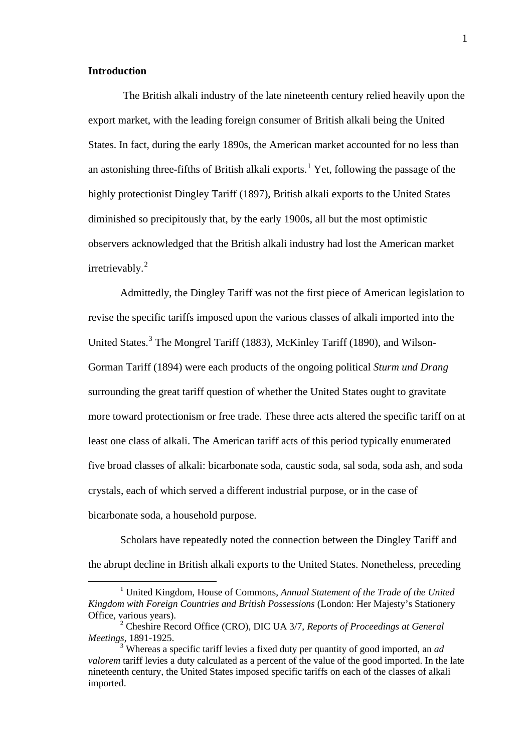**Introduction**

The British alkali industry of the late nineteenth century relied heavily upon the export market, with the leading foreign consumer of British alkali being the United States. In fact, during the early 1890s, the American market accounted for no less than an astonishing three-fifths of British alkali exports.[1] Yet, following the passage of the highly protectionist Dingley Tariff (1897), British alkali exports to the United States diminished so precipitously that, by the early 1900s, all but the most optimistic observers acknowledged that the British alkali industry had lost the American market irretrievably.[2]

Admittedly, the Dingley Tariff was not the first piece of American legislation to revise the specific tariffs imposed upon the various classes of alkali imported into the United States.[3] The Mongrel Tariff (1883), McKinley Tariff (1890), and Wilson-Gorman Tariff (1894) were each products of the ongoing political *Sturm und Drang* surrounding the great tariff question of whether the United States ought to gravitate more toward protectionism or free trade. These three acts altered the specific tariff on at least one class of alkali. The American tariff acts of this period typically enumerated five broad classes of alkali: bicarbonate soda, caustic soda, sal soda, soda ash, and soda crystals, each of which served a different industrial purpose, or in the case of bicarbonate soda, a household purpose.

Scholars have repeatedly noted the connection between the Dingley Tariff and the abrupt decline in British alkali exports to the United States. Nonetheless, preceding

---

[1] United Kingdom, House of Commons, *Annual Statement of the Trade of the United Kingdom with Foreign Countries and British Possessions* (London: Her Majesty's Stationery Office, various years).

[2] Cheshire Record Office (CRO), DIC UA 3/7, *Reports of Proceedings at General Meetings*, 1891-1925.

[3] Whereas a specific tariff levies a fixed duty per quantity of good imported, an *ad valorem* tariff levies a duty calculated as a percent of the value of the good imported. In the late nineteenth century, the United States imposed specific tariffs on each of the classes of alkali imported.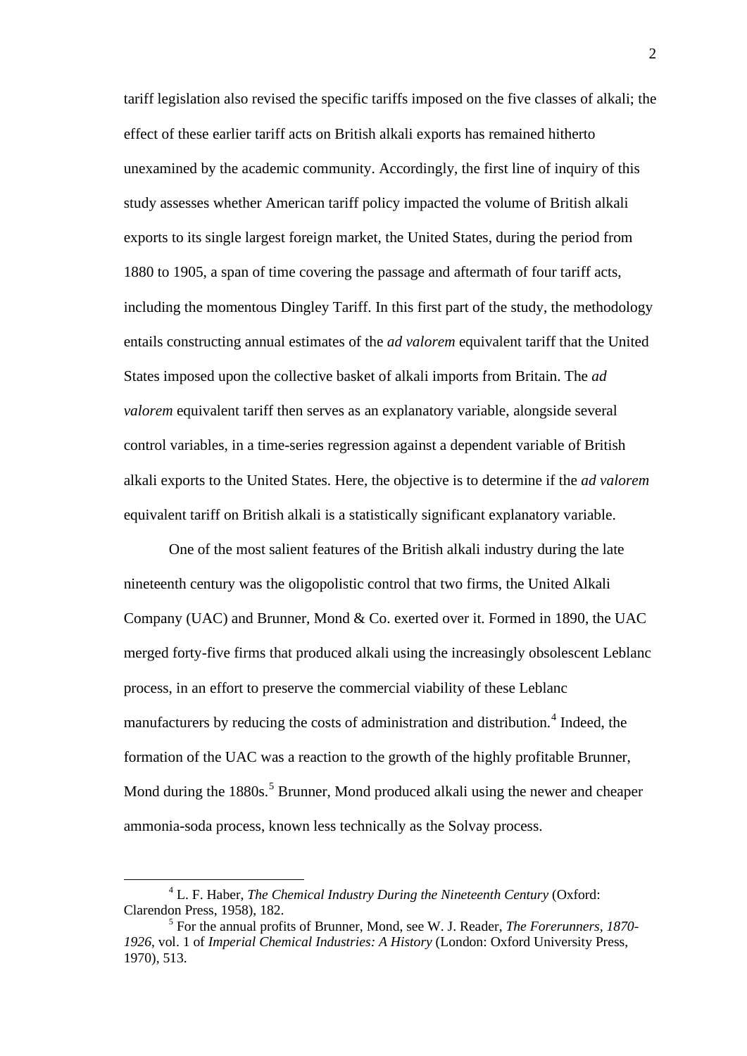tariff legislation also revised the specific tariffs imposed on the five classes of alkali; the effect of these earlier tariff acts on British alkali exports has remained hitherto unexamined by the academic community. Accordingly, the first line of inquiry of this study assesses whether American tariff policy impacted the volume of British alkali exports to its single largest foreign market, the United States, during the period from 1880 to 1905, a span of time covering the passage and aftermath of four tariff acts, including the momentous Dingley Tariff. In this first part of the study, the methodology entails constructing annual estimates of the *ad valorem* equivalent tariff that the United States imposed upon the collective basket of alkali imports from Britain. The *ad valorem* equivalent tariff then serves as an explanatory variable, alongside several control variables, in a time-series regression against a dependent variable of British alkali exports to the United States. Here, the objective is to determine if the *ad valorem* equivalent tariff on British alkali is a statistically significant explanatory variable.

One of the most salient features of the British alkali industry during the late nineteenth century was the oligopolistic control that two firms, the United Alkali Company (UAC) and Brunner, Mond & Co. exerted over it. Formed in 1890, the UAC merged forty-five firms that produced alkali using the increasingly obsolescent Leblanc process, in an effort to preserve the commercial viability of these Leblanc manufacturers by reducing the costs of administration and distribution.[4] Indeed, the formation of the UAC was a reaction to the growth of the highly profitable Brunner, Mond during the 1880s.[5] Brunner, Mond produced alkali using the newer and cheaper ammonia-soda process, known less technically as the Solvay process.

[4] L. F. Haber, *The Chemical Industry During the Nineteenth Century* (Oxford: Clarendon Press, 1958), 182.

[5] For the annual profits of Brunner, Mond, see W. J. Reader, *The Forerunners, 1870-1926*, vol. 1 of *Imperial Chemical Industries: A History* (London: Oxford University Press, 1970), 513.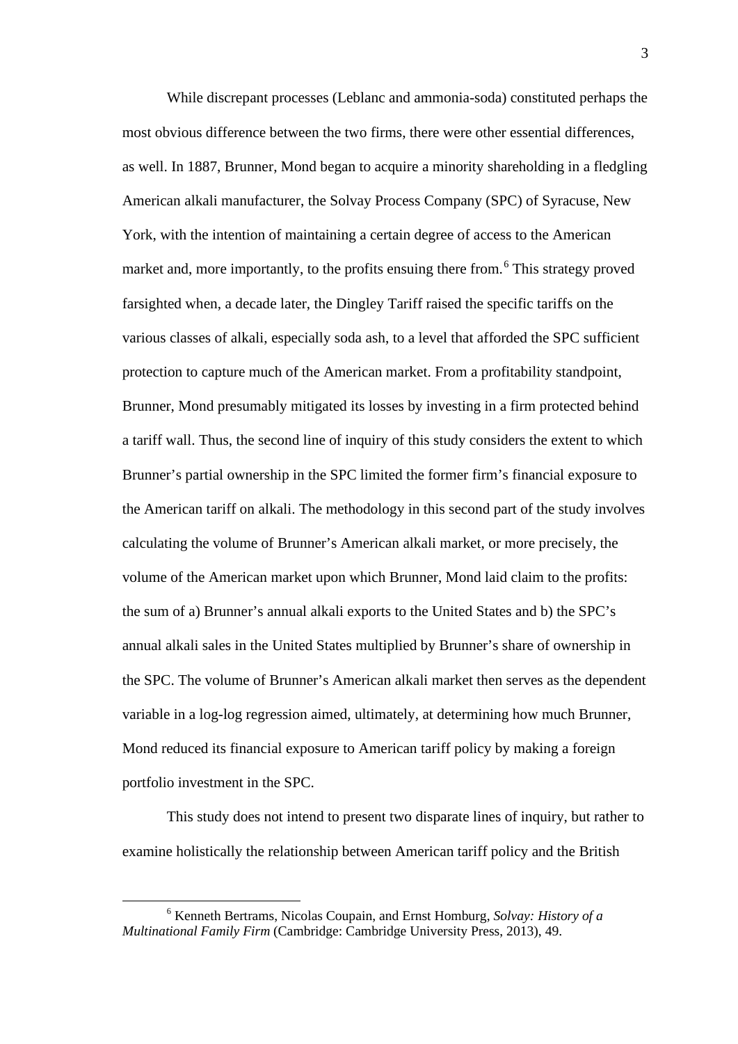While discrepant processes (Leblanc and ammonia-soda) constituted perhaps the most obvious difference between the two firms, there were other essential differences, as well. In 1887, Brunner, Mond began to acquire a minority shareholding in a fledgling American alkali manufacturer, the Solvay Process Company (SPC) of Syracuse, New York, with the intention of maintaining a certain degree of access to the American market and, more importantly, to the profits ensuing there from.[6] This strategy proved farsighted when, a decade later, the Dingley Tariff raised the specific tariffs on the various classes of alkali, especially soda ash, to a level that afforded the SPC sufficient protection to capture much of the American market. From a profitability standpoint, Brunner, Mond presumably mitigated its losses by investing in a firm protected behind a tariff wall. Thus, the second line of inquiry of this study considers the extent to which Brunner's partial ownership in the SPC limited the former firm's financial exposure to the American tariff on alkali. The methodology in this second part of the study involves calculating the volume of Brunner's American alkali market, or more precisely, the volume of the American market upon which Brunner, Mond laid claim to the profits: the sum of a) Brunner's annual alkali exports to the United States and b) the SPC's annual alkali sales in the United States multiplied by Brunner's share of ownership in the SPC. The volume of Brunner's American alkali market then serves as the dependent variable in a log-log regression aimed, ultimately, at determining how much Brunner, Mond reduced its financial exposure to American tariff policy by making a foreign portfolio investment in the SPC.

This study does not intend to present two disparate lines of inquiry, but rather to examine holistically the relationship between American tariff policy and the British

---

[6] Kenneth Bertrams, Nicolas Coupain, and Ernst Homburg, *Solvay: History of a Multinational Family Firm* (Cambridge: Cambridge University Press, 2013), 49.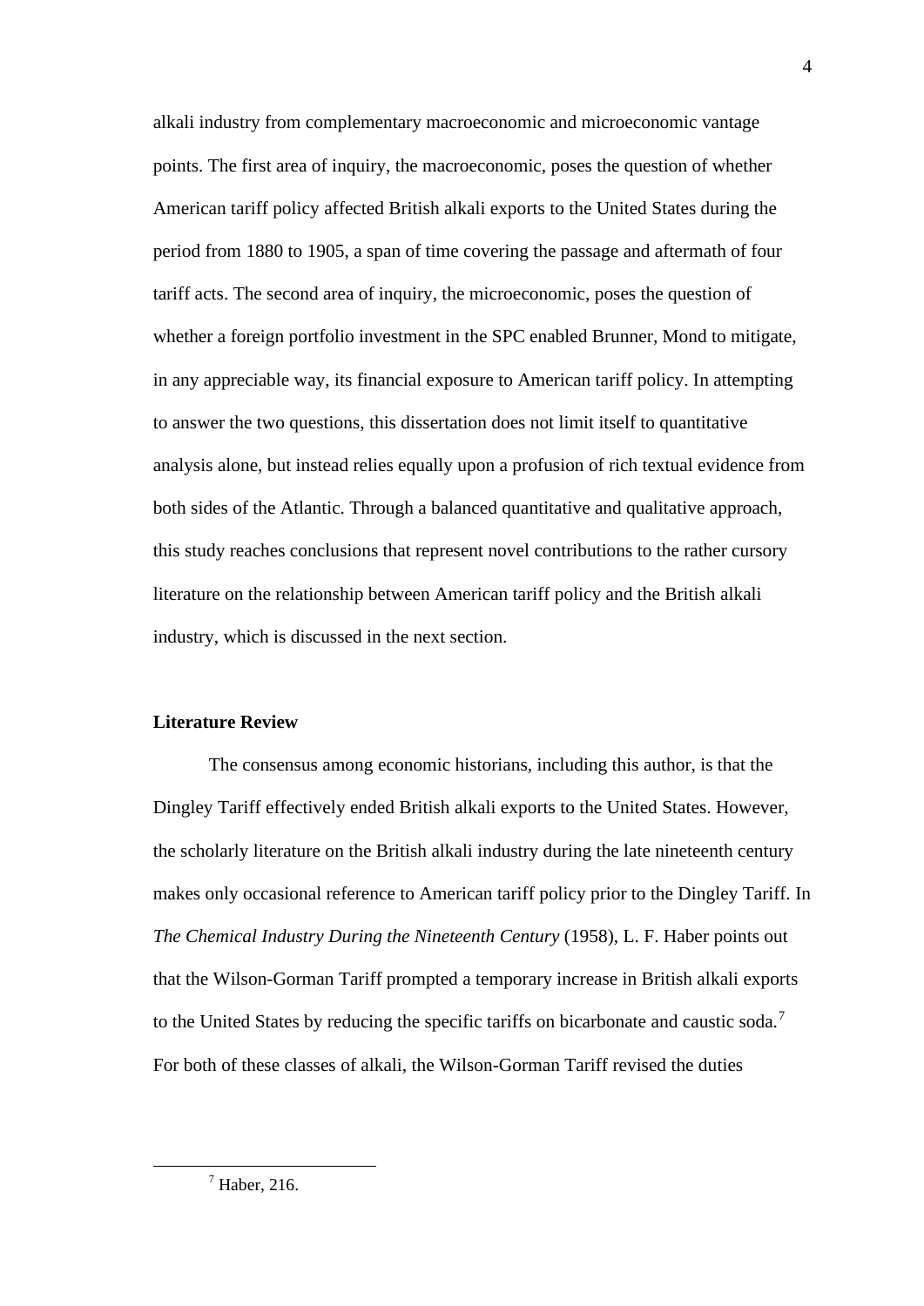alkali industry from complementary macroeconomic and microeconomic vantage points. The first area of inquiry, the macroeconomic, poses the question of whether American tariff policy affected British alkali exports to the United States during the period from 1880 to 1905, a span of time covering the passage and aftermath of four tariff acts. The second area of inquiry, the microeconomic, poses the question of whether a foreign portfolio investment in the SPC enabled Brunner, Mond to mitigate, in any appreciable way, its financial exposure to American tariff policy. In attempting to answer the two questions, this dissertation does not limit itself to quantitative analysis alone, but instead relies equally upon a profusion of rich textual evidence from both sides of the Atlantic. Through a balanced quantitative and qualitative approach, this study reaches conclusions that represent novel contributions to the rather cursory literature on the relationship between American tariff policy and the British alkali industry, which is discussed in the next section.

**Literature Review**

The consensus among economic historians, including this author, is that the Dingley Tariff effectively ended British alkali exports to the United States. However, the scholarly literature on the British alkali industry during the late nineteenth century makes only occasional reference to American tariff policy prior to the Dingley Tariff. In *The Chemical Industry During the Nineteenth Century* (1958), L. F. Haber points out that the Wilson-Gorman Tariff prompted a temporary increase in British alkali exports to the United States by reducing the specific tariffs on bicarbonate and caustic soda.[7] For both of these classes of alkali, the Wilson-Gorman Tariff revised the duties

[7] Haber, 216.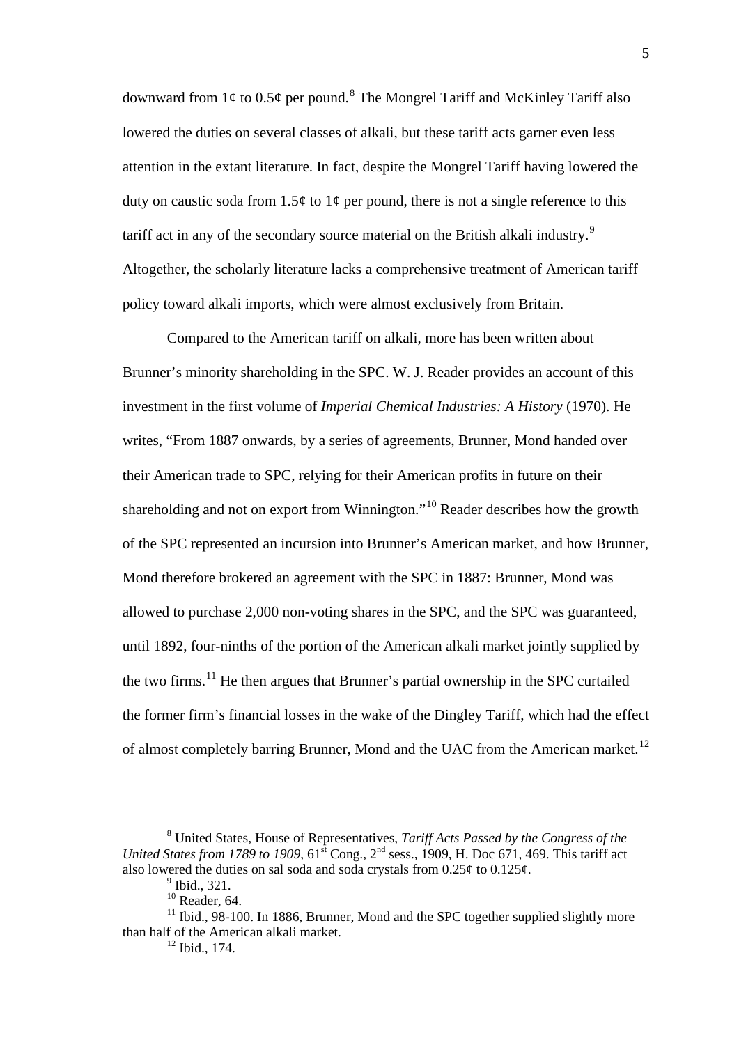downward from 1¢ to 0.5¢ per pound.[8] The Mongrel Tariff and McKinley Tariff also lowered the duties on several classes of alkali, but these tariff acts garner even less attention in the extant literature. In fact, despite the Mongrel Tariff having lowered the duty on caustic soda from 1.5¢ to 1¢ per pound, there is not a single reference to this tariff act in any of the secondary source material on the British alkali industry.[9] Altogether, the scholarly literature lacks a comprehensive treatment of American tariff policy toward alkali imports, which were almost exclusively from Britain.

Compared to the American tariff on alkali, more has been written about Brunner's minority shareholding in the SPC. W. J. Reader provides an account of this investment in the first volume of *Imperial Chemical Industries: A History* (1970). He writes, "From 1887 onwards, by a series of agreements, Brunner, Mond handed over their American trade to SPC, relying for their American profits in future on their shareholding and not on export from Winnington."[10] Reader describes how the growth of the SPC represented an incursion into Brunner's American market, and how Brunner, Mond therefore brokered an agreement with the SPC in 1887: Brunner, Mond was allowed to purchase 2,000 non-voting shares in the SPC, and the SPC was guaranteed, until 1892, four-ninths of the portion of the American alkali market jointly supplied by the two firms.[11] He then argues that Brunner's partial ownership in the SPC curtailed the former firm's financial losses in the wake of the Dingley Tariff, which had the effect of almost completely barring Brunner, Mond and the UAC from the American market.[12]

---

[8] United States, House of Representatives, *Tariff Acts Passed by the Congress of the United States from 1789 to 1909*, 61st Cong., 2nd sess., 1909, H. Doc 671, 469. This tariff act also lowered the duties on sal soda and soda crystals from 0.25¢ to 0.125¢.

[9] Ibid., 321.

[10] Reader, 64.

[11] Ibid., 98-100. In 1886, Brunner, Mond and the SPC together supplied slightly more than half of the American alkali market.

[12] Ibid., 174.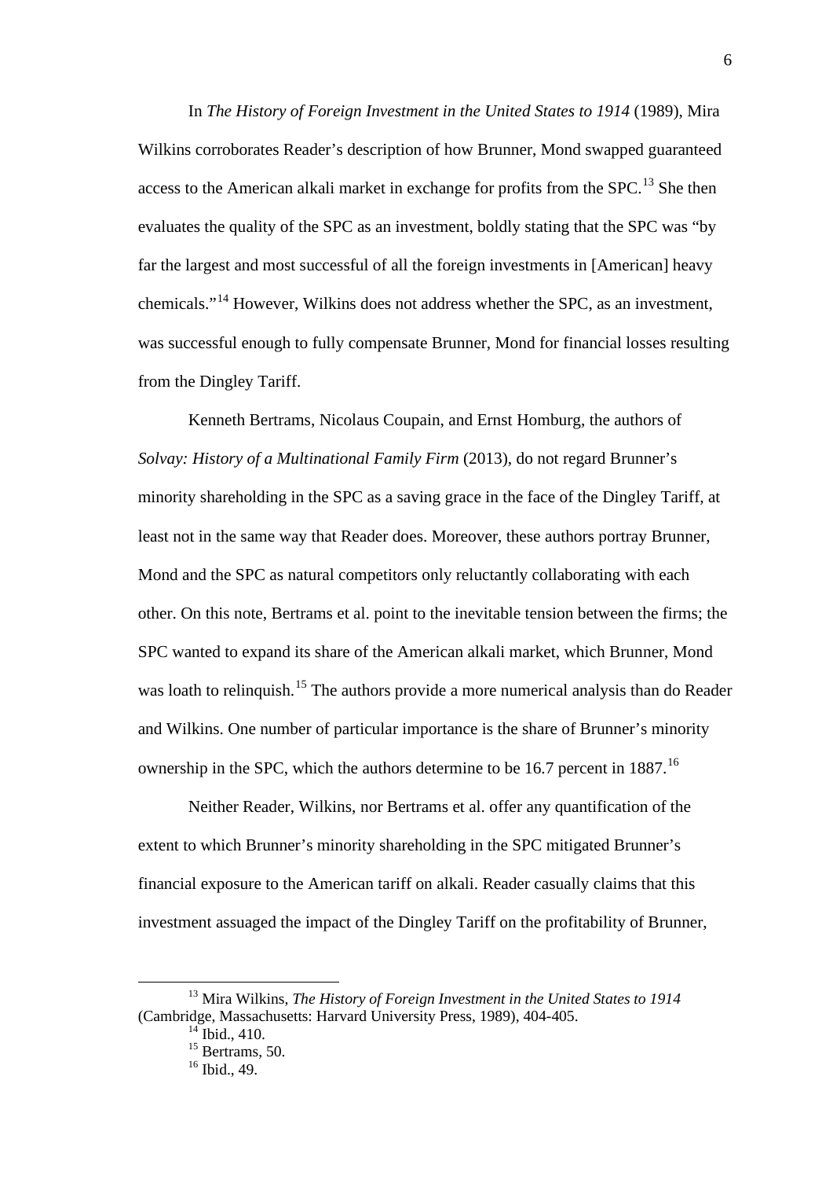In *The History of Foreign Investment in the United States to 1914* (1989), Mira Wilkins corroborates Reader's description of how Brunner, Mond swapped guaranteed access to the American alkali market in exchange for profits from the SPC.[13] She then evaluates the quality of the SPC as an investment, boldly stating that the SPC was "by far the largest and most successful of all the foreign investments in [American] heavy chemicals."[14] However, Wilkins does not address whether the SPC, as an investment, was successful enough to fully compensate Brunner, Mond for financial losses resulting from the Dingley Tariff.

Kenneth Bertrams, Nicolaus Coupain, and Ernst Homburg, the authors of *Solvay: History of a Multinational Family Firm* (2013), do not regard Brunner's minority shareholding in the SPC as a saving grace in the face of the Dingley Tariff, at least not in the same way that Reader does. Moreover, these authors portray Brunner, Mond and the SPC as natural competitors only reluctantly collaborating with each other. On this note, Bertrams et al. point to the inevitable tension between the firms; the SPC wanted to expand its share of the American alkali market, which Brunner, Mond was loath to relinquish.[15] The authors provide a more numerical analysis than do Reader and Wilkins. One number of particular importance is the share of Brunner's minority ownership in the SPC, which the authors determine to be 16.7 percent in 1887.[16]

Neither Reader, Wilkins, nor Bertrams et al. offer any quantification of the extent to which Brunner's minority shareholding in the SPC mitigated Brunner's financial exposure to the American tariff on alkali. Reader casually claims that this investment assuaged the impact of the Dingley Tariff on the profitability of Brunner,

---

[13] Mira Wilkins, *The History of Foreign Investment in the United States to 1914* (Cambridge, Massachusetts: Harvard University Press, 1989), 404-405.

[14] Ibid., 410.

[15] Bertrams, 50.

[16] Ibid., 49.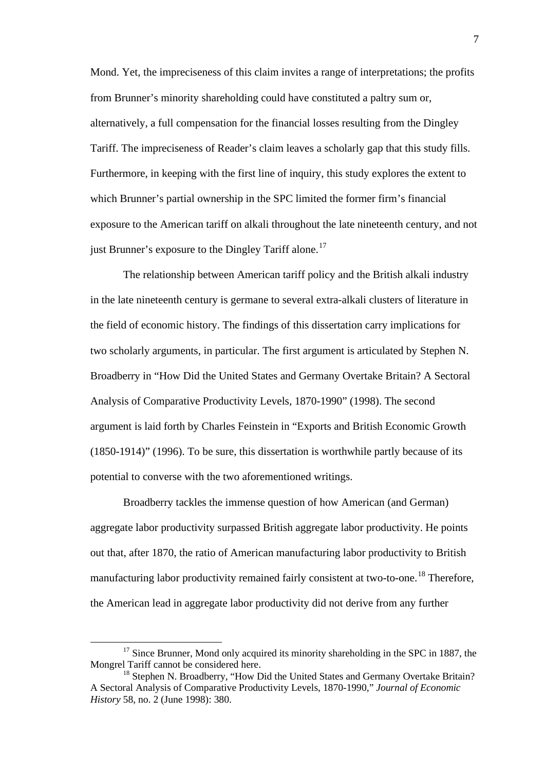Mond. Yet, the impreciseness of this claim invites a range of interpretations; the profits from Brunner's minority shareholding could have constituted a paltry sum or, alternatively, a full compensation for the financial losses resulting from the Dingley Tariff. The impreciseness of Reader's claim leaves a scholarly gap that this study fills. Furthermore, in keeping with the first line of inquiry, this study explores the extent to which Brunner's partial ownership in the SPC limited the former firm's financial exposure to the American tariff on alkali throughout the late nineteenth century, and not just Brunner's exposure to the Dingley Tariff alone.[17]

The relationship between American tariff policy and the British alkali industry in the late nineteenth century is germane to several extra-alkali clusters of literature in the field of economic history. The findings of this dissertation carry implications for two scholarly arguments, in particular. The first argument is articulated by Stephen N. Broadberry in "How Did the United States and Germany Overtake Britain? A Sectoral Analysis of Comparative Productivity Levels, 1870-1990" (1998). The second argument is laid forth by Charles Feinstein in "Exports and British Economic Growth (1850-1914)" (1996). To be sure, this dissertation is worthwhile partly because of its potential to converse with the two aforementioned writings.

Broadberry tackles the immense question of how American (and German) aggregate labor productivity surpassed British aggregate labor productivity. He points out that, after 1870, the ratio of American manufacturing labor productivity to British manufacturing labor productivity remained fairly consistent at two-to-one.[18] Therefore, the American lead in aggregate labor productivity did not derive from any further

[17] Since Brunner, Mond only acquired its minority shareholding in the SPC in 1887, the Mongrel Tariff cannot be considered here.

[18] Stephen N. Broadberry, "How Did the United States and Germany Overtake Britain? A Sectoral Analysis of Comparative Productivity Levels, 1870-1990," *Journal of Economic History* 58, no. 2 (June 1998): 380.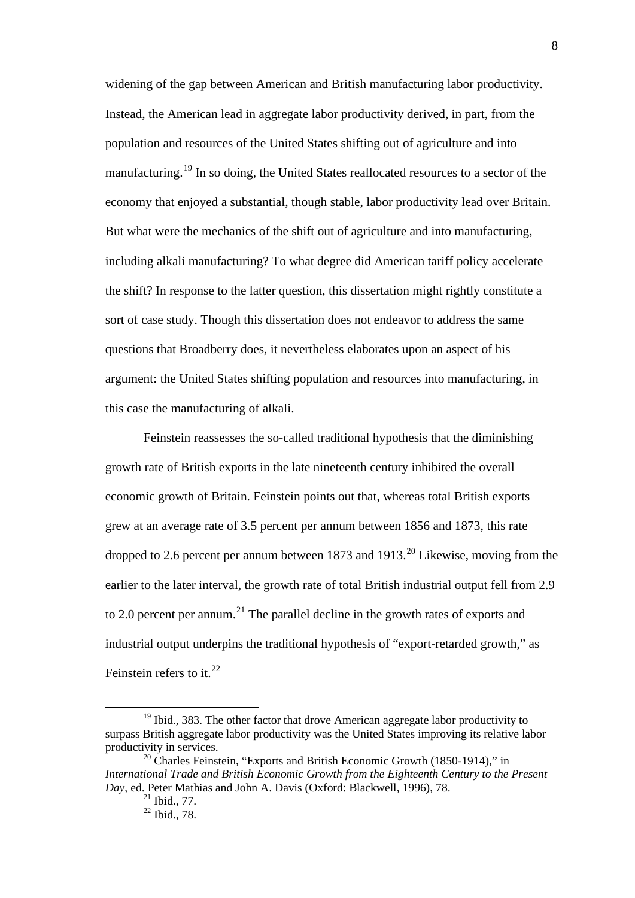widening of the gap between American and British manufacturing labor productivity. Instead, the American lead in aggregate labor productivity derived, in part, from the population and resources of the United States shifting out of agriculture and into manufacturing.[19] In so doing, the United States reallocated resources to a sector of the economy that enjoyed a substantial, though stable, labor productivity lead over Britain. But what were the mechanics of the shift out of agriculture and into manufacturing, including alkali manufacturing? To what degree did American tariff policy accelerate the shift? In response to the latter question, this dissertation might rightly constitute a sort of case study. Though this dissertation does not endeavor to address the same questions that Broadberry does, it nevertheless elaborates upon an aspect of his argument: the United States shifting population and resources into manufacturing, in this case the manufacturing of alkali.

Feinstein reassesses the so-called traditional hypothesis that the diminishing growth rate of British exports in the late nineteenth century inhibited the overall economic growth of Britain. Feinstein points out that, whereas total British exports grew at an average rate of 3.5 percent per annum between 1856 and 1873, this rate dropped to 2.6 percent per annum between 1873 and 1913.[20] Likewise, moving from the earlier to the later interval, the growth rate of total British industrial output fell from 2.9 to 2.0 percent per annum.[21] The parallel decline in the growth rates of exports and industrial output underpins the traditional hypothesis of "export-retarded growth," as Feinstein refers to it.[22]

---

[19] Ibid., 383. The other factor that drove American aggregate labor productivity to surpass British aggregate labor productivity was the United States improving its relative labor productivity in services.

[20] Charles Feinstein, "Exports and British Economic Growth (1850-1914)," in *International Trade and British Economic Growth from the Eighteenth Century to the Present Day*, ed. Peter Mathias and John A. Davis (Oxford: Blackwell, 1996), 78.

[21] Ibid., 77.

[22] Ibid., 78.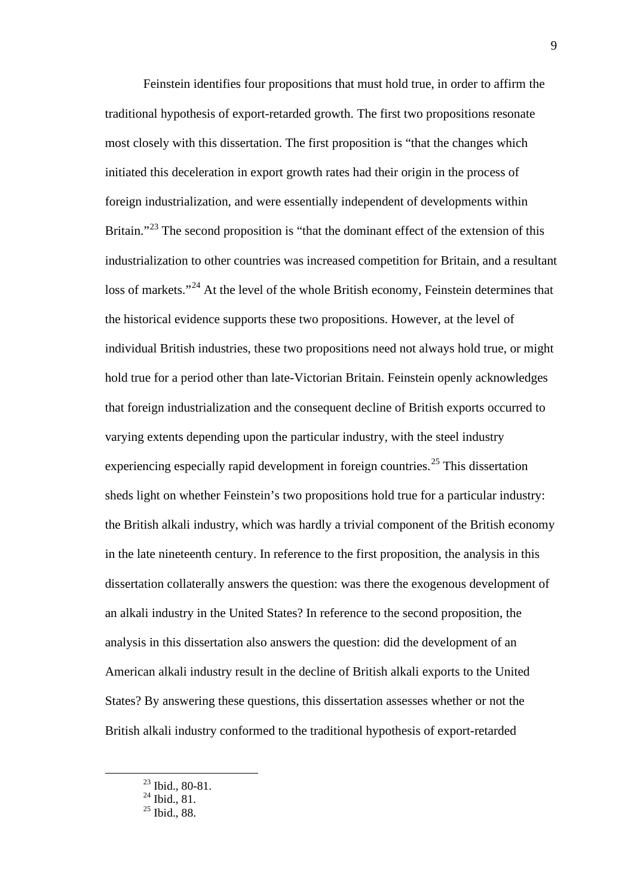Feinstein identifies four propositions that must hold true, in order to affirm the traditional hypothesis of export-retarded growth. The first two propositions resonate most closely with this dissertation. The first proposition is "that the changes which initiated this deceleration in export growth rates had their origin in the process of foreign industrialization, and were essentially independent of developments within Britain."[23] The second proposition is "that the dominant effect of the extension of this industrialization to other countries was increased competition for Britain, and a resultant loss of markets."[24] At the level of the whole British economy, Feinstein determines that the historical evidence supports these two propositions. However, at the level of individual British industries, these two propositions need not always hold true, or might hold true for a period other than late-Victorian Britain. Feinstein openly acknowledges that foreign industrialization and the consequent decline of British exports occurred to varying extents depending upon the particular industry, with the steel industry experiencing especially rapid development in foreign countries.[25] This dissertation sheds light on whether Feinstein's two propositions hold true for a particular industry: the British alkali industry, which was hardly a trivial component of the British economy in the late nineteenth century. In reference to the first proposition, the analysis in this dissertation collaterally answers the question: was there the exogenous development of an alkali industry in the United States? In reference to the second proposition, the analysis in this dissertation also answers the question: did the development of an American alkali industry result in the decline of British alkali exports to the United States? By answering these questions, this dissertation assesses whether or not the British alkali industry conformed to the traditional hypothesis of export-retarded

[23] Ibid., 80-81.
[24] Ibid., 81.
[25] Ibid., 88.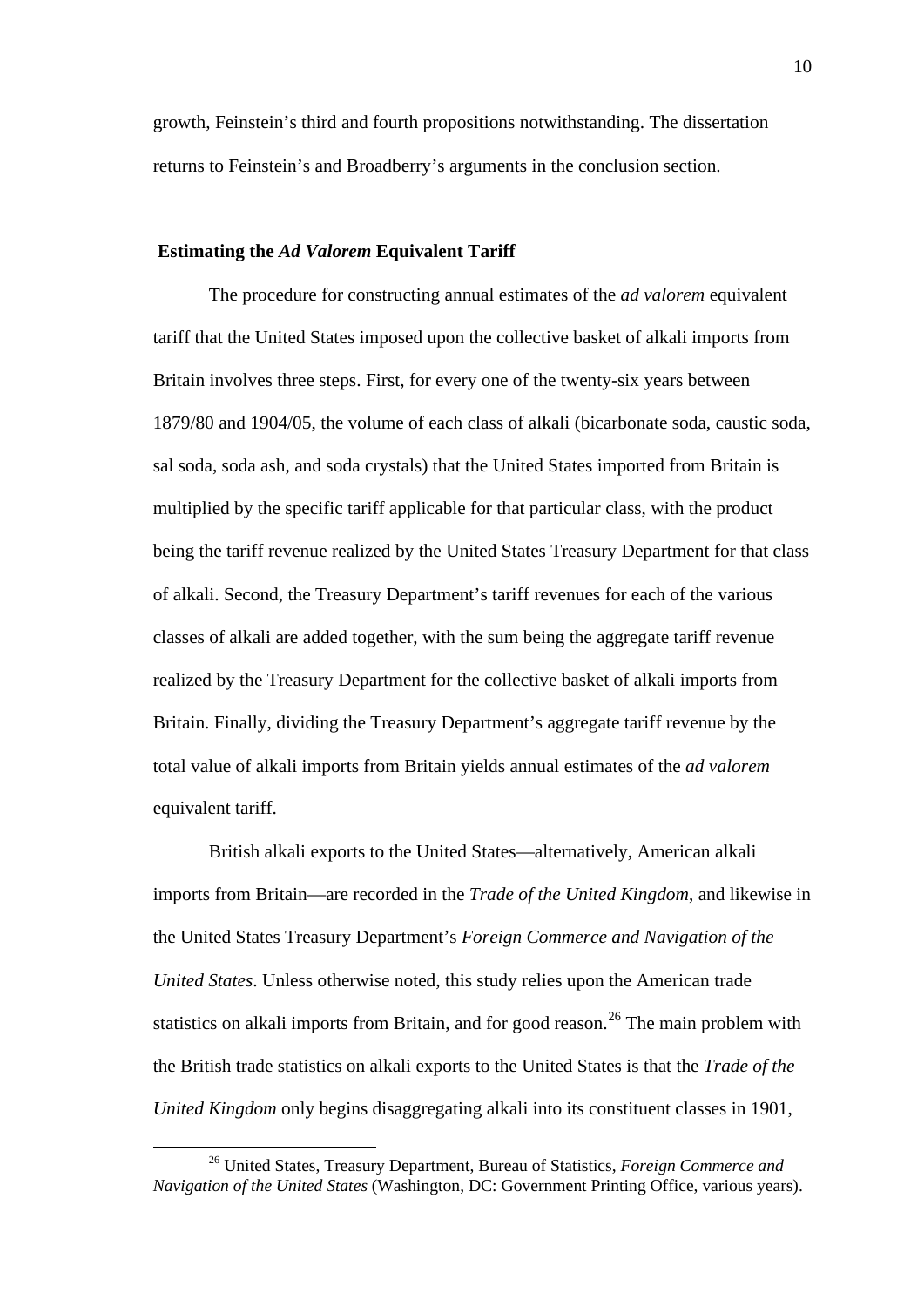growth, Feinstein's third and fourth propositions notwithstanding. The dissertation returns to Feinstein's and Broadberry's arguments in the conclusion section.

## Estimating the *Ad Valorem* Equivalent Tariff

The procedure for constructing annual estimates of the *ad valorem* equivalent tariff that the United States imposed upon the collective basket of alkali imports from Britain involves three steps. First, for every one of the twenty-six years between 1879/80 and 1904/05, the volume of each class of alkali (bicarbonate soda, caustic soda, sal soda, soda ash, and soda crystals) that the United States imported from Britain is multiplied by the specific tariff applicable for that particular class, with the product being the tariff revenue realized by the United States Treasury Department for that class of alkali. Second, the Treasury Department's tariff revenues for each of the various classes of alkali are added together, with the sum being the aggregate tariff revenue realized by the Treasury Department for the collective basket of alkali imports from Britain. Finally, dividing the Treasury Department's aggregate tariff revenue by the total value of alkali imports from Britain yields annual estimates of the *ad valorem* equivalent tariff.

British alkali exports to the United States—alternatively, American alkali imports from Britain—are recorded in the *Trade of the United Kingdom*, and likewise in the United States Treasury Department's *Foreign Commerce and Navigation of the United States*. Unless otherwise noted, this study relies upon the American trade statistics on alkali imports from Britain, and for good reason.[26] The main problem with the British trade statistics on alkali exports to the United States is that the *Trade of the United Kingdom* only begins disaggregating alkali into its constituent classes in 1901,

[26] United States, Treasury Department, Bureau of Statistics, *Foreign Commerce and Navigation of the United States* (Washington, DC: Government Printing Office, various years).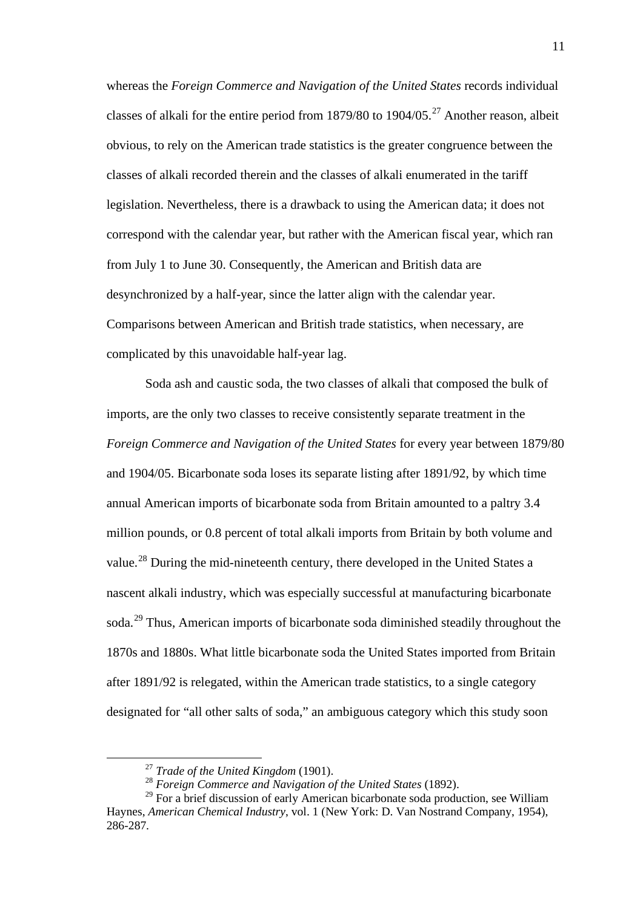whereas the *Foreign Commerce and Navigation of the United States* records individual classes of alkali for the entire period from 1879/80 to 1904/05.[27] Another reason, albeit obvious, to rely on the American trade statistics is the greater congruence between the classes of alkali recorded therein and the classes of alkali enumerated in the tariff legislation. Nevertheless, there is a drawback to using the American data; it does not correspond with the calendar year, but rather with the American fiscal year, which ran from July 1 to June 30. Consequently, the American and British data are desynchronized by a half-year, since the latter align with the calendar year. Comparisons between American and British trade statistics, when necessary, are complicated by this unavoidable half-year lag.

Soda ash and caustic soda, the two classes of alkali that composed the bulk of imports, are the only two classes to receive consistently separate treatment in the *Foreign Commerce and Navigation of the United States* for every year between 1879/80 and 1904/05. Bicarbonate soda loses its separate listing after 1891/92, by which time annual American imports of bicarbonate soda from Britain amounted to a paltry 3.4 million pounds, or 0.8 percent of total alkali imports from Britain by both volume and value.[28] During the mid-nineteenth century, there developed in the United States a nascent alkali industry, which was especially successful at manufacturing bicarbonate soda.[29] Thus, American imports of bicarbonate soda diminished steadily throughout the 1870s and 1880s. What little bicarbonate soda the United States imported from Britain after 1891/92 is relegated, within the American trade statistics, to a single category designated for "all other salts of soda," an ambiguous category which this study soon

---

[27] *Trade of the United Kingdom* (1901).

[28] *Foreign Commerce and Navigation of the United States* (1892).

[29] For a brief discussion of early American bicarbonate soda production, see William Haynes, *American Chemical Industry*, vol. 1 (New York: D. Van Nostrand Company, 1954), 286-287.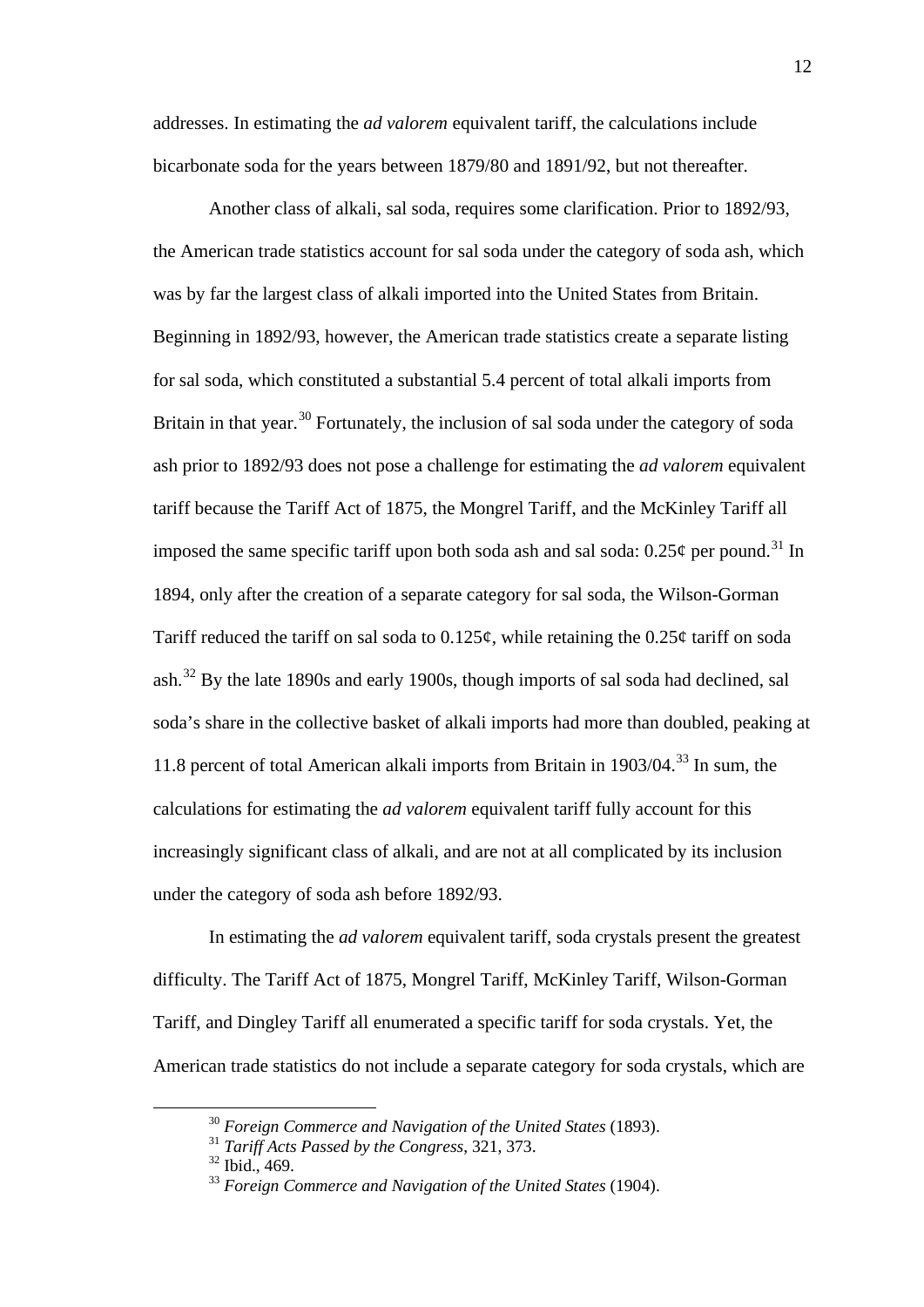addresses. In estimating the *ad valorem* equivalent tariff, the calculations include bicarbonate soda for the years between 1879/80 and 1891/92, but not thereafter.

Another class of alkali, sal soda, requires some clarification. Prior to 1892/93, the American trade statistics account for sal soda under the category of soda ash, which was by far the largest class of alkali imported into the United States from Britain. Beginning in 1892/93, however, the American trade statistics create a separate listing for sal soda, which constituted a substantial 5.4 percent of total alkali imports from Britain in that year.[30] Fortunately, the inclusion of sal soda under the category of soda ash prior to 1892/93 does not pose a challenge for estimating the *ad valorem* equivalent tariff because the Tariff Act of 1875, the Mongrel Tariff, and the McKinley Tariff all imposed the same specific tariff upon both soda ash and sal soda: 0.25¢ per pound.[31] In 1894, only after the creation of a separate category for sal soda, the Wilson-Gorman Tariff reduced the tariff on sal soda to 0.125¢, while retaining the 0.25¢ tariff on soda ash.[32] By the late 1890s and early 1900s, though imports of sal soda had declined, sal soda's share in the collective basket of alkali imports had more than doubled, peaking at 11.8 percent of total American alkali imports from Britain in 1903/04.[33] In sum, the calculations for estimating the *ad valorem* equivalent tariff fully account for this increasingly significant class of alkali, and are not at all complicated by its inclusion under the category of soda ash before 1892/93.

In estimating the *ad valorem* equivalent tariff, soda crystals present the greatest difficulty. The Tariff Act of 1875, Mongrel Tariff, McKinley Tariff, Wilson-Gorman Tariff, and Dingley Tariff all enumerated a specific tariff for soda crystals. Yet, the American trade statistics do not include a separate category for soda crystals, which are

[30] *Foreign Commerce and Navigation of the United States* (1893).

[31] *Tariff Acts Passed by the Congress*, 321, 373.

[32] Ibid., 469.

[33] *Foreign Commerce and Navigation of the United States* (1904).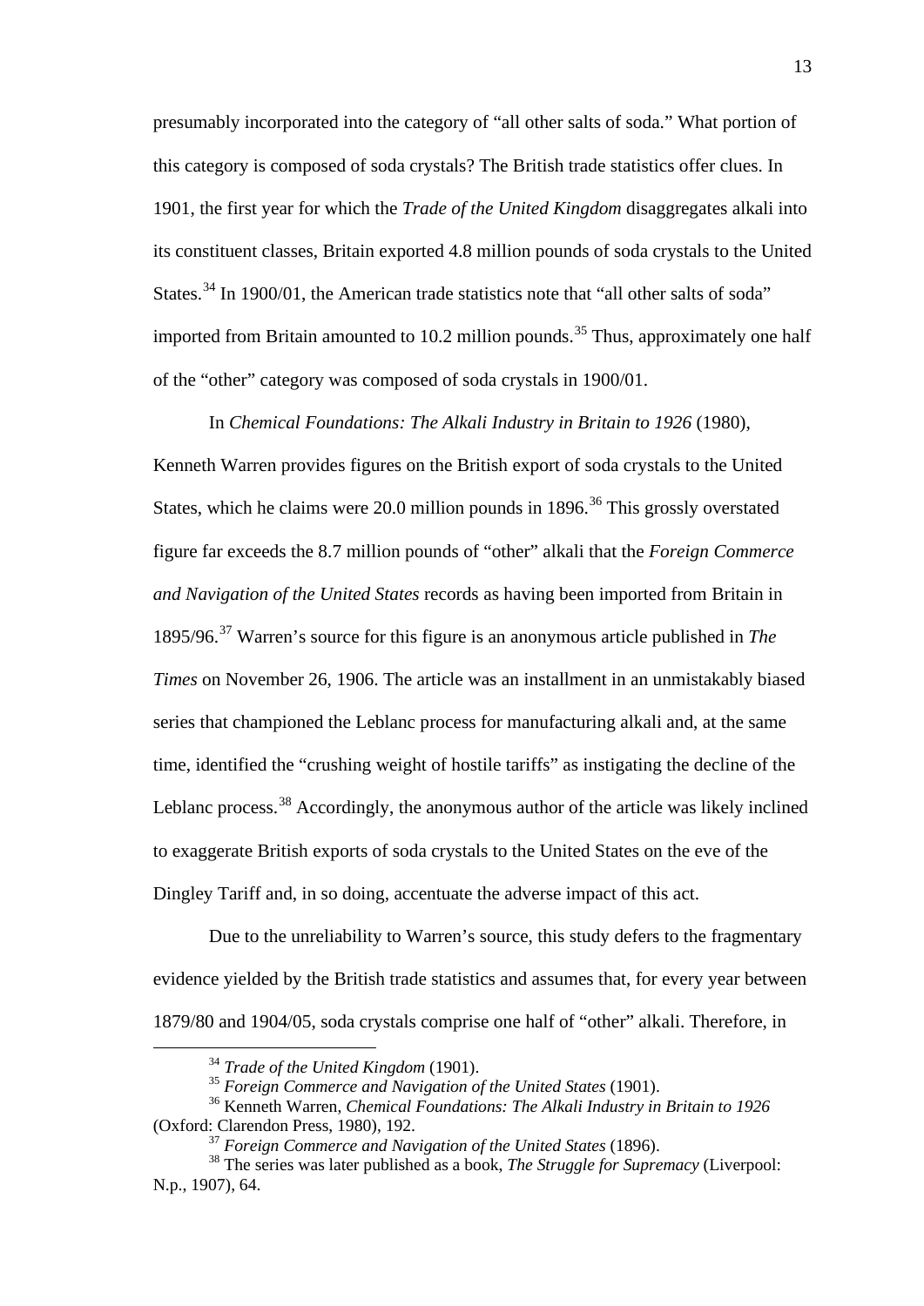presumably incorporated into the category of "all other salts of soda." What portion of this category is composed of soda crystals? The British trade statistics offer clues. In 1901, the first year for which the *Trade of the United Kingdom* disaggregates alkali into its constituent classes, Britain exported 4.8 million pounds of soda crystals to the United States.[34] In 1900/01, the American trade statistics note that "all other salts of soda" imported from Britain amounted to 10.2 million pounds.[35] Thus, approximately one half of the "other" category was composed of soda crystals in 1900/01.

In *Chemical Foundations: The Alkali Industry in Britain to 1926* (1980), Kenneth Warren provides figures on the British export of soda crystals to the United States, which he claims were 20.0 million pounds in 1896.[36] This grossly overstated figure far exceeds the 8.7 million pounds of "other" alkali that the *Foreign Commerce and Navigation of the United States* records as having been imported from Britain in 1895/96.[37] Warren's source for this figure is an anonymous article published in *The Times* on November 26, 1906. The article was an installment in an unmistakably biased series that championed the Leblanc process for manufacturing alkali and, at the same time, identified the "crushing weight of hostile tariffs" as instigating the decline of the Leblanc process.[38] Accordingly, the anonymous author of the article was likely inclined to exaggerate British exports of soda crystals to the United States on the eve of the Dingley Tariff and, in so doing, accentuate the adverse impact of this act.

Due to the unreliability to Warren's source, this study defers to the fragmentary evidence yielded by the British trade statistics and assumes that, for every year between 1879/80 and 1904/05, soda crystals comprise one half of "other" alkali. Therefore, in

---

[34] *Trade of the United Kingdom* (1901).

[35] *Foreign Commerce and Navigation of the United States* (1901).

[36] Kenneth Warren, *Chemical Foundations: The Alkali Industry in Britain to 1926* (Oxford: Clarendon Press, 1980), 192.

[37] *Foreign Commerce and Navigation of the United States* (1896).

[38] The series was later published as a book, *The Struggle for Supremacy* (Liverpool: N.p., 1907), 64.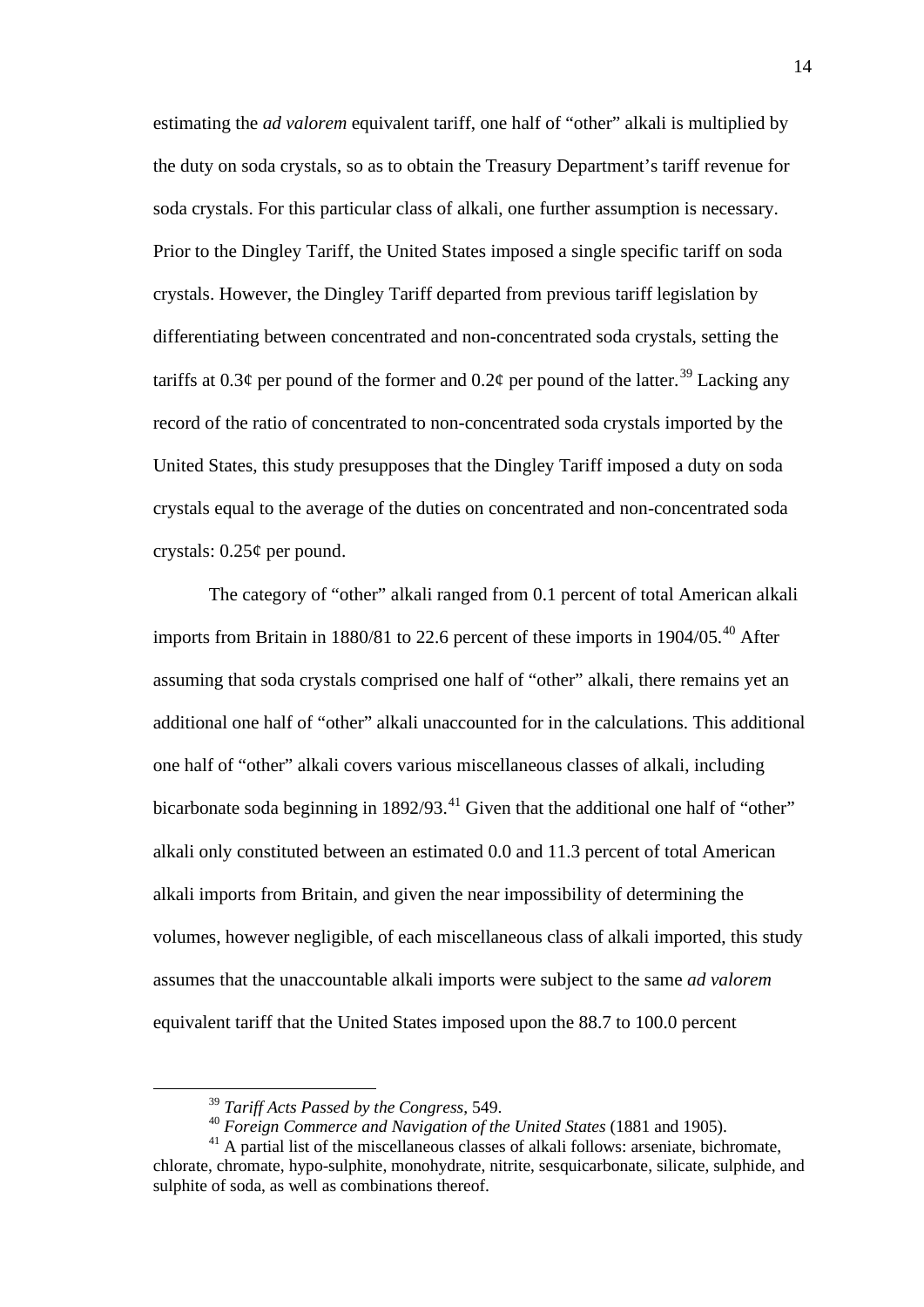estimating the *ad valorem* equivalent tariff, one half of "other" alkali is multiplied by the duty on soda crystals, so as to obtain the Treasury Department's tariff revenue for soda crystals. For this particular class of alkali, one further assumption is necessary. Prior to the Dingley Tariff, the United States imposed a single specific tariff on soda crystals. However, the Dingley Tariff departed from previous tariff legislation by differentiating between concentrated and non-concentrated soda crystals, setting the tariffs at 0.3¢ per pound of the former and 0.2¢ per pound of the latter.[39] Lacking any record of the ratio of concentrated to non-concentrated soda crystals imported by the United States, this study presupposes that the Dingley Tariff imposed a duty on soda crystals equal to the average of the duties on concentrated and non-concentrated soda crystals: 0.25¢ per pound.

The category of "other" alkali ranged from 0.1 percent of total American alkali imports from Britain in 1880/81 to 22.6 percent of these imports in 1904/05.[40] After assuming that soda crystals comprised one half of "other" alkali, there remains yet an additional one half of "other" alkali unaccounted for in the calculations. This additional one half of "other" alkali covers various miscellaneous classes of alkali, including bicarbonate soda beginning in 1892/93.[41] Given that the additional one half of "other" alkali only constituted between an estimated 0.0 and 11.3 percent of total American alkali imports from Britain, and given the near impossibility of determining the volumes, however negligible, of each miscellaneous class of alkali imported, this study assumes that the unaccountable alkali imports were subject to the same *ad valorem* equivalent tariff that the United States imposed upon the 88.7 to 100.0 percent

[39] *Tariff Acts Passed by the Congress*, 549.

[40] *Foreign Commerce and Navigation of the United States* (1881 and 1905).

[41] A partial list of the miscellaneous classes of alkali follows: arseniate, bichromate, chlorate, chromate, hypo-sulphite, monohydrate, nitrite, sesquicarbonate, silicate, sulphide, and sulphite of soda, as well as combinations thereof.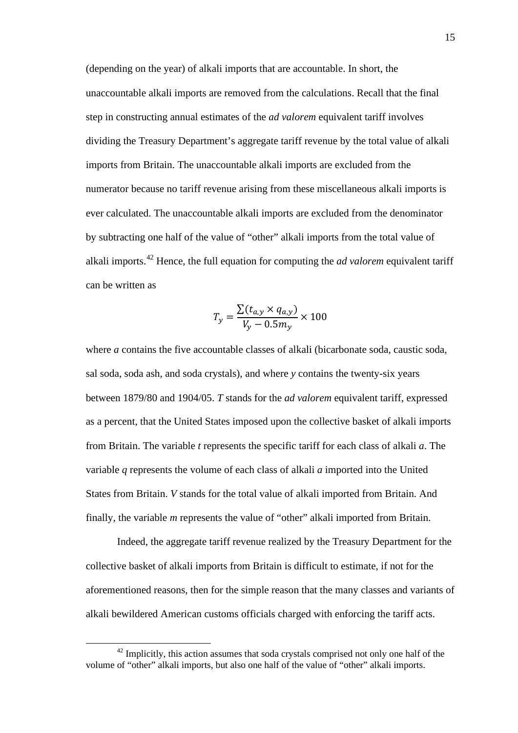(depending on the year) of alkali imports that are accountable. In short, the unaccountable alkali imports are removed from the calculations. Recall that the final step in constructing annual estimates of the *ad valorem* equivalent tariff involves dividing the Treasury Department's aggregate tariff revenue by the total value of alkali imports from Britain. The unaccountable alkali imports are excluded from the numerator because no tariff revenue arising from these miscellaneous alkali imports is ever calculated. The unaccountable alkali imports are excluded from the denominator by subtracting one half of the value of "other" alkali imports from the total value of alkali imports.[42] Hence, the full equation for computing the *ad valorem* equivalent tariff can be written as

$$T_y = \frac{\sum (t_{a,y} \times q_{a,y})}{V_y - 0.5m_y} \times 100$$

where $a$ contains the five accountable classes of alkali (bicarbonate soda, caustic soda, sal soda, soda ash, and soda crystals), and where $y$ contains the twenty-six years between 1879/80 and 1904/05. $T$ stands for the *ad valorem* equivalent tariff, expressed as a percent, that the United States imposed upon the collective basket of alkali imports from Britain. The variable $t$ represents the specific tariff for each class of alkali $a$. The variable $q$ represents the volume of each class of alkali $a$ imported into the United States from Britain. $V$ stands for the total value of alkali imported from Britain. And finally, the variable $m$ represents the value of "other" alkali imported from Britain.

Indeed, the aggregate tariff revenue realized by the Treasury Department for the collective basket of alkali imports from Britain is difficult to estimate, if not for the aforementioned reasons, then for the simple reason that the many classes and variants of alkali bewildered American customs officials charged with enforcing the tariff acts.

[42] Implicitly, this action assumes that soda crystals comprised not only one half of the volume of "other" alkali imports, but also one half of the value of "other" alkali imports.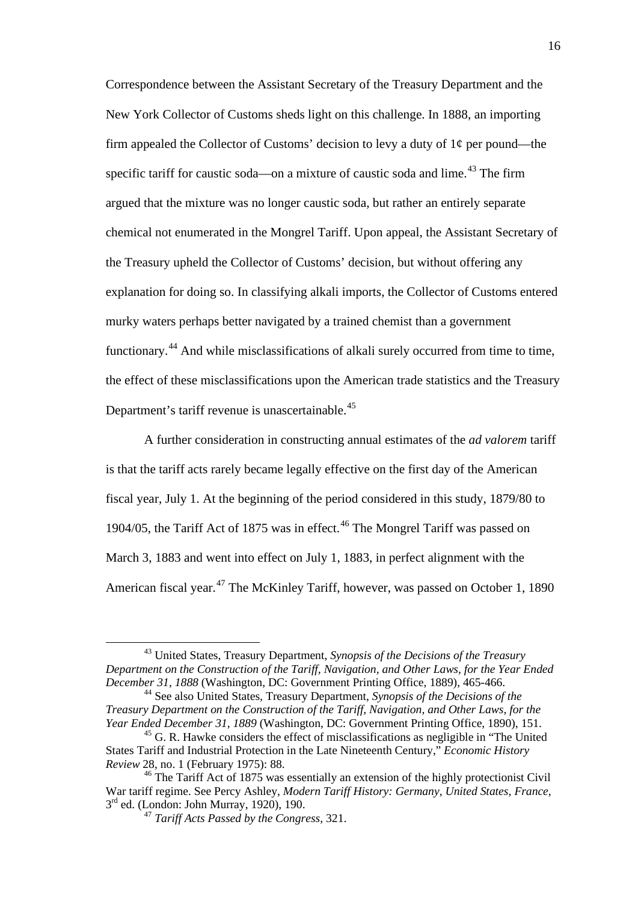Correspondence between the Assistant Secretary of the Treasury Department and the New York Collector of Customs sheds light on this challenge. In 1888, an importing firm appealed the Collector of Customs' decision to levy a duty of 1¢ per pound—the specific tariff for caustic soda—on a mixture of caustic soda and lime.[43] The firm argued that the mixture was no longer caustic soda, but rather an entirely separate chemical not enumerated in the Mongrel Tariff. Upon appeal, the Assistant Secretary of the Treasury upheld the Collector of Customs' decision, but without offering any explanation for doing so. In classifying alkali imports, the Collector of Customs entered murky waters perhaps better navigated by a trained chemist than a government functionary.[44] And while misclassifications of alkali surely occurred from time to time, the effect of these misclassifications upon the American trade statistics and the Treasury Department's tariff revenue is unascertainable.[45]

A further consideration in constructing annual estimates of the *ad valorem* tariff is that the tariff acts rarely became legally effective on the first day of the American fiscal year, July 1. At the beginning of the period considered in this study, 1879/80 to 1904/05, the Tariff Act of 1875 was in effect.[46] The Mongrel Tariff was passed on March 3, 1883 and went into effect on July 1, 1883, in perfect alignment with the American fiscal year.[47] The McKinley Tariff, however, was passed on October 1, 1890

---

[43] United States, Treasury Department, *Synopsis of the Decisions of the Treasury Department on the Construction of the Tariff, Navigation, and Other Laws, for the Year Ended December 31, 1888* (Washington, DC: Government Printing Office, 1889), 465-466.

[44] See also United States, Treasury Department, *Synopsis of the Decisions of the Treasury Department on the Construction of the Tariff, Navigation, and Other Laws, for the Year Ended December 31, 1889* (Washington, DC: Government Printing Office, 1890), 151.

[45] G. R. Hawke considers the effect of misclassifications as negligible in "The United States Tariff and Industrial Protection in the Late Nineteenth Century," *Economic History Review* 28, no. 1 (February 1975): 88.

[46] The Tariff Act of 1875 was essentially an extension of the highly protectionist Civil War tariff regime. See Percy Ashley, *Modern Tariff History: Germany, United States, France*, 3rd ed. (London: John Murray, 1920), 190.

[47] *Tariff Acts Passed by the Congress*, 321.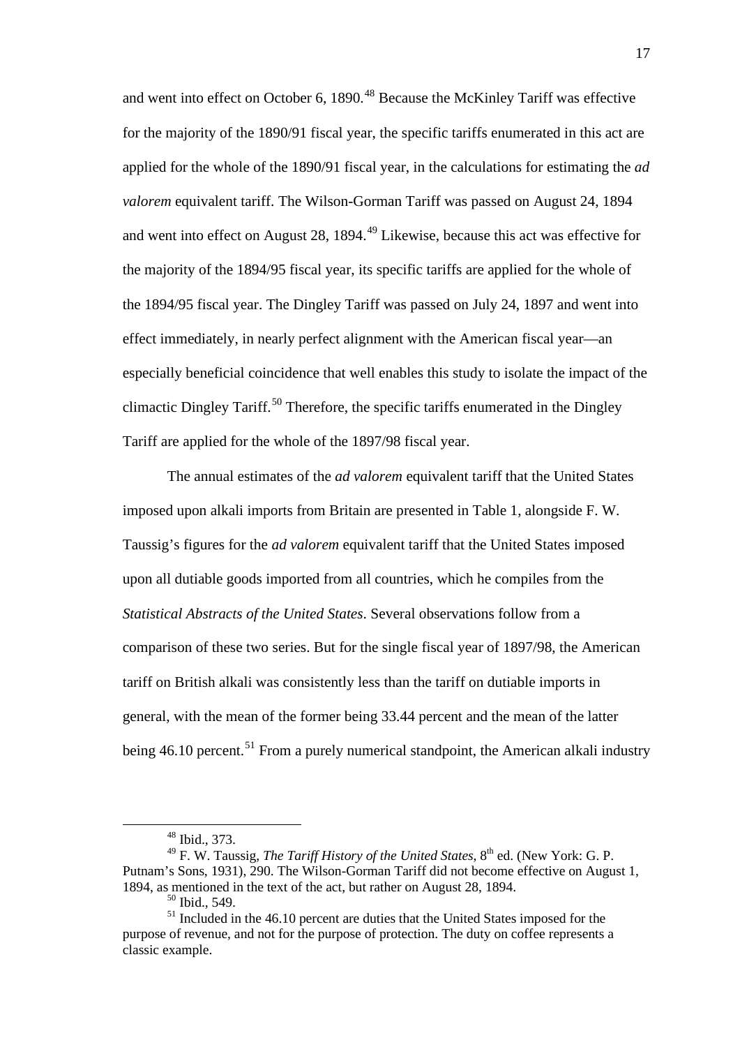and went into effect on October 6, 1890.[48] Because the McKinley Tariff was effective for the majority of the 1890/91 fiscal year, the specific tariffs enumerated in this act are applied for the whole of the 1890/91 fiscal year, in the calculations for estimating the *ad valorem* equivalent tariff. The Wilson-Gorman Tariff was passed on August 24, 1894 and went into effect on August 28, 1894.[49] Likewise, because this act was effective for the majority of the 1894/95 fiscal year, its specific tariffs are applied for the whole of the 1894/95 fiscal year. The Dingley Tariff was passed on July 24, 1897 and went into effect immediately, in nearly perfect alignment with the American fiscal year—an especially beneficial coincidence that well enables this study to isolate the impact of the climactic Dingley Tariff.[50] Therefore, the specific tariffs enumerated in the Dingley Tariff are applied for the whole of the 1897/98 fiscal year.

The annual estimates of the *ad valorem* equivalent tariff that the United States imposed upon alkali imports from Britain are presented in Table 1, alongside F. W. Taussig's figures for the *ad valorem* equivalent tariff that the United States imposed upon all dutiable goods imported from all countries, which he compiles from the *Statistical Abstracts of the United States*. Several observations follow from a comparison of these two series. But for the single fiscal year of 1897/98, the American tariff on British alkali was consistently less than the tariff on dutiable imports in general, with the mean of the former being 33.44 percent and the mean of the latter being 46.10 percent.[51] From a purely numerical standpoint, the American alkali industry

---

[48] Ibid., 373.

[49] F. W. Taussig, *The Tariff History of the United States*, 8th ed. (New York: G. P. Putnam's Sons, 1931), 290. The Wilson-Gorman Tariff did not become effective on August 1, 1894, as mentioned in the text of the act, but rather on August 28, 1894.

[50] Ibid., 549.

[51] Included in the 46.10 percent are duties that the United States imposed for the purpose of revenue, and not for the purpose of protection. The duty on coffee represents a classic example.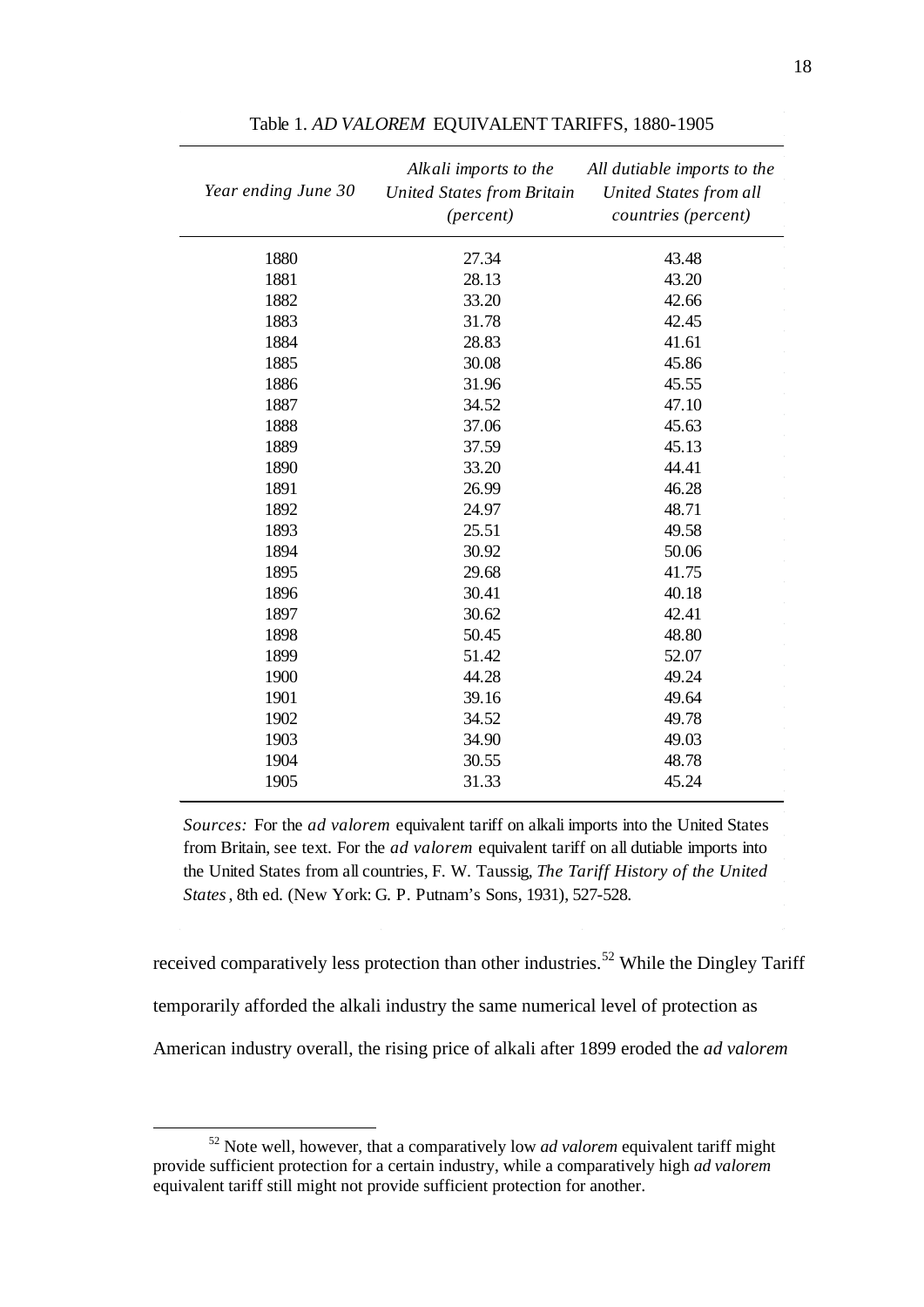Table 1. *AD VALOREM* EQUIVALENT TARIFFS, 1880-1905

| *Year ending June 30* | *Alkali imports to the United States from Britain (percent)* | *All dutiable imports to the United States from all countries (percent)* |
|---|---|---|
| 1880 | 27.34 | 43.48 |
| 1881 | 28.13 | 43.20 |
| 1882 | 33.20 | 42.66 |
| 1883 | 31.78 | 42.45 |
| 1884 | 28.83 | 41.61 |
| 1885 | 30.08 | 45.86 |
| 1886 | 31.96 | 45.55 |
| 1887 | 34.52 | 47.10 |
| 1888 | 37.06 | 45.63 |
| 1889 | 37.59 | 45.13 |
| 1890 | 33.20 | 44.41 |
| 1891 | 26.99 | 46.28 |
| 1892 | 24.97 | 48.71 |
| 1893 | 25.51 | 49.58 |
| 1894 | 30.92 | 50.06 |
| 1895 | 29.68 | 41.75 |
| 1896 | 30.41 | 40.18 |
| 1897 | 30.62 | 42.41 |
| 1898 | 50.45 | 48.80 |
| 1899 | 51.42 | 52.07 |
| 1900 | 44.28 | 49.24 |
| 1901 | 39.16 | 49.64 |
| 1902 | 34.52 | 49.78 |
| 1903 | 34.90 | 49.03 |
| 1904 | 30.55 | 48.78 |
| 1905 | 31.33 | 45.24 |

*Sources:* For the *ad valorem* equivalent tariff on alkali imports into the United States from Britain, see text. For the *ad valorem* equivalent tariff on all dutiable imports into the United States from all countries, F. W. Taussig, *The Tariff History of the United States*, 8th ed. (New York: G. P. Putnam's Sons, 1931), 527-528.

received comparatively less protection than other industries.[52] While the Dingley Tariff temporarily afforded the alkali industry the same numerical level of protection as American industry overall, the rising price of alkali after 1899 eroded the *ad valorem*

[52] Note well, however, that a comparatively low *ad valorem* equivalent tariff might provide sufficient protection for a certain industry, while a comparatively high *ad valorem* equivalent tariff still might not provide sufficient protection for another.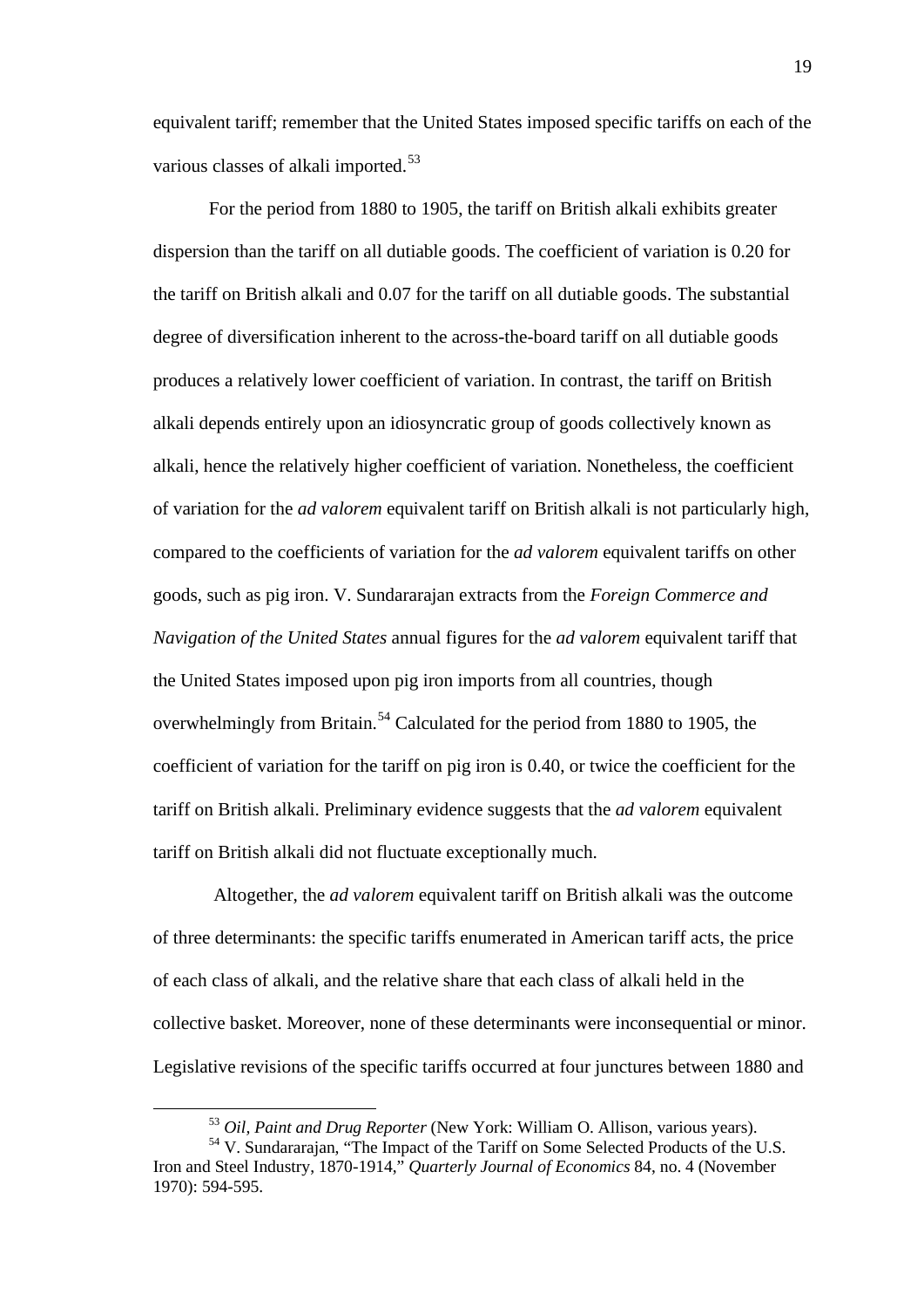equivalent tariff; remember that the United States imposed specific tariffs on each of the various classes of alkali imported.[53]

For the period from 1880 to 1905, the tariff on British alkali exhibits greater dispersion than the tariff on all dutiable goods. The coefficient of variation is 0.20 for the tariff on British alkali and 0.07 for the tariff on all dutiable goods. The substantial degree of diversification inherent to the across-the-board tariff on all dutiable goods produces a relatively lower coefficient of variation. In contrast, the tariff on British alkali depends entirely upon an idiosyncratic group of goods collectively known as alkali, hence the relatively higher coefficient of variation. Nonetheless, the coefficient of variation for the *ad valorem* equivalent tariff on British alkali is not particularly high, compared to the coefficients of variation for the *ad valorem* equivalent tariffs on other goods, such as pig iron. V. Sundararajan extracts from the *Foreign Commerce and Navigation of the United States* annual figures for the *ad valorem* equivalent tariff that the United States imposed upon pig iron imports from all countries, though overwhelmingly from Britain.[54] Calculated for the period from 1880 to 1905, the coefficient of variation for the tariff on pig iron is 0.40, or twice the coefficient for the tariff on British alkali. Preliminary evidence suggests that the *ad valorem* equivalent tariff on British alkali did not fluctuate exceptionally much.

Altogether, the *ad valorem* equivalent tariff on British alkali was the outcome of three determinants: the specific tariffs enumerated in American tariff acts, the price of each class of alkali, and the relative share that each class of alkali held in the collective basket. Moreover, none of these determinants were inconsequential or minor. Legislative revisions of the specific tariffs occurred at four junctures between 1880 and

[53] *Oil, Paint and Drug Reporter* (New York: William O. Allison, various years).

[54] V. Sundararajan, "The Impact of the Tariff on Some Selected Products of the U.S. Iron and Steel Industry, 1870-1914," *Quarterly Journal of Economics* 84, no. 4 (November 1970): 594-595.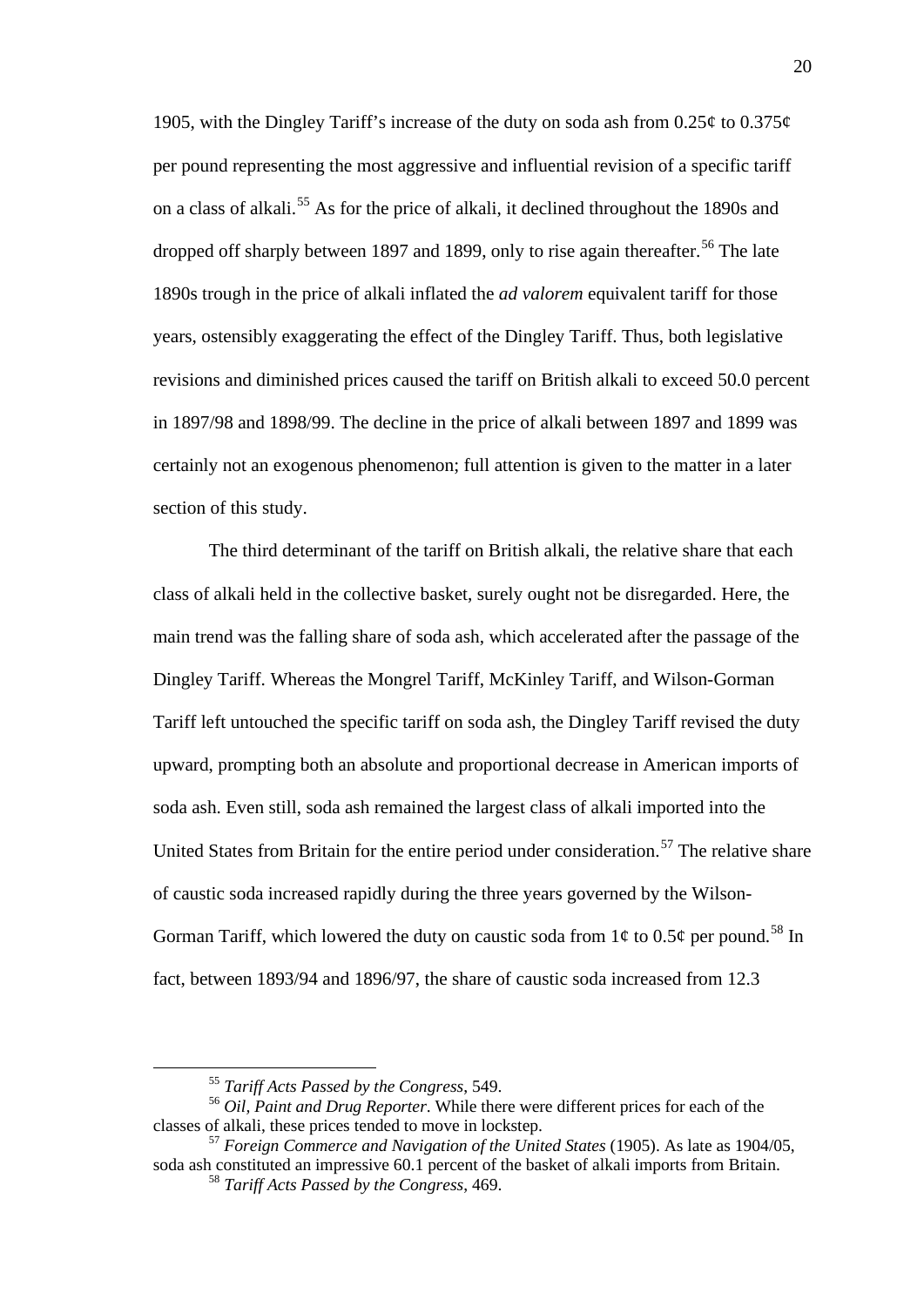1905, with the Dingley Tariff's increase of the duty on soda ash from 0.25¢ to 0.375¢ per pound representing the most aggressive and influential revision of a specific tariff on a class of alkali.[55] As for the price of alkali, it declined throughout the 1890s and dropped off sharply between 1897 and 1899, only to rise again thereafter.[56] The late 1890s trough in the price of alkali inflated the *ad valorem* equivalent tariff for those years, ostensibly exaggerating the effect of the Dingley Tariff. Thus, both legislative revisions and diminished prices caused the tariff on British alkali to exceed 50.0 percent in 1897/98 and 1898/99. The decline in the price of alkali between 1897 and 1899 was certainly not an exogenous phenomenon; full attention is given to the matter in a later section of this study.

The third determinant of the tariff on British alkali, the relative share that each class of alkali held in the collective basket, surely ought not be disregarded. Here, the main trend was the falling share of soda ash, which accelerated after the passage of the Dingley Tariff. Whereas the Mongrel Tariff, McKinley Tariff, and Wilson-Gorman Tariff left untouched the specific tariff on soda ash, the Dingley Tariff revised the duty upward, prompting both an absolute and proportional decrease in American imports of soda ash. Even still, soda ash remained the largest class of alkali imported into the United States from Britain for the entire period under consideration.[57] The relative share of caustic soda increased rapidly during the three years governed by the Wilson-Gorman Tariff, which lowered the duty on caustic soda from 1¢ to 0.5¢ per pound.[58] In fact, between 1893/94 and 1896/97, the share of caustic soda increased from 12.3

---

[55] *Tariff Acts Passed by the Congress*, 549.

[56] *Oil, Paint and Drug Reporter*. While there were different prices for each of the classes of alkali, these prices tended to move in lockstep.

[57] *Foreign Commerce and Navigation of the United States* (1905). As late as 1904/05, soda ash constituted an impressive 60.1 percent of the basket of alkali imports from Britain.

[58] *Tariff Acts Passed by the Congress*, 469.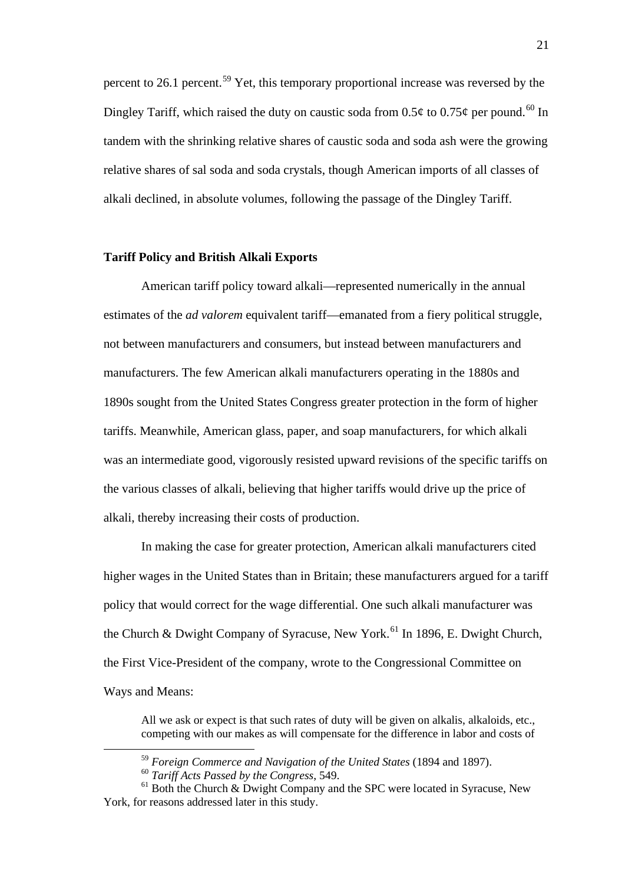percent to 26.1 percent.[59] Yet, this temporary proportional increase was reversed by the Dingley Tariff, which raised the duty on caustic soda from 0.5¢ to 0.75¢ per pound.[60] In tandem with the shrinking relative shares of caustic soda and soda ash were the growing relative shares of sal soda and soda crystals, though American imports of all classes of alkali declined, in absolute volumes, following the passage of the Dingley Tariff.

**Tariff Policy and British Alkali Exports**

American tariff policy toward alkali—represented numerically in the annual estimates of the *ad valorem* equivalent tariff—emanated from a fiery political struggle, not between manufacturers and consumers, but instead between manufacturers and manufacturers. The few American alkali manufacturers operating in the 1880s and 1890s sought from the United States Congress greater protection in the form of higher tariffs. Meanwhile, American glass, paper, and soap manufacturers, for which alkali was an intermediate good, vigorously resisted upward revisions of the specific tariffs on the various classes of alkali, believing that higher tariffs would drive up the price of alkali, thereby increasing their costs of production.

In making the case for greater protection, American alkali manufacturers cited higher wages in the United States than in Britain; these manufacturers argued for a tariff policy that would correct for the wage differential. One such alkali manufacturer was the Church & Dwight Company of Syracuse, New York.[61] In 1896, E. Dwight Church, the First Vice-President of the company, wrote to the Congressional Committee on Ways and Means:

> All we ask or expect is that such rates of duty will be given on alkalis, alkaloids, etc., competing with our makes as will compensate for the difference in labor and costs of

[59] *Foreign Commerce and Navigation of the United States* (1894 and 1897).

[60] *Tariff Acts Passed by the Congress*, 549.

[61] Both the Church & Dwight Company and the SPC were located in Syracuse, New York, for reasons addressed later in this study.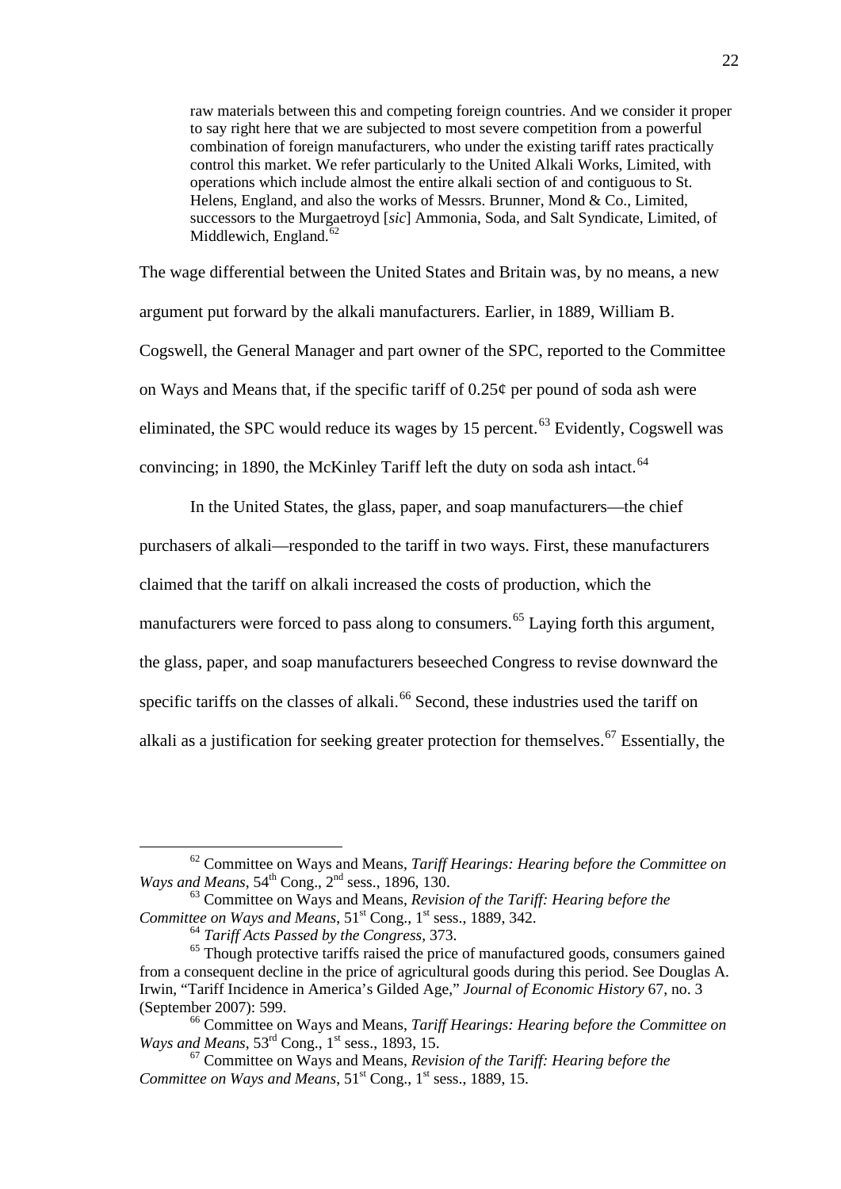> raw materials between this and competing foreign countries. And we consider it proper to say right here that we are subjected to most severe competition from a powerful combination of foreign manufacturers, who under the existing tariff rates practically control this market. We refer particularly to the United Alkali Works, Limited, with operations which include almost the entire alkali section of and contiguous to St. Helens, England, and also the works of Messrs. Brunner, Mond & Co., Limited, successors to the Murgaetroyd [*sic*] Ammonia, Soda, and Salt Syndicate, Limited, of Middlewich, England.[62]

The wage differential between the United States and Britain was, by no means, a new argument put forward by the alkali manufacturers. Earlier, in 1889, William B. Cogswell, the General Manager and part owner of the SPC, reported to the Committee on Ways and Means that, if the specific tariff of 0.25¢ per pound of soda ash were eliminated, the SPC would reduce its wages by 15 percent.[63] Evidently, Cogswell was convincing; in 1890, the McKinley Tariff left the duty on soda ash intact.[64]

In the United States, the glass, paper, and soap manufacturers—the chief purchasers of alkali—responded to the tariff in two ways. First, these manufacturers claimed that the tariff on alkali increased the costs of production, which the manufacturers were forced to pass along to consumers.[65] Laying forth this argument, the glass, paper, and soap manufacturers beseeched Congress to revise downward the specific tariffs on the classes of alkali.[66] Second, these industries used the tariff on alkali as a justification for seeking greater protection for themselves.[67] Essentially, the

---

[62] Committee on Ways and Means, *Tariff Hearings: Hearing before the Committee on Ways and Means*, 54th Cong., 2nd sess., 1896, 130.

[63] Committee on Ways and Means, *Revision of the Tariff: Hearing before the Committee on Ways and Means*, 51st Cong., 1st sess., 1889, 342.

[64] *Tariff Acts Passed by the Congress*, 373.

[65] Though protective tariffs raised the price of manufactured goods, consumers gained from a consequent decline in the price of agricultural goods during this period. See Douglas A. Irwin, "Tariff Incidence in America's Gilded Age," *Journal of Economic History* 67, no. 3 (September 2007): 599.

[66] Committee on Ways and Means, *Tariff Hearings: Hearing before the Committee on Ways and Means*, 53rd Cong., 1st sess., 1893, 15.

[67] Committee on Ways and Means, *Revision of the Tariff: Hearing before the Committee on Ways and Means*, 51st Cong., 1st sess., 1889, 15.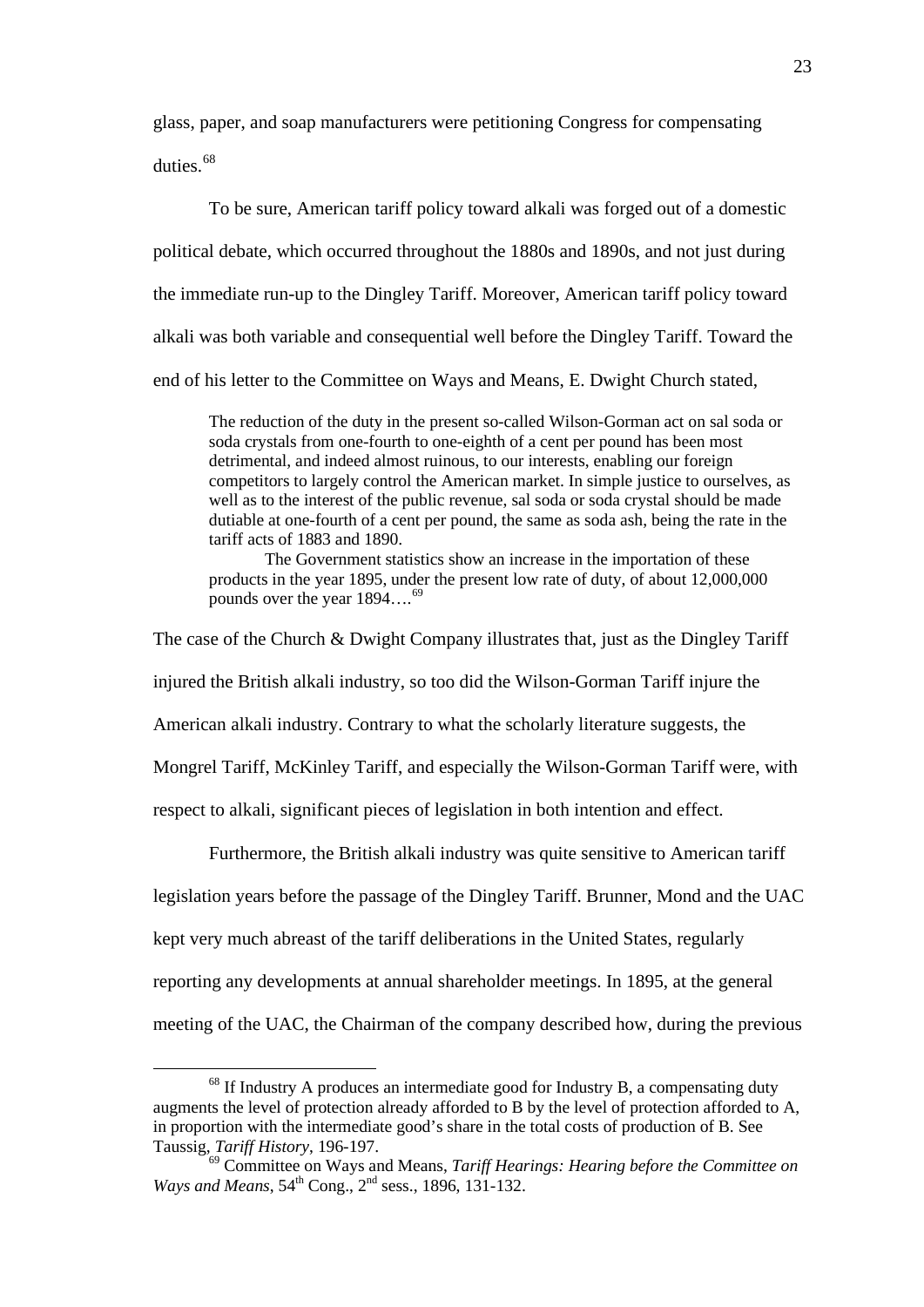glass, paper, and soap manufacturers were petitioning Congress for compensating duties.[68]

To be sure, American tariff policy toward alkali was forged out of a domestic political debate, which occurred throughout the 1880s and 1890s, and not just during the immediate run-up to the Dingley Tariff. Moreover, American tariff policy toward alkali was both variable and consequential well before the Dingley Tariff. Toward the end of his letter to the Committee on Ways and Means, E. Dwight Church stated,

> The reduction of the duty in the present so-called Wilson-Gorman act on sal soda or soda crystals from one-fourth to one-eighth of a cent per pound has been most detrimental, and indeed almost ruinous, to our interests, enabling our foreign competitors to largely control the American market. In simple justice to ourselves, as well as to the interest of the public revenue, sal soda or soda crystal should be made dutiable at one-fourth of a cent per pound, the same as soda ash, being the rate in the tariff acts of 1883 and 1890.
>
> The Government statistics show an increase in the importation of these products in the year 1895, under the present low rate of duty, of about 12,000,000 pounds over the year 1894….[69]

The case of the Church & Dwight Company illustrates that, just as the Dingley Tariff injured the British alkali industry, so too did the Wilson-Gorman Tariff injure the American alkali industry. Contrary to what the scholarly literature suggests, the Mongrel Tariff, McKinley Tariff, and especially the Wilson-Gorman Tariff were, with respect to alkali, significant pieces of legislation in both intention and effect.

Furthermore, the British alkali industry was quite sensitive to American tariff legislation years before the passage of the Dingley Tariff. Brunner, Mond and the UAC kept very much abreast of the tariff deliberations in the United States, regularly reporting any developments at annual shareholder meetings. In 1895, at the general meeting of the UAC, the Chairman of the company described how, during the previous

---

[68] If Industry A produces an intermediate good for Industry B, a compensating duty augments the level of protection already afforded to B by the level of protection afforded to A, in proportion with the intermediate good's share in the total costs of production of B. See Taussig, *Tariff History*, 196-197.

[69] Committee on Ways and Means, *Tariff Hearings: Hearing before the Committee on Ways and Means*, 54th Cong., 2nd sess., 1896, 131-132.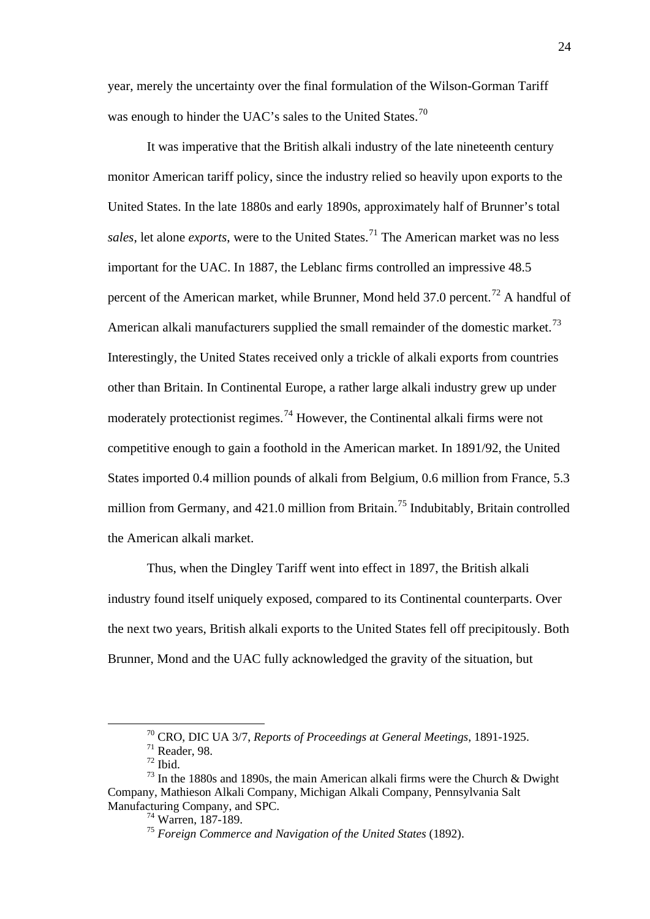year, merely the uncertainty over the final formulation of the Wilson-Gorman Tariff was enough to hinder the UAC's sales to the United States.[70]

It was imperative that the British alkali industry of the late nineteenth century monitor American tariff policy, since the industry relied so heavily upon exports to the United States. In the late 1880s and early 1890s, approximately half of Brunner's total *sales*, let alone *exports*, were to the United States.[71] The American market was no less important for the UAC. In 1887, the Leblanc firms controlled an impressive 48.5 percent of the American market, while Brunner, Mond held 37.0 percent.[72] A handful of American alkali manufacturers supplied the small remainder of the domestic market.[73] Interestingly, the United States received only a trickle of alkali exports from countries other than Britain. In Continental Europe, a rather large alkali industry grew up under moderately protectionist regimes.[74] However, the Continental alkali firms were not competitive enough to gain a foothold in the American market. In 1891/92, the United States imported 0.4 million pounds of alkali from Belgium, 0.6 million from France, 5.3 million from Germany, and 421.0 million from Britain.[75] Indubitably, Britain controlled the American alkali market.

Thus, when the Dingley Tariff went into effect in 1897, the British alkali industry found itself uniquely exposed, compared to its Continental counterparts. Over the next two years, British alkali exports to the United States fell off precipitously. Both Brunner, Mond and the UAC fully acknowledged the gravity of the situation, but

---

[70] CRO, DIC UA 3/7, *Reports of Proceedings at General Meetings*, 1891-1925.

[71] Reader, 98.

[72] Ibid.

[73] In the 1880s and 1890s, the main American alkali firms were the Church & Dwight Company, Mathieson Alkali Company, Michigan Alkali Company, Pennsylvania Salt Manufacturing Company, and SPC.

[74] Warren, 187-189.

[75] *Foreign Commerce and Navigation of the United States* (1892).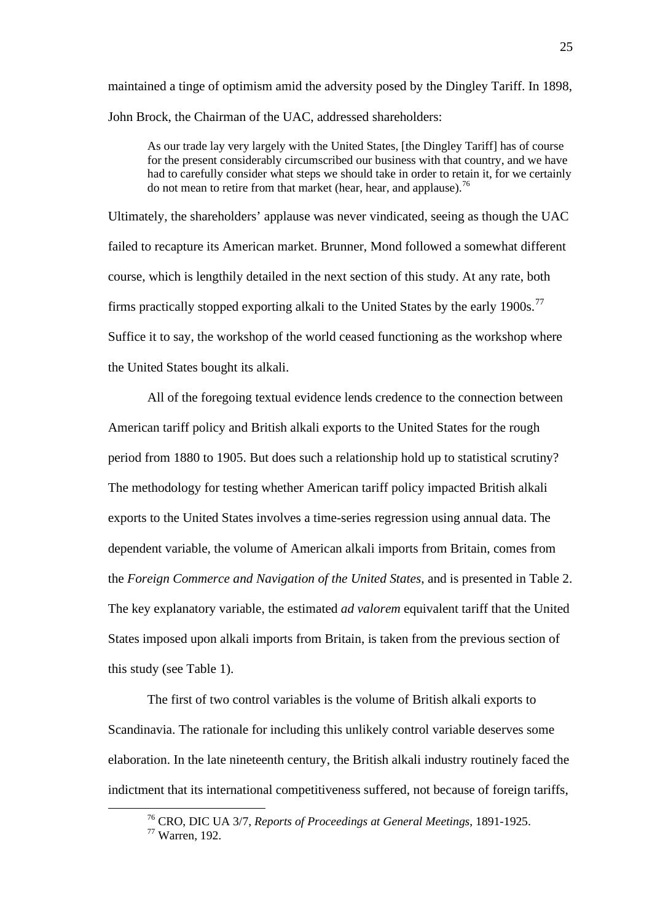maintained a tinge of optimism amid the adversity posed by the Dingley Tariff. In 1898, John Brock, the Chairman of the UAC, addressed shareholders:

> As our trade lay very largely with the United States, [the Dingley Tariff] has of course for the present considerably circumscribed our business with that country, and we have had to carefully consider what steps we should take in order to retain it, for we certainly do not mean to retire from that market (hear, hear, and applause).[76]

Ultimately, the shareholders' applause was never vindicated, seeing as though the UAC failed to recapture its American market. Brunner, Mond followed a somewhat different course, which is lengthily detailed in the next section of this study. At any rate, both firms practically stopped exporting alkali to the United States by the early 1900s.[77] Suffice it to say, the workshop of the world ceased functioning as the workshop where the United States bought its alkali.

All of the foregoing textual evidence lends credence to the connection between American tariff policy and British alkali exports to the United States for the rough period from 1880 to 1905. But does such a relationship hold up to statistical scrutiny? The methodology for testing whether American tariff policy impacted British alkali exports to the United States involves a time-series regression using annual data. The dependent variable, the volume of American alkali imports from Britain, comes from the *Foreign Commerce and Navigation of the United States*, and is presented in Table 2. The key explanatory variable, the estimated *ad valorem* equivalent tariff that the United States imposed upon alkali imports from Britain, is taken from the previous section of this study (see Table 1).

The first of two control variables is the volume of British alkali exports to Scandinavia. The rationale for including this unlikely control variable deserves some elaboration. In the late nineteenth century, the British alkali industry routinely faced the indictment that its international competitiveness suffered, not because of foreign tariffs,

[76] CRO, DIC UA 3/7, *Reports of Proceedings at General Meetings*, 1891-1925.
[77] Warren, 192.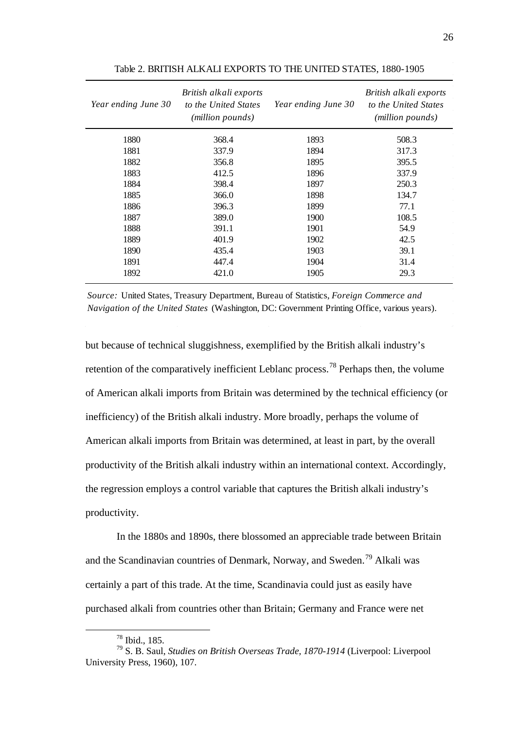Table 2. BRITISH ALKALI EXPORTS TO THE UNITED STATES, 1880-1905

| *Year ending June 30* | *British alkali exports to the United States (million pounds)* | *Year ending June 30* | *British alkali exports to the United States (million pounds)* |
|---|---|---|---|
| 1880 | 368.4 | 1893 | 508.3 |
| 1881 | 337.9 | 1894 | 317.3 |
| 1882 | 356.8 | 1895 | 395.5 |
| 1883 | 412.5 | 1896 | 337.9 |
| 1884 | 398.4 | 1897 | 250.3 |
| 1885 | 366.0 | 1898 | 134.7 |
| 1886 | 396.3 | 1899 | 77.1 |
| 1887 | 389.0 | 1900 | 108.5 |
| 1888 | 391.1 | 1901 | 54.9 |
| 1889 | 401.9 | 1902 | 42.5 |
| 1890 | 435.4 | 1903 | 39.1 |
| 1891 | 447.4 | 1904 | 31.4 |
| 1892 | 421.0 | 1905 | 29.3 |

*Source:* United States, Treasury Department, Bureau of Statistics, *Foreign Commerce and Navigation of the United States* (Washington, DC: Government Printing Office, various years).

but because of technical sluggishness, exemplified by the British alkali industry's retention of the comparatively inefficient Leblanc process.[78] Perhaps then, the volume of American alkali imports from Britain was determined by the technical efficiency (or inefficiency) of the British alkali industry. More broadly, perhaps the volume of American alkali imports from Britain was determined, at least in part, by the overall productivity of the British alkali industry within an international context. Accordingly, the regression employs a control variable that captures the British alkali industry's productivity.

In the 1880s and 1890s, there blossomed an appreciable trade between Britain and the Scandinavian countries of Denmark, Norway, and Sweden.[79] Alkali was certainly a part of this trade. At the time, Scandinavia could just as easily have purchased alkali from countries other than Britain; Germany and France were net

[78] Ibid., 185.

[79] S. B. Saul, *Studies on British Overseas Trade, 1870-1914* (Liverpool: Liverpool University Press, 1960), 107.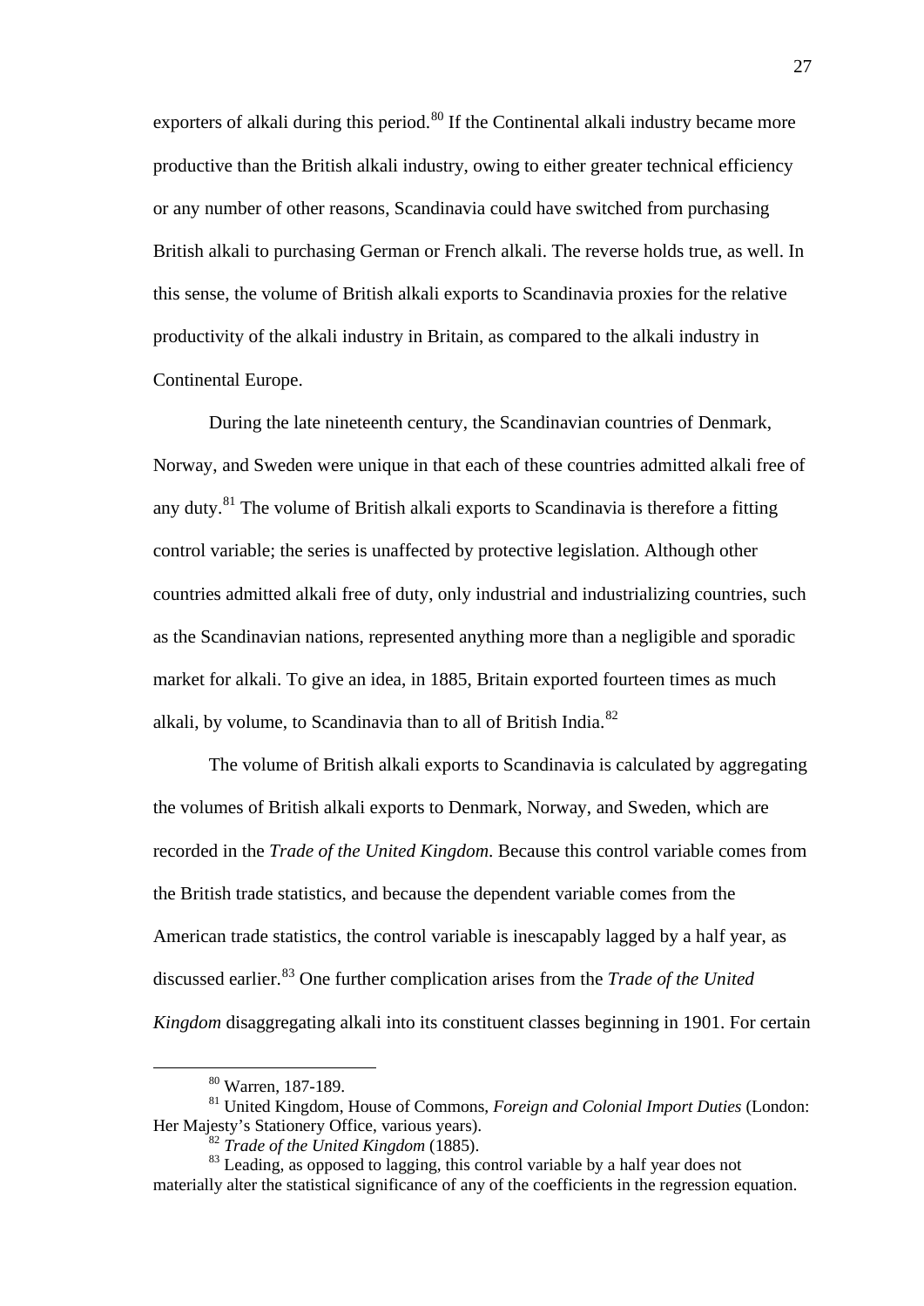exporters of alkali during this period.[80] If the Continental alkali industry became more productive than the British alkali industry, owing to either greater technical efficiency or any number of other reasons, Scandinavia could have switched from purchasing British alkali to purchasing German or French alkali. The reverse holds true, as well. In this sense, the volume of British alkali exports to Scandinavia proxies for the relative productivity of the alkali industry in Britain, as compared to the alkali industry in Continental Europe.

During the late nineteenth century, the Scandinavian countries of Denmark, Norway, and Sweden were unique in that each of these countries admitted alkali free of any duty.[81] The volume of British alkali exports to Scandinavia is therefore a fitting control variable; the series is unaffected by protective legislation. Although other countries admitted alkali free of duty, only industrial and industrializing countries, such as the Scandinavian nations, represented anything more than a negligible and sporadic market for alkali. To give an idea, in 1885, Britain exported fourteen times as much alkali, by volume, to Scandinavia than to all of British India.[82]

The volume of British alkali exports to Scandinavia is calculated by aggregating the volumes of British alkali exports to Denmark, Norway, and Sweden, which are recorded in the *Trade of the United Kingdom*. Because this control variable comes from the British trade statistics, and because the dependent variable comes from the American trade statistics, the control variable is inescapably lagged by a half year, as discussed earlier.[83] One further complication arises from the *Trade of the United Kingdom* disaggregating alkali into its constituent classes beginning in 1901. For certain

---

[80] Warren, 187-189.

[81] United Kingdom, House of Commons, *Foreign and Colonial Import Duties* (London: Her Majesty's Stationery Office, various years).

[82] *Trade of the United Kingdom* (1885).

[83] Leading, as opposed to lagging, this control variable by a half year does not materially alter the statistical significance of any of the coefficients in the regression equation.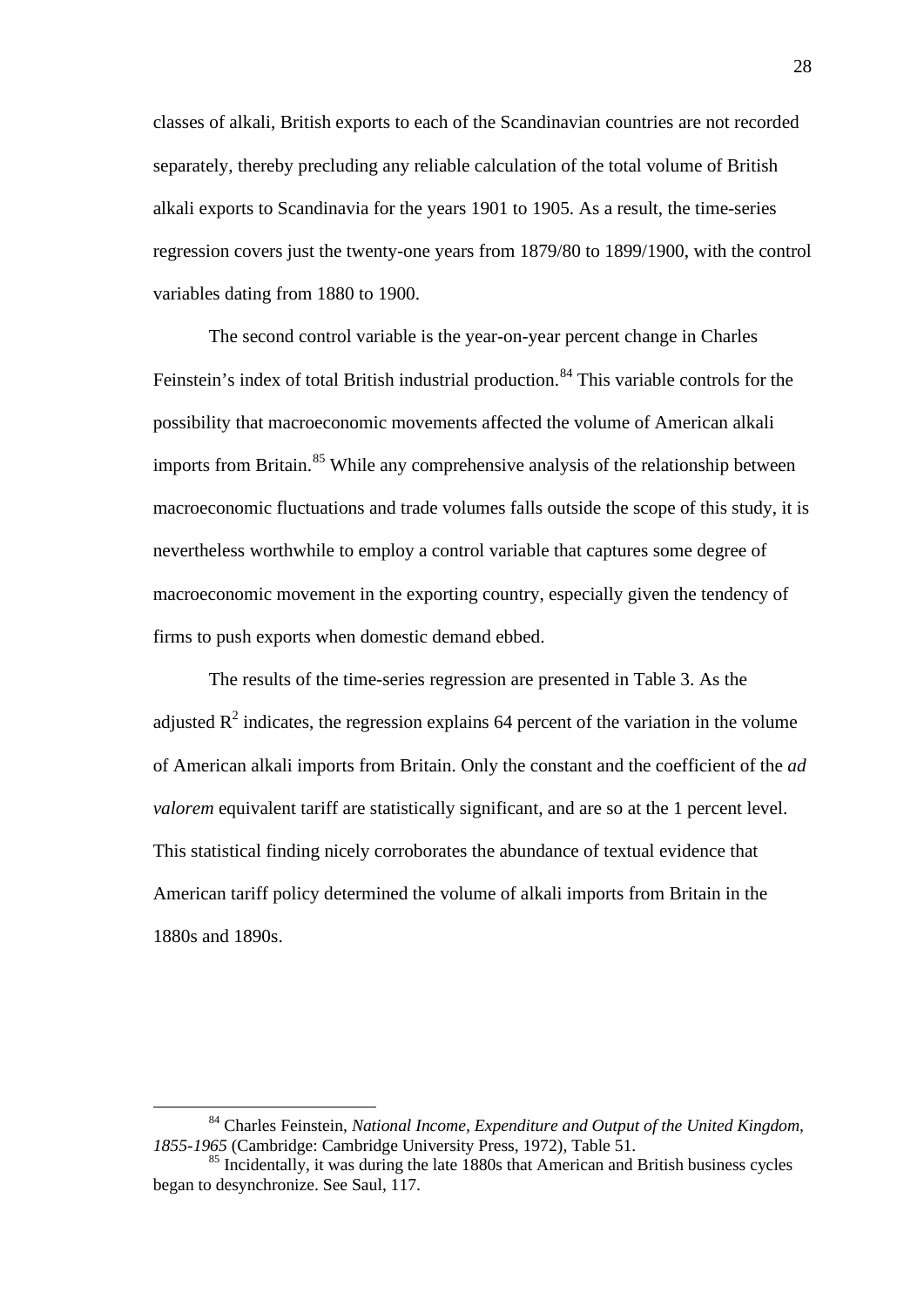classes of alkali, British exports to each of the Scandinavian countries are not recorded separately, thereby precluding any reliable calculation of the total volume of British alkali exports to Scandinavia for the years 1901 to 1905. As a result, the time-series regression covers just the twenty-one years from 1879/80 to 1899/1900, with the control variables dating from 1880 to 1900.

The second control variable is the year-on-year percent change in Charles Feinstein's index of total British industrial production.[84] This variable controls for the possibility that macroeconomic movements affected the volume of American alkali imports from Britain.[85] While any comprehensive analysis of the relationship between macroeconomic fluctuations and trade volumes falls outside the scope of this study, it is nevertheless worthwhile to employ a control variable that captures some degree of macroeconomic movement in the exporting country, especially given the tendency of firms to push exports when domestic demand ebbed.

The results of the time-series regression are presented in Table 3. As the adjusted $R^2$ indicates, the regression explains 64 percent of the variation in the volume of American alkali imports from Britain. Only the constant and the coefficient of the *ad valorem* equivalent tariff are statistically significant, and are so at the 1 percent level. This statistical finding nicely corroborates the abundance of textual evidence that American tariff policy determined the volume of alkali imports from Britain in the 1880s and 1890s.

---

[84] Charles Feinstein, *National Income, Expenditure and Output of the United Kingdom, 1855-1965* (Cambridge: Cambridge University Press, 1972), Table 51.

[85] Incidentally, it was during the late 1880s that American and British business cycles began to desynchronize. See Saul, 117.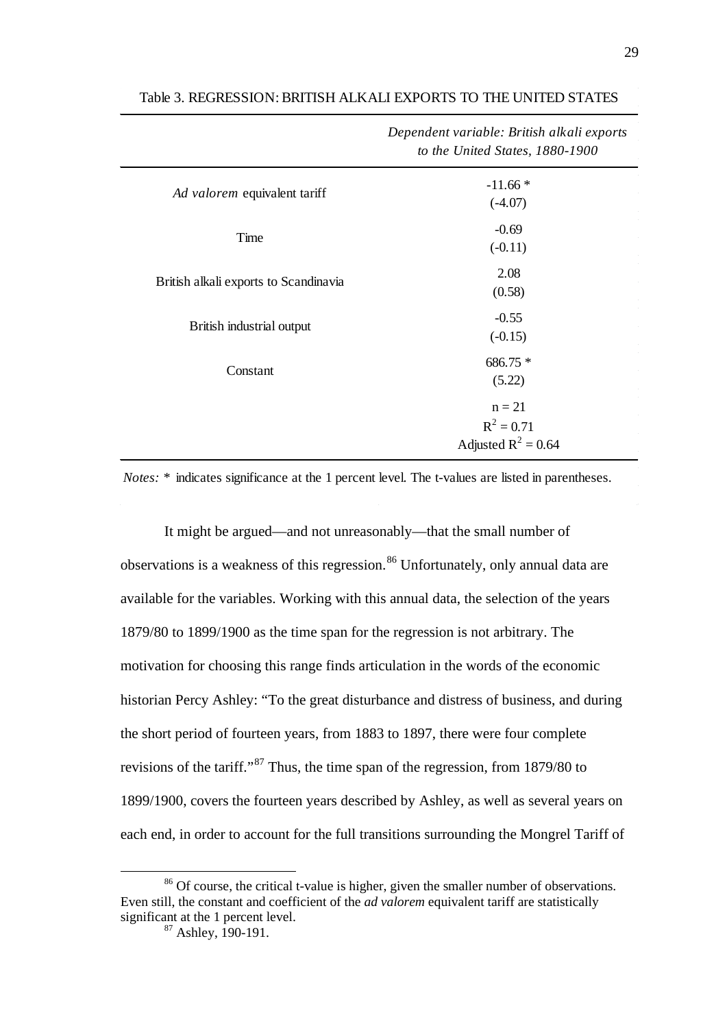Table 3. REGRESSION: BRITISH ALKALI EXPORTS TO THE UNITED STATES

| | *Dependent variable: British alkali exports to the United States, 1880-1900* |
|---|---|
| *Ad valorem* equivalent tariff | -11.66 * (-4.07) |
| Time | -0.69 (-0.11) |
| British alkali exports to Scandinavia | 2.08 (0.58) |
| British industrial output | -0.55 (-0.15) |
| Constant | 686.75 * (5.22) |
| | n = 21<br>$R^2 = 0.71$<br>Adjusted $R^2 = 0.64$ |

*Notes:* * indicates significance at the 1 percent level. The t-values are listed in parentheses.

It might be argued—and not unreasonably—that the small number of observations is a weakness of this regression.[86] Unfortunately, only annual data are available for the variables. Working with this annual data, the selection of the years 1879/80 to 1899/1900 as the time span for the regression is not arbitrary. The motivation for choosing this range finds articulation in the words of the economic historian Percy Ashley: "To the great disturbance and distress of business, and during the short period of fourteen years, from 1883 to 1897, there were four complete revisions of the tariff."[87] Thus, the time span of the regression, from 1879/80 to 1899/1900, covers the fourteen years described by Ashley, as well as several years on each end, in order to account for the full transitions surrounding the Mongrel Tariff of

[86] Of course, the critical t-value is higher, given the smaller number of observations. Even still, the constant and coefficient of the *ad valorem* equivalent tariff are statistically significant at the 1 percent level.

[87] Ashley, 190-191.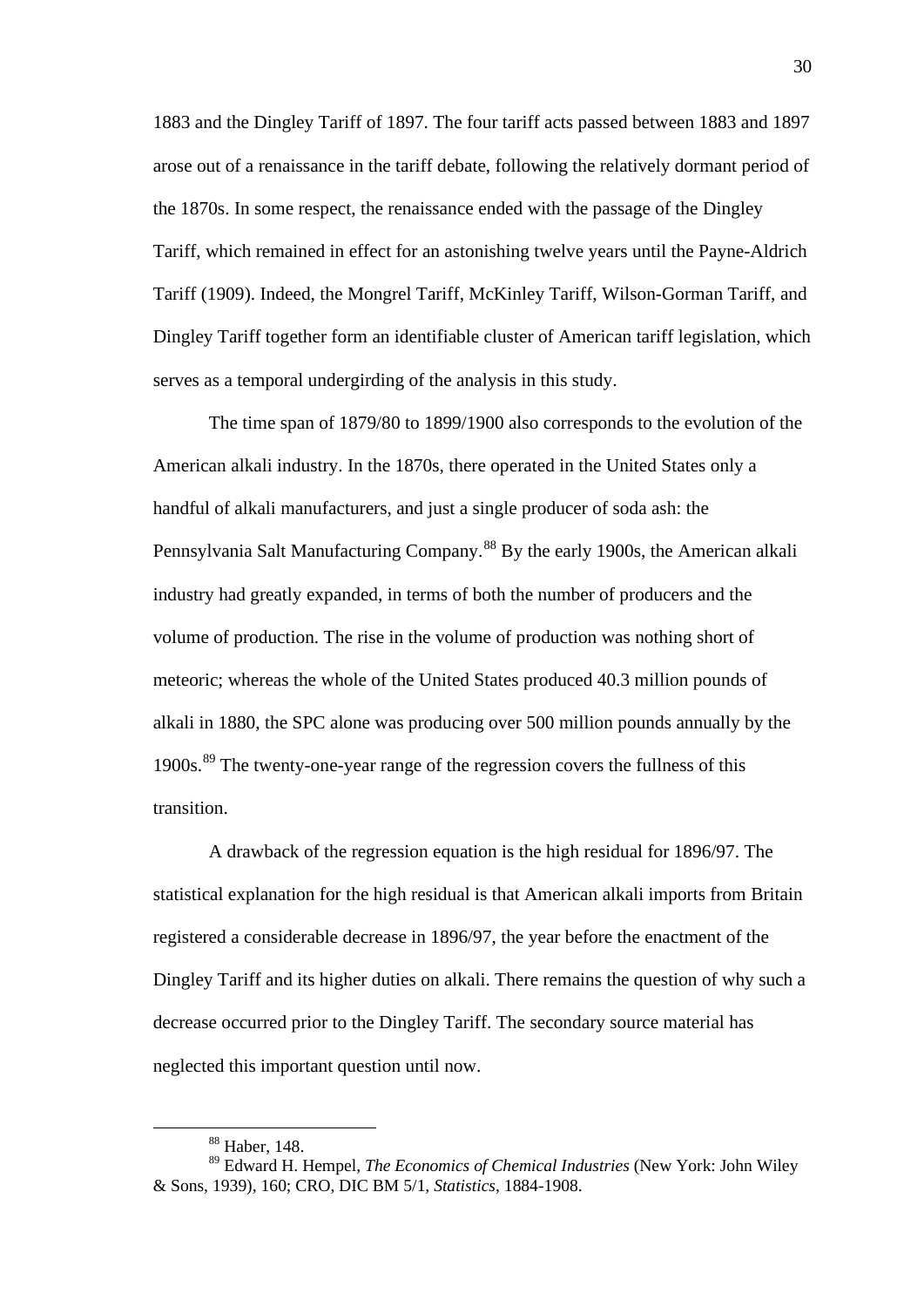1883 and the Dingley Tariff of 1897. The four tariff acts passed between 1883 and 1897 arose out of a renaissance in the tariff debate, following the relatively dormant period of the 1870s. In some respect, the renaissance ended with the passage of the Dingley Tariff, which remained in effect for an astonishing twelve years until the Payne-Aldrich Tariff (1909). Indeed, the Mongrel Tariff, McKinley Tariff, Wilson-Gorman Tariff, and Dingley Tariff together form an identifiable cluster of American tariff legislation, which serves as a temporal undergirding of the analysis in this study.

The time span of 1879/80 to 1899/1900 also corresponds to the evolution of the American alkali industry. In the 1870s, there operated in the United States only a handful of alkali manufacturers, and just a single producer of soda ash: the Pennsylvania Salt Manufacturing Company.[88] By the early 1900s, the American alkali industry had greatly expanded, in terms of both the number of producers and the volume of production. The rise in the volume of production was nothing short of meteoric; whereas the whole of the United States produced 40.3 million pounds of alkali in 1880, the SPC alone was producing over 500 million pounds annually by the 1900s.[89] The twenty-one-year range of the regression covers the fullness of this transition.

A drawback of the regression equation is the high residual for 1896/97. The statistical explanation for the high residual is that American alkali imports from Britain registered a considerable decrease in 1896/97, the year before the enactment of the Dingley Tariff and its higher duties on alkali. There remains the question of why such a decrease occurred prior to the Dingley Tariff. The secondary source material has neglected this important question until now.

---

[88] Haber, 148.

[89] Edward H. Hempel, *The Economics of Chemical Industries* (New York: John Wiley & Sons, 1939), 160; CRO, DIC BM 5/1, *Statistics*, 1884-1908.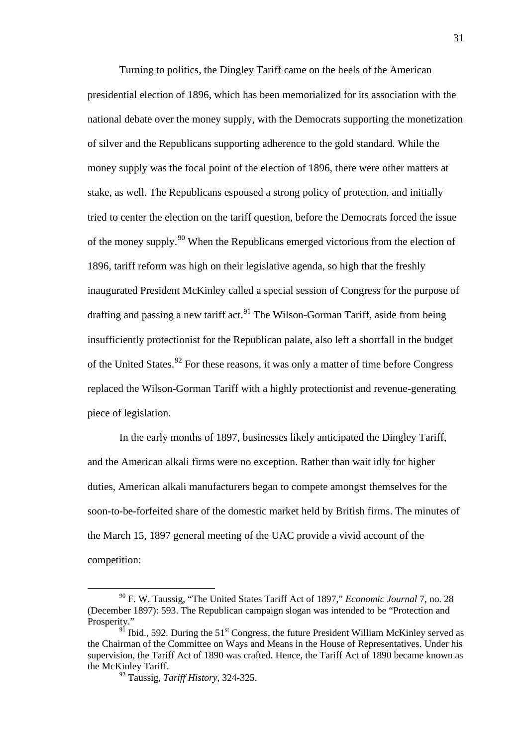Turning to politics, the Dingley Tariff came on the heels of the American presidential election of 1896, which has been memorialized for its association with the national debate over the money supply, with the Democrats supporting the monetization of silver and the Republicans supporting adherence to the gold standard. While the money supply was the focal point of the election of 1896, there were other matters at stake, as well. The Republicans espoused a strong policy of protection, and initially tried to center the election on the tariff question, before the Democrats forced the issue of the money supply.[90] When the Republicans emerged victorious from the election of 1896, tariff reform was high on their legislative agenda, so high that the freshly inaugurated President McKinley called a special session of Congress for the purpose of drafting and passing a new tariff act.[91] The Wilson-Gorman Tariff, aside from being insufficiently protectionist for the Republican palate, also left a shortfall in the budget of the United States.[92] For these reasons, it was only a matter of time before Congress replaced the Wilson-Gorman Tariff with a highly protectionist and revenue-generating piece of legislation.

In the early months of 1897, businesses likely anticipated the Dingley Tariff, and the American alkali firms were no exception. Rather than wait idly for higher duties, American alkali manufacturers began to compete amongst themselves for the soon-to-be-forfeited share of the domestic market held by British firms. The minutes of the March 15, 1897 general meeting of the UAC provide a vivid account of the competition:

---

[90] F. W. Taussig, "The United States Tariff Act of 1897," *Economic Journal* 7, no. 28 (December 1897): 593. The Republican campaign slogan was intended to be "Protection and Prosperity."

[91] Ibid., 592. During the 51st Congress, the future President William McKinley served as the Chairman of the Committee on Ways and Means in the House of Representatives. Under his supervision, the Tariff Act of 1890 was crafted. Hence, the Tariff Act of 1890 became known as the McKinley Tariff.

[92] Taussig, *Tariff History*, 324-325.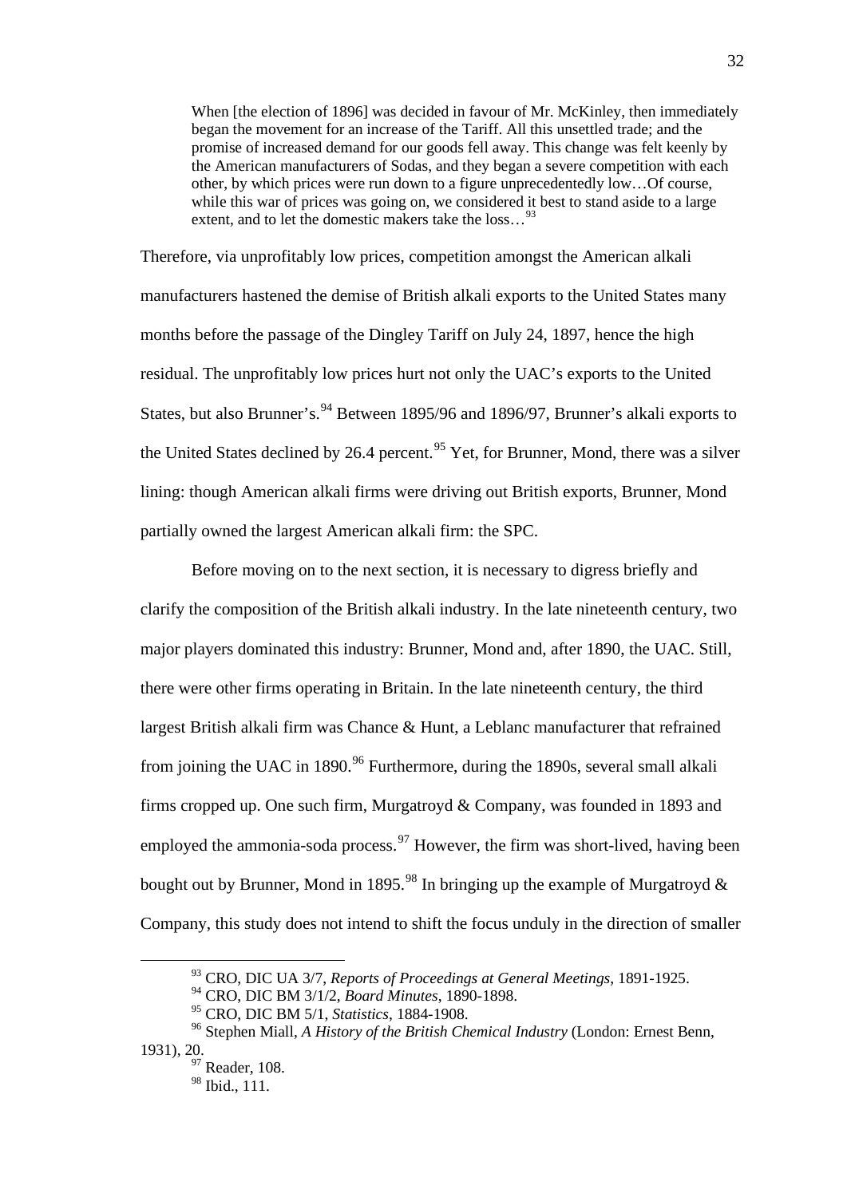> When [the election of 1896] was decided in favour of Mr. McKinley, then immediately began the movement for an increase of the Tariff. All this unsettled trade; and the promise of increased demand for our goods fell away. This change was felt keenly by the American manufacturers of Sodas, and they began a severe competition with each other, by which prices were run down to a figure unprecedentedly low…Of course, while this war of prices was going on, we considered it best to stand aside to a large extent, and to let the domestic makers take the loss…[93]

Therefore, via unprofitably low prices, competition amongst the American alkali manufacturers hastened the demise of British alkali exports to the United States many months before the passage of the Dingley Tariff on July 24, 1897, hence the high residual. The unprofitably low prices hurt not only the UAC's exports to the United States, but also Brunner's.[94] Between 1895/96 and 1896/97, Brunner's alkali exports to the United States declined by 26.4 percent.[95] Yet, for Brunner, Mond, there was a silver lining: though American alkali firms were driving out British exports, Brunner, Mond partially owned the largest American alkali firm: the SPC.

Before moving on to the next section, it is necessary to digress briefly and clarify the composition of the British alkali industry. In the late nineteenth century, two major players dominated this industry: Brunner, Mond and, after 1890, the UAC. Still, there were other firms operating in Britain. In the late nineteenth century, the third largest British alkali firm was Chance & Hunt, a Leblanc manufacturer that refrained from joining the UAC in 1890.[96] Furthermore, during the 1890s, several small alkali firms cropped up. One such firm, Murgatroyd & Company, was founded in 1893 and employed the ammonia-soda process.[97] However, the firm was short-lived, having been bought out by Brunner, Mond in 1895.[98] In bringing up the example of Murgatroyd & Company, this study does not intend to shift the focus unduly in the direction of smaller

---

[93] CRO, DIC UA 3/7, *Reports of Proceedings at General Meetings*, 1891-1925.

[94] CRO, DIC BM 3/1/2, *Board Minutes*, 1890-1898.

[95] CRO, DIC BM 5/1, *Statistics*, 1884-1908.

[96] Stephen Miall, *A History of the British Chemical Industry* (London: Ernest Benn, 1931), 20.

[97] Reader, 108.

[98] Ibid., 111.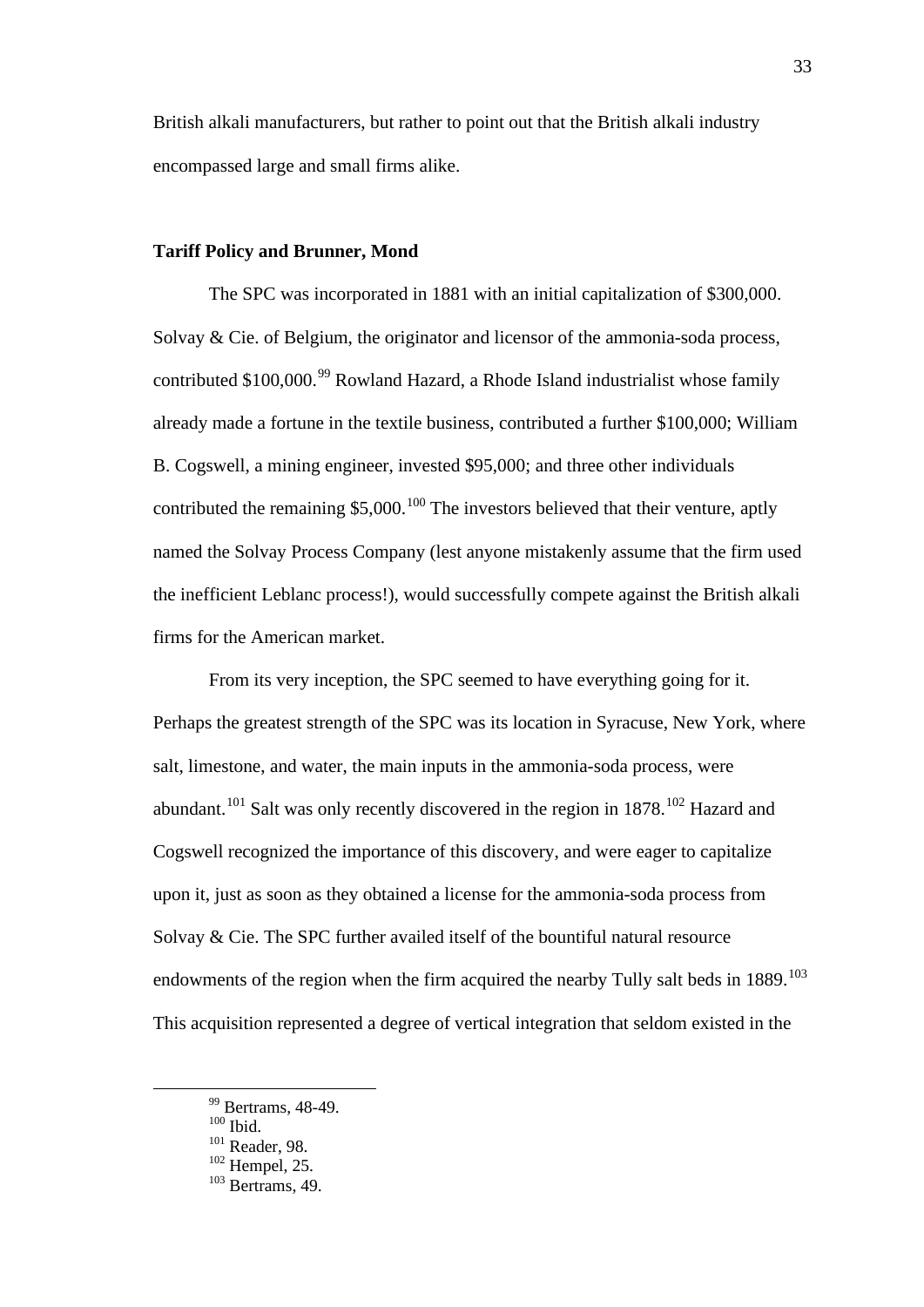British alkali manufacturers, but rather to point out that the British alkali industry encompassed large and small firms alike.

### Tariff Policy and Brunner, Mond

The SPC was incorporated in 1881 with an initial capitalization of $300,000. Solvay & Cie. of Belgium, the originator and licensor of the ammonia-soda process, contributed $100,000.[99] Rowland Hazard, a Rhode Island industrialist whose family already made a fortune in the textile business, contributed a further $100,000; William B. Cogswell, a mining engineer, invested $95,000; and three other individuals contributed the remaining $5,000.[100] The investors believed that their venture, aptly named the Solvay Process Company (lest anyone mistakenly assume that the firm used the inefficient Leblanc process!), would successfully compete against the British alkali firms for the American market.

From its very inception, the SPC seemed to have everything going for it. Perhaps the greatest strength of the SPC was its location in Syracuse, New York, where salt, limestone, and water, the main inputs in the ammonia-soda process, were abundant.[101] Salt was only recently discovered in the region in 1878.[102] Hazard and Cogswell recognized the importance of this discovery, and were eager to capitalize upon it, just as soon as they obtained a license for the ammonia-soda process from Solvay & Cie. The SPC further availed itself of the bountiful natural resource endowments of the region when the firm acquired the nearby Tully salt beds in 1889.[103] This acquisition represented a degree of vertical integration that seldom existed in the

---

[99] Bertrams, 48-49.

[100] Ibid.

[101] Reader, 98.

[102] Hempel, 25.

[103] Bertrams, 49.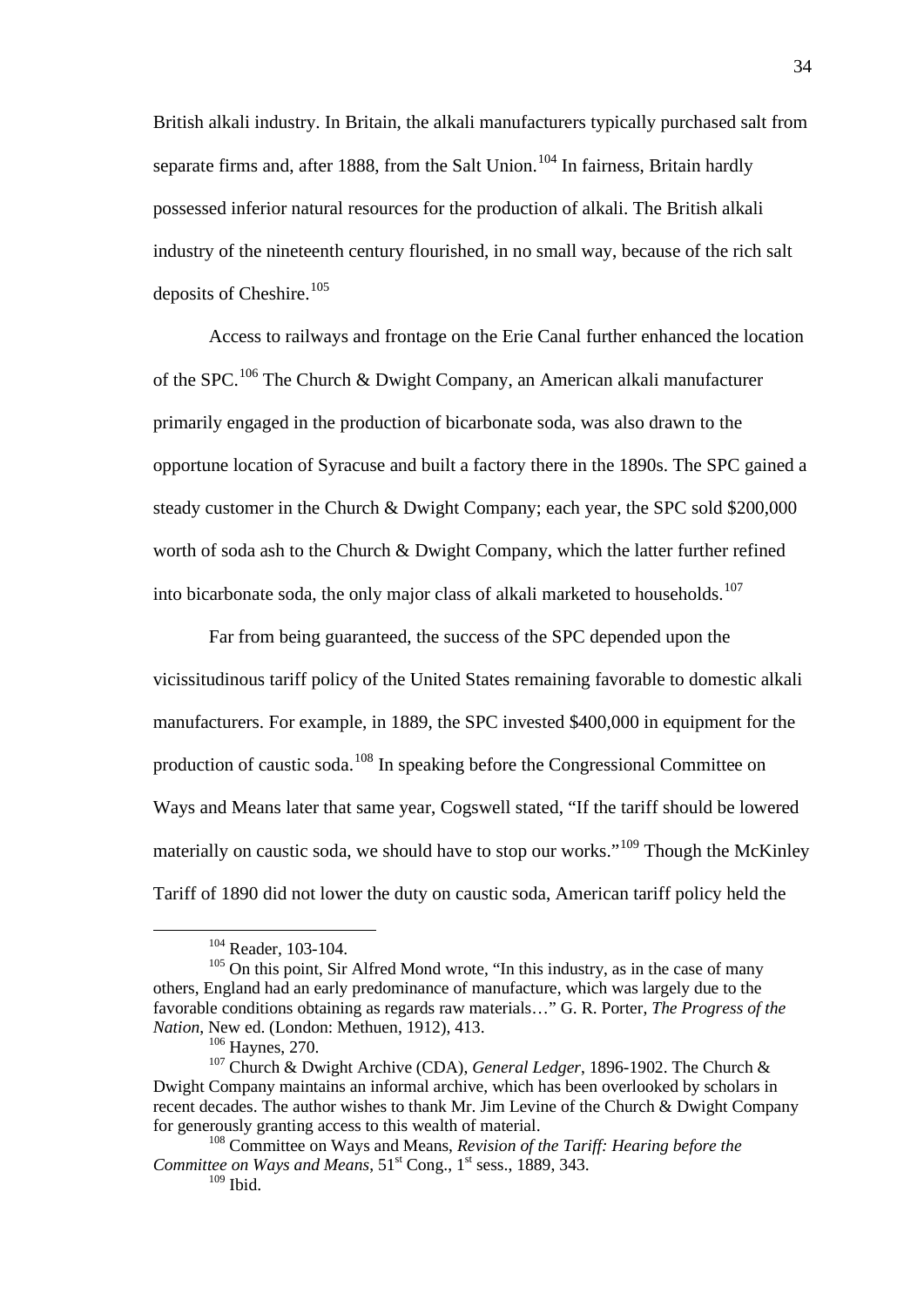British alkali industry. In Britain, the alkali manufacturers typically purchased salt from separate firms and, after 1888, from the Salt Union.[104] In fairness, Britain hardly possessed inferior natural resources for the production of alkali. The British alkali industry of the nineteenth century flourished, in no small way, because of the rich salt deposits of Cheshire.[105]

Access to railways and frontage on the Erie Canal further enhanced the location of the SPC.[106] The Church & Dwight Company, an American alkali manufacturer primarily engaged in the production of bicarbonate soda, was also drawn to the opportune location of Syracuse and built a factory there in the 1890s. The SPC gained a steady customer in the Church & Dwight Company; each year, the SPC sold $200,000 worth of soda ash to the Church & Dwight Company, which the latter further refined into bicarbonate soda, the only major class of alkali marketed to households.[107]

Far from being guaranteed, the success of the SPC depended upon the vicissitudinous tariff policy of the United States remaining favorable to domestic alkali manufacturers. For example, in 1889, the SPC invested $400,000 in equipment for the production of caustic soda.[108] In speaking before the Congressional Committee on Ways and Means later that same year, Cogswell stated, "If the tariff should be lowered materially on caustic soda, we should have to stop our works."[109] Though the McKinley Tariff of 1890 did not lower the duty on caustic soda, American tariff policy held the

---

[104] Reader, 103-104.

[105] On this point, Sir Alfred Mond wrote, "In this industry, as in the case of many others, England had an early predominance of manufacture, which was largely due to the favorable conditions obtaining as regards raw materials…" G. R. Porter, *The Progress of the Nation*, New ed. (London: Methuen, 1912), 413.

[106] Haynes, 270.

[107] Church & Dwight Archive (CDA), *General Ledger*, 1896-1902. The Church & Dwight Company maintains an informal archive, which has been overlooked by scholars in recent decades. The author wishes to thank Mr. Jim Levine of the Church & Dwight Company for generously granting access to this wealth of material.

[108] Committee on Ways and Means, *Revision of the Tariff: Hearing before the Committee on Ways and Means*, 51st Cong., 1st sess., 1889, 343.

[109] Ibid.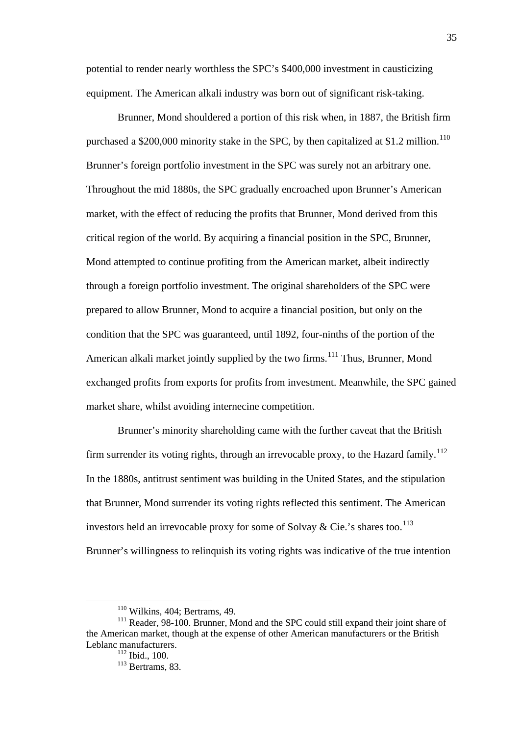potential to render nearly worthless the SPC's $400,000 investment in causticizing equipment. The American alkali industry was born out of significant risk-taking.

Brunner, Mond shouldered a portion of this risk when, in 1887, the British firm purchased a $200,000 minority stake in the SPC, by then capitalized at $1.2 million.[110] Brunner's foreign portfolio investment in the SPC was surely not an arbitrary one. Throughout the mid 1880s, the SPC gradually encroached upon Brunner's American market, with the effect of reducing the profits that Brunner, Mond derived from this critical region of the world. By acquiring a financial position in the SPC, Brunner, Mond attempted to continue profiting from the American market, albeit indirectly through a foreign portfolio investment. The original shareholders of the SPC were prepared to allow Brunner, Mond to acquire a financial position, but only on the condition that the SPC was guaranteed, until 1892, four-ninths of the portion of the American alkali market jointly supplied by the two firms.[111] Thus, Brunner, Mond exchanged profits from exports for profits from investment. Meanwhile, the SPC gained market share, whilst avoiding internecine competition.

Brunner's minority shareholding came with the further caveat that the British firm surrender its voting rights, through an irrevocable proxy, to the Hazard family.[112] In the 1880s, antitrust sentiment was building in the United States, and the stipulation that Brunner, Mond surrender its voting rights reflected this sentiment. The American investors held an irrevocable proxy for some of Solvay & Cie.'s shares too.[113] Brunner's willingness to relinquish its voting rights was indicative of the true intention

---

[110] Wilkins, 404; Bertrams, 49.

[111] Reader, 98-100. Brunner, Mond and the SPC could still expand their joint share of the American market, though at the expense of other American manufacturers or the British Leblanc manufacturers.

[112] Ibid., 100.

[113] Bertrams, 83.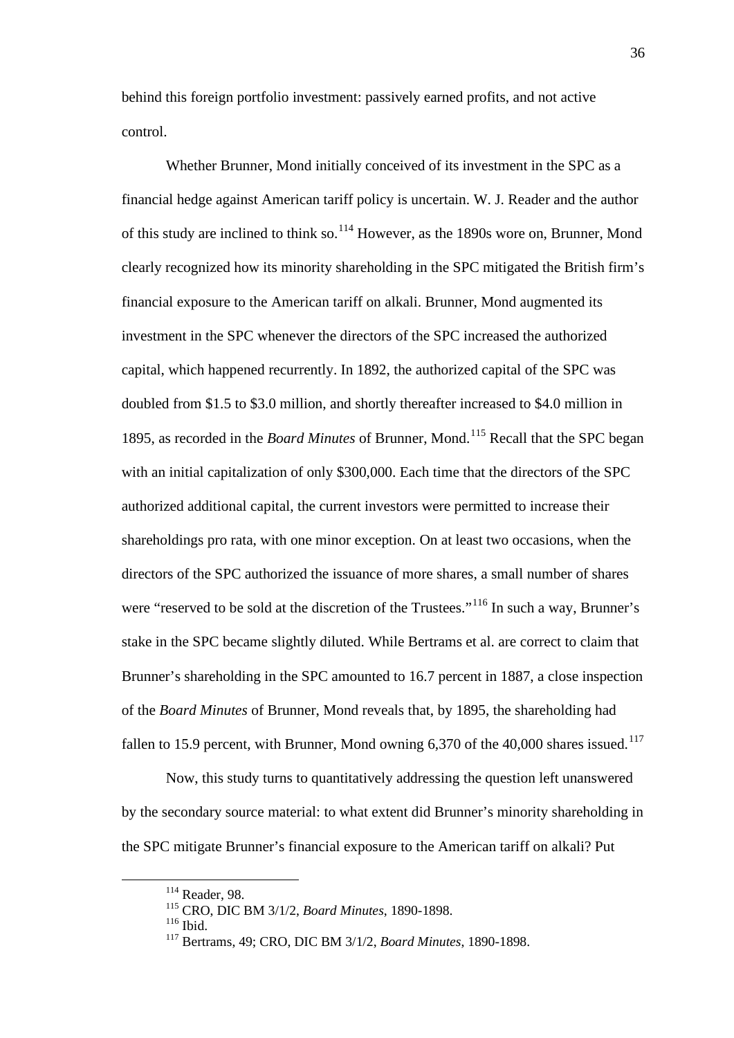behind this foreign portfolio investment: passively earned profits, and not active control.

Whether Brunner, Mond initially conceived of its investment in the SPC as a financial hedge against American tariff policy is uncertain. W. J. Reader and the author of this study are inclined to think so.[114] However, as the 1890s wore on, Brunner, Mond clearly recognized how its minority shareholding in the SPC mitigated the British firm's financial exposure to the American tariff on alkali. Brunner, Mond augmented its investment in the SPC whenever the directors of the SPC increased the authorized capital, which happened recurrently. In 1892, the authorized capital of the SPC was doubled from \$1.5 to \$3.0 million, and shortly thereafter increased to \$4.0 million in 1895, as recorded in the *Board Minutes* of Brunner, Mond.[115] Recall that the SPC began with an initial capitalization of only \$300,000. Each time that the directors of the SPC authorized additional capital, the current investors were permitted to increase their shareholdings pro rata, with one minor exception. On at least two occasions, when the directors of the SPC authorized the issuance of more shares, a small number of shares were "reserved to be sold at the discretion of the Trustees."[116] In such a way, Brunner's stake in the SPC became slightly diluted. While Bertrams et al. are correct to claim that Brunner's shareholding in the SPC amounted to 16.7 percent in 1887, a close inspection of the *Board Minutes* of Brunner, Mond reveals that, by 1895, the shareholding had fallen to 15.9 percent, with Brunner, Mond owning 6,370 of the 40,000 shares issued.[117]

Now, this study turns to quantitatively addressing the question left unanswered by the secondary source material: to what extent did Brunner's minority shareholding in the SPC mitigate Brunner's financial exposure to the American tariff on alkali? Put

[114] Reader, 98.
[115] CRO, DIC BM 3/1/2, *Board Minutes*, 1890-1898.
[116] Ibid.
[117] Bertrams, 49; CRO, DIC BM 3/1/2, *Board Minutes*, 1890-1898.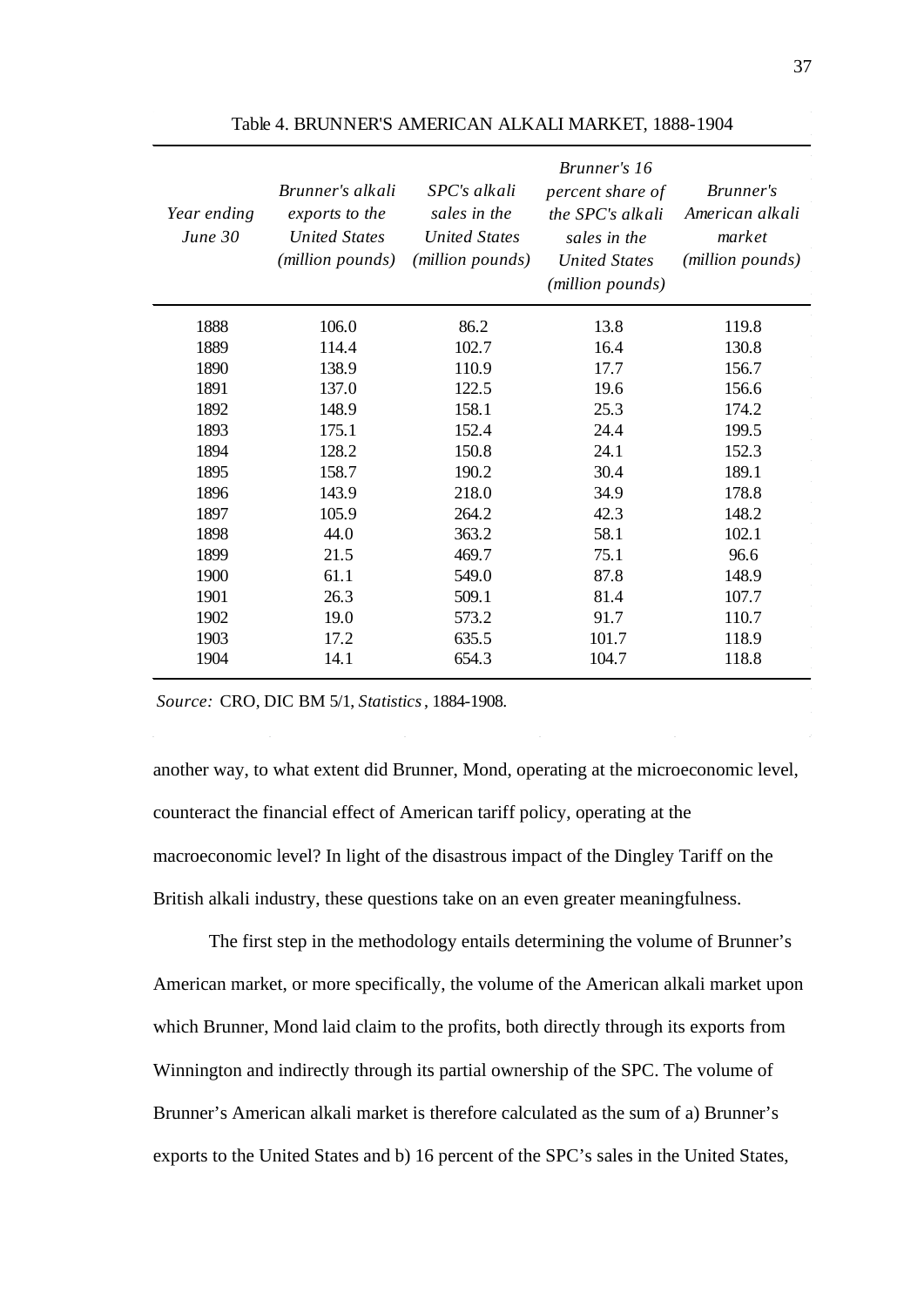Table 4. BRUNNER'S AMERICAN ALKALI MARKET, 1888-1904

| *Year ending June 30* | *Brunner's alkali exports to the United States (million pounds)* | *SPC's alkali sales in the United States (million pounds)* | *Brunner's 16 percent share of the SPC's alkali sales in the United States (million pounds)* | *Brunner's American alkali market (million pounds)* |
|---|---|---|---|---|
| 1888 | 106.0 | 86.2 | 13.8 | 119.8 |
| 1889 | 114.4 | 102.7 | 16.4 | 130.8 |
| 1890 | 138.9 | 110.9 | 17.7 | 156.7 |
| 1891 | 137.0 | 122.5 | 19.6 | 156.6 |
| 1892 | 148.9 | 158.1 | 25.3 | 174.2 |
| 1893 | 175.1 | 152.4 | 24.4 | 199.5 |
| 1894 | 128.2 | 150.8 | 24.1 | 152.3 |
| 1895 | 158.7 | 190.2 | 30.4 | 189.1 |
| 1896 | 143.9 | 218.0 | 34.9 | 178.8 |
| 1897 | 105.9 | 264.2 | 42.3 | 148.2 |
| 1898 | 44.0 | 363.2 | 58.1 | 102.1 |
| 1899 | 21.5 | 469.7 | 75.1 | 96.6 |
| 1900 | 61.1 | 549.0 | 87.8 | 148.9 |
| 1901 | 26.3 | 509.1 | 81.4 | 107.7 |
| 1902 | 19.0 | 573.2 | 91.7 | 110.7 |
| 1903 | 17.2 | 635.5 | 101.7 | 118.9 |
| 1904 | 14.1 | 654.3 | 104.7 | 118.8 |

*Source:* CRO, DIC BM 5/1, *Statistics*, 1884-1908.

another way, to what extent did Brunner, Mond, operating at the microeconomic level, counteract the financial effect of American tariff policy, operating at the macroeconomic level? In light of the disastrous impact of the Dingley Tariff on the British alkali industry, these questions take on an even greater meaningfulness.

The first step in the methodology entails determining the volume of Brunner's American market, or more specifically, the volume of the American alkali market upon which Brunner, Mond laid claim to the profits, both directly through its exports from Winnington and indirectly through its partial ownership of the SPC. The volume of Brunner's American alkali market is therefore calculated as the sum of a) Brunner's exports to the United States and b) 16 percent of the SPC's sales in the United States,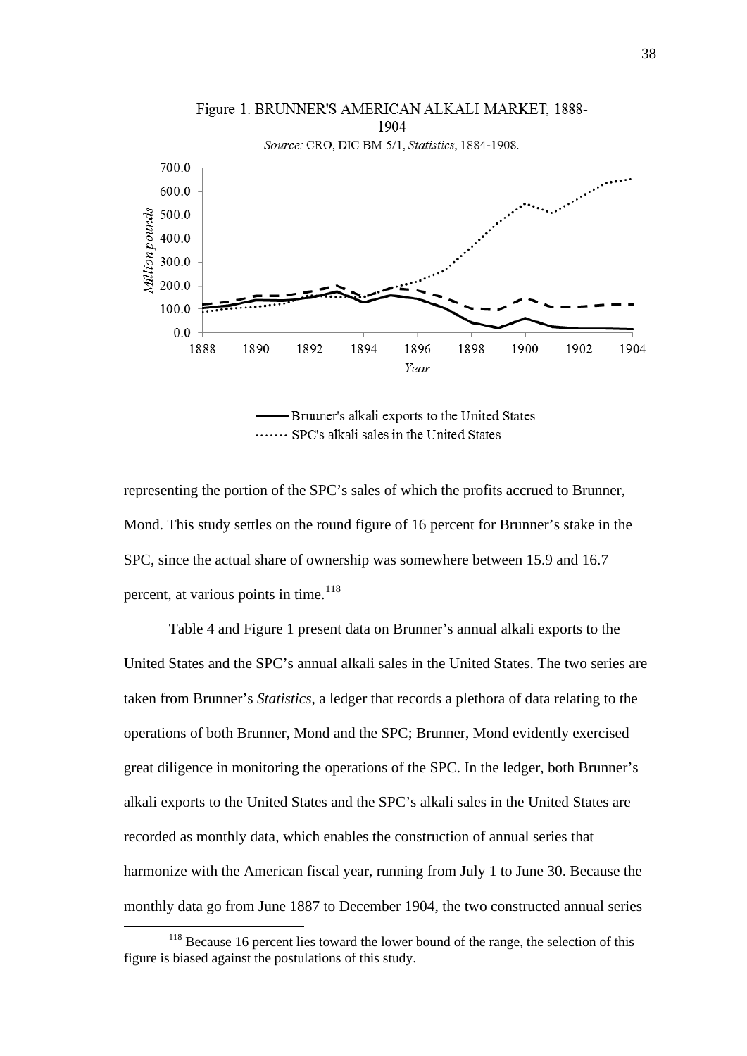Figure 1. BRUNNER'S AMERICAN ALKALI MARKET, 1888-1904

*Source:* CRO, DIC BM 5/1, *Statistics*, 1884-1908.

Bruuner's alkali exports to the United States

SPC's alkali sales in the United States

representing the portion of the SPC's sales of which the profits accrued to Brunner, Mond. This study settles on the round figure of 16 percent for Brunner's stake in the SPC, since the actual share of ownership was somewhere between 15.9 and 16.7 percent, at various points in time.[118]

Table 4 and Figure 1 present data on Brunner's annual alkali exports to the United States and the SPC's annual alkali sales in the United States. The two series are taken from Brunner's *Statistics*, a ledger that records a plethora of data relating to the operations of both Brunner, Mond and the SPC; Brunner, Mond evidently exercised great diligence in monitoring the operations of the SPC. In the ledger, both Brunner's alkali exports to the United States and the SPC's alkali sales in the United States are recorded as monthly data, which enables the construction of annual series that harmonize with the American fiscal year, running from July 1 to June 30. Because the monthly data go from June 1887 to December 1904, the two constructed annual series

[118] Because 16 percent lies toward the lower bound of the range, the selection of this figure is biased against the postulations of this study.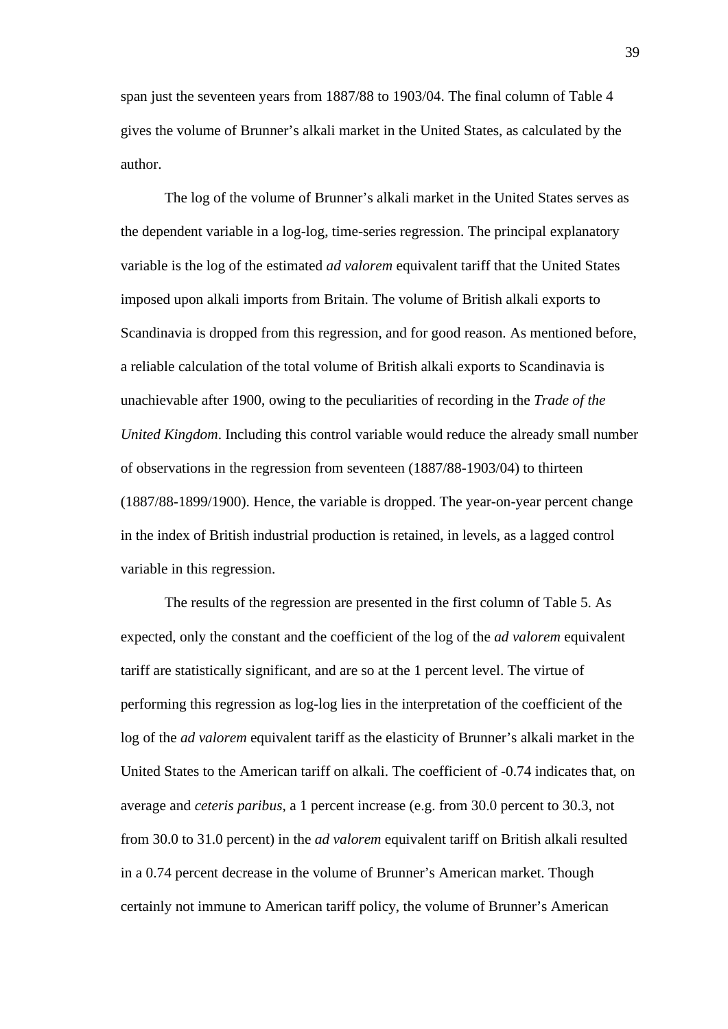span just the seventeen years from 1887/88 to 1903/04. The final column of Table 4 gives the volume of Brunner's alkali market in the United States, as calculated by the author.

The log of the volume of Brunner's alkali market in the United States serves as the dependent variable in a log-log, time-series regression. The principal explanatory variable is the log of the estimated *ad valorem* equivalent tariff that the United States imposed upon alkali imports from Britain. The volume of British alkali exports to Scandinavia is dropped from this regression, and for good reason. As mentioned before, a reliable calculation of the total volume of British alkali exports to Scandinavia is unachievable after 1900, owing to the peculiarities of recording in the *Trade of the United Kingdom*. Including this control variable would reduce the already small number of observations in the regression from seventeen (1887/88-1903/04) to thirteen (1887/88-1899/1900). Hence, the variable is dropped. The year-on-year percent change in the index of British industrial production is retained, in levels, as a lagged control variable in this regression.

The results of the regression are presented in the first column of Table 5. As expected, only the constant and the coefficient of the log of the *ad valorem* equivalent tariff are statistically significant, and are so at the 1 percent level. The virtue of performing this regression as log-log lies in the interpretation of the coefficient of the log of the *ad valorem* equivalent tariff as the elasticity of Brunner's alkali market in the United States to the American tariff on alkali. The coefficient of -0.74 indicates that, on average and *ceteris paribus*, a 1 percent increase (e.g. from 30.0 percent to 30.3, not from 30.0 to 31.0 percent) in the *ad valorem* equivalent tariff on British alkali resulted in a 0.74 percent decrease in the volume of Brunner's American market. Though certainly not immune to American tariff policy, the volume of Brunner's American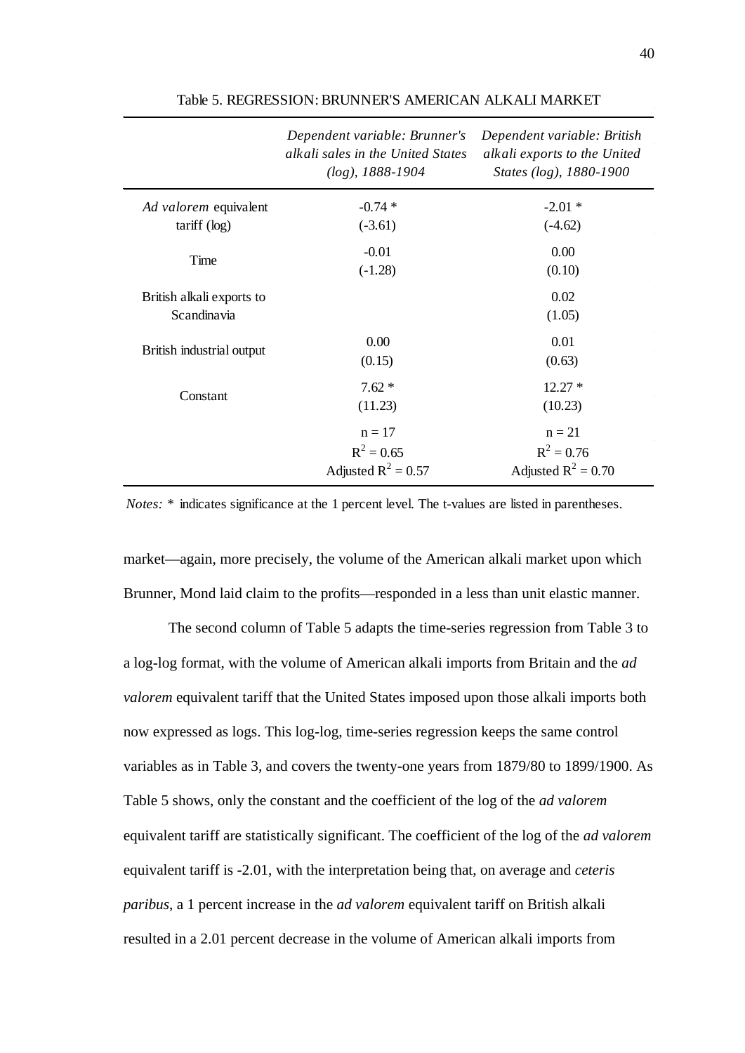Table 5. REGRESSION: BRUNNER'S AMERICAN ALKALI MARKET

| | *Dependent variable: Brunner's alkali sales in the United States (log), 1888-1904* | *Dependent variable: British alkali exports to the United States (log), 1880-1900* |
|---|---|---|
| *Ad valorem* equivalent tariff (log) | -0.74 * (-3.61) | -2.01 * (-4.62) |
| Time | -0.01 (-1.28) | 0.00 (0.10) |
| British alkali exports to Scandinavia | | 0.02 (1.05) |
| British industrial output | 0.00 (0.15) | 0.01 (0.63) |
| Constant | 7.62 * (11.23) | 12.27 * (10.23) |
| | n = 17, $R^2 = 0.65$, Adjusted $R^2 = 0.57$ | n = 21, $R^2 = 0.76$, Adjusted $R^2 = 0.70$ |

*Notes:* * indicates significance at the 1 percent level. The t-values are listed in parentheses.

market—again, more precisely, the volume of the American alkali market upon which Brunner, Mond laid claim to the profits—responded in a less than unit elastic manner.

The second column of Table 5 adapts the time-series regression from Table 3 to a log-log format, with the volume of American alkali imports from Britain and the *ad valorem* equivalent tariff that the United States imposed upon those alkali imports both now expressed as logs. This log-log, time-series regression keeps the same control variables as in Table 3, and covers the twenty-one years from 1879/80 to 1899/1900. As Table 5 shows, only the constant and the coefficient of the log of the *ad valorem* equivalent tariff are statistically significant. The coefficient of the log of the *ad valorem* equivalent tariff is -2.01, with the interpretation being that, on average and *ceteris paribus*, a 1 percent increase in the *ad valorem* equivalent tariff on British alkali resulted in a 2.01 percent decrease in the volume of American alkali imports from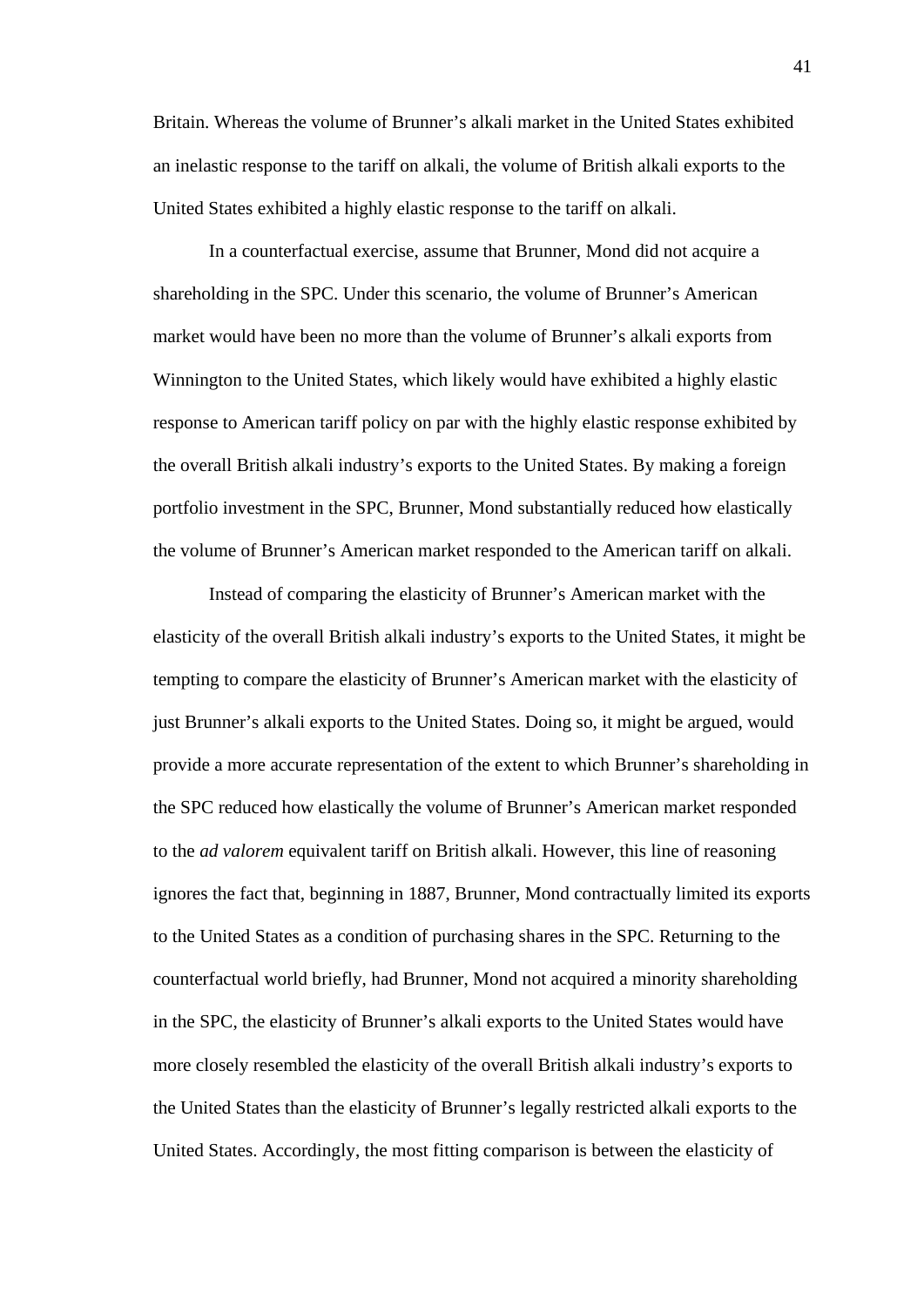Britain. Whereas the volume of Brunner's alkali market in the United States exhibited an inelastic response to the tariff on alkali, the volume of British alkali exports to the United States exhibited a highly elastic response to the tariff on alkali.

In a counterfactual exercise, assume that Brunner, Mond did not acquire a shareholding in the SPC. Under this scenario, the volume of Brunner's American market would have been no more than the volume of Brunner's alkali exports from Winnington to the United States, which likely would have exhibited a highly elastic response to American tariff policy on par with the highly elastic response exhibited by the overall British alkali industry's exports to the United States. By making a foreign portfolio investment in the SPC, Brunner, Mond substantially reduced how elastically the volume of Brunner's American market responded to the American tariff on alkali.

Instead of comparing the elasticity of Brunner's American market with the elasticity of the overall British alkali industry's exports to the United States, it might be tempting to compare the elasticity of Brunner's American market with the elasticity of just Brunner's alkali exports to the United States. Doing so, it might be argued, would provide a more accurate representation of the extent to which Brunner's shareholding in the SPC reduced how elastically the volume of Brunner's American market responded to the *ad valorem* equivalent tariff on British alkali. However, this line of reasoning ignores the fact that, beginning in 1887, Brunner, Mond contractually limited its exports to the United States as a condition of purchasing shares in the SPC. Returning to the counterfactual world briefly, had Brunner, Mond not acquired a minority shareholding in the SPC, the elasticity of Brunner's alkali exports to the United States would have more closely resembled the elasticity of the overall British alkali industry's exports to the United States than the elasticity of Brunner's legally restricted alkali exports to the United States. Accordingly, the most fitting comparison is between the elasticity of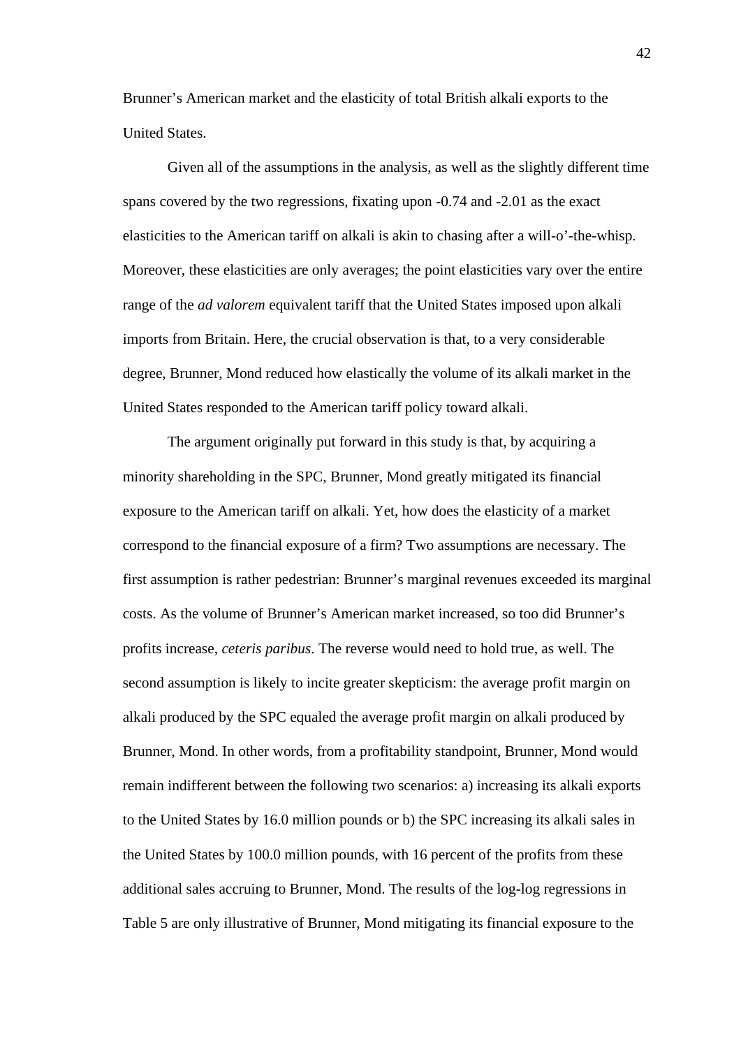Brunner's American market and the elasticity of total British alkali exports to the United States.

Given all of the assumptions in the analysis, as well as the slightly different time spans covered by the two regressions, fixating upon -0.74 and -2.01 as the exact elasticities to the American tariff on alkali is akin to chasing after a will-o'-the-whisp. Moreover, these elasticities are only averages; the point elasticities vary over the entire range of the *ad valorem* equivalent tariff that the United States imposed upon alkali imports from Britain. Here, the crucial observation is that, to a very considerable degree, Brunner, Mond reduced how elastically the volume of its alkali market in the United States responded to the American tariff policy toward alkali.

The argument originally put forward in this study is that, by acquiring a minority shareholding in the SPC, Brunner, Mond greatly mitigated its financial exposure to the American tariff on alkali. Yet, how does the elasticity of a market correspond to the financial exposure of a firm? Two assumptions are necessary. The first assumption is rather pedestrian: Brunner's marginal revenues exceeded its marginal costs. As the volume of Brunner's American market increased, so too did Brunner's profits increase, *ceteris paribus*. The reverse would need to hold true, as well. The second assumption is likely to incite greater skepticism: the average profit margin on alkali produced by the SPC equaled the average profit margin on alkali produced by Brunner, Mond. In other words, from a profitability standpoint, Brunner, Mond would remain indifferent between the following two scenarios: a) increasing its alkali exports to the United States by 16.0 million pounds or b) the SPC increasing its alkali sales in the United States by 100.0 million pounds, with 16 percent of the profits from these additional sales accruing to Brunner, Mond. The results of the log-log regressions in Table 5 are only illustrative of Brunner, Mond mitigating its financial exposure to the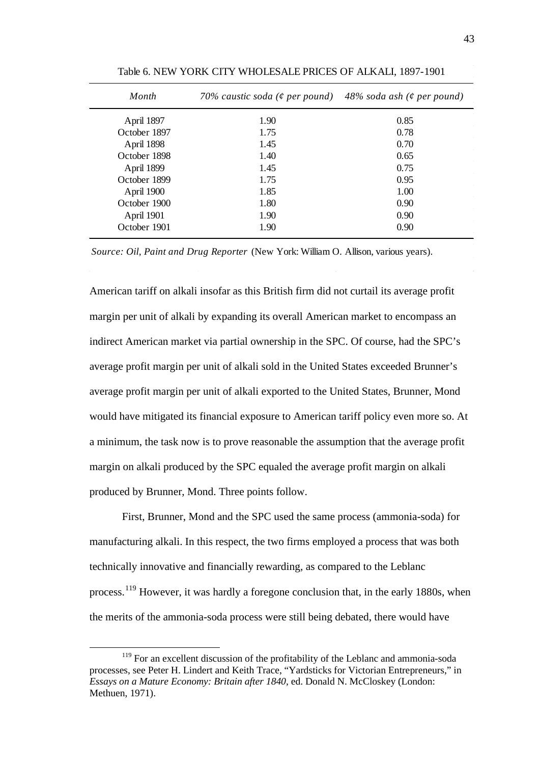Table 6. NEW YORK CITY WHOLESALE PRICES OF ALKALI, 1897-1901

| *Month* | *70% caustic soda (¢ per pound)* | *48% soda ash (¢ per pound)* |
|---|---|---|
| April 1897 | 1.90 | 0.85 |
| October 1897 | 1.75 | 0.78 |
| April 1898 | 1.45 | 0.70 |
| October 1898 | 1.40 | 0.65 |
| April 1899 | 1.45 | 0.75 |
| October 1899 | 1.75 | 0.95 |
| April 1900 | 1.85 | 1.00 |
| October 1900 | 1.80 | 0.90 |
| April 1901 | 1.90 | 0.90 |
| October 1901 | 1.90 | 0.90 |

*Source: Oil, Paint and Drug Reporter* (New York: William O. Allison, various years).

American tariff on alkali insofar as this British firm did not curtail its average profit margin per unit of alkali by expanding its overall American market to encompass an indirect American market via partial ownership in the SPC. Of course, had the SPC's average profit margin per unit of alkali sold in the United States exceeded Brunner's average profit margin per unit of alkali exported to the United States, Brunner, Mond would have mitigated its financial exposure to American tariff policy even more so. At a minimum, the task now is to prove reasonable the assumption that the average profit margin on alkali produced by the SPC equaled the average profit margin on alkali produced by Brunner, Mond. Three points follow.

First, Brunner, Mond and the SPC used the same process (ammonia-soda) for manufacturing alkali. In this respect, the two firms employed a process that was both technically innovative and financially rewarding, as compared to the Leblanc process.[119] However, it was hardly a foregone conclusion that, in the early 1880s, when the merits of the ammonia-soda process were still being debated, there would have

[119] For an excellent discussion of the profitability of the Leblanc and ammonia-soda processes, see Peter H. Lindert and Keith Trace, "Yardsticks for Victorian Entrepreneurs," in *Essays on a Mature Economy: Britain after 1840*, ed. Donald N. McCloskey (London: Methuen, 1971).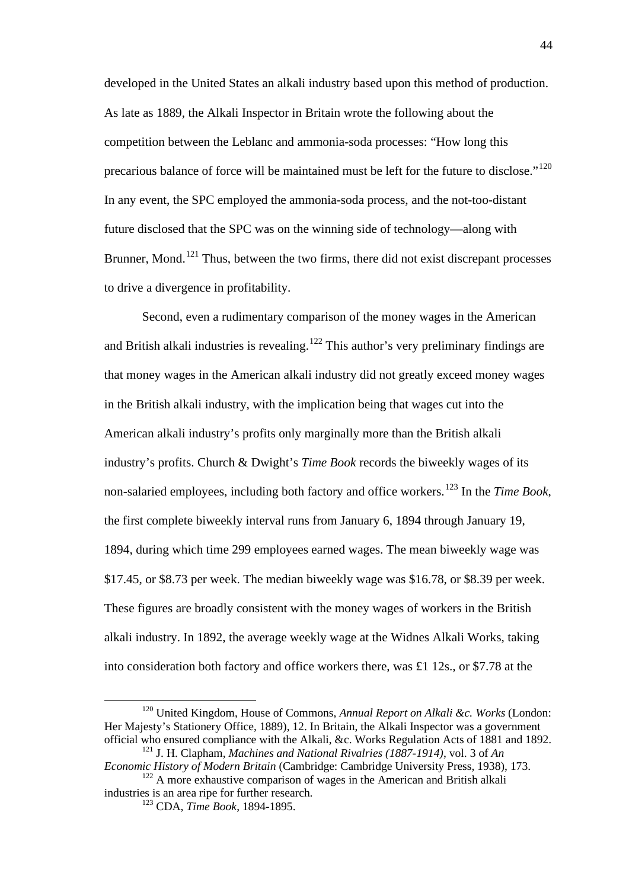developed in the United States an alkali industry based upon this method of production. As late as 1889, the Alkali Inspector in Britain wrote the following about the competition between the Leblanc and ammonia-soda processes: “How long this precarious balance of force will be maintained must be left for the future to disclose.”[120] In any event, the SPC employed the ammonia-soda process, and the not-too-distant future disclosed that the SPC was on the winning side of technology—along with Brunner, Mond.[121] Thus, between the two firms, there did not exist discrepant processes to drive a divergence in profitability.

Second, even a rudimentary comparison of the money wages in the American and British alkali industries is revealing.[122] This author’s very preliminary findings are that money wages in the American alkali industry did not greatly exceed money wages in the British alkali industry, with the implication being that wages cut into the American alkali industry’s profits only marginally more than the British alkali industry’s profits. Church & Dwight’s *Time Book* records the biweekly wages of its non-salaried employees, including both factory and office workers.[123] In the *Time Book*, the first complete biweekly interval runs from January 6, 1894 through January 19, 1894, during which time 299 employees earned wages. The mean biweekly wage was $17.45, or $8.73 per week. The median biweekly wage was $16.78, or $8.39 per week. These figures are broadly consistent with the money wages of workers in the British alkali industry. In 1892, the average weekly wage at the Widnes Alkali Works, taking into consideration both factory and office workers there, was £1 12s., or $7.78 at the

---

[120] United Kingdom, House of Commons, *Annual Report on Alkali &c. Works* (London: Her Majesty’s Stationery Office, 1889), 12. In Britain, the Alkali Inspector was a government official who ensured compliance with the Alkali, &c. Works Regulation Acts of 1881 and 1892.

[121] J. H. Clapham, *Machines and National Rivalries (1887-1914)*, vol. 3 of *An Economic History of Modern Britain* (Cambridge: Cambridge University Press, 1938), 173.

[122] A more exhaustive comparison of wages in the American and British alkali industries is an area ripe for further research.

[123] CDA, *Time Book*, 1894-1895.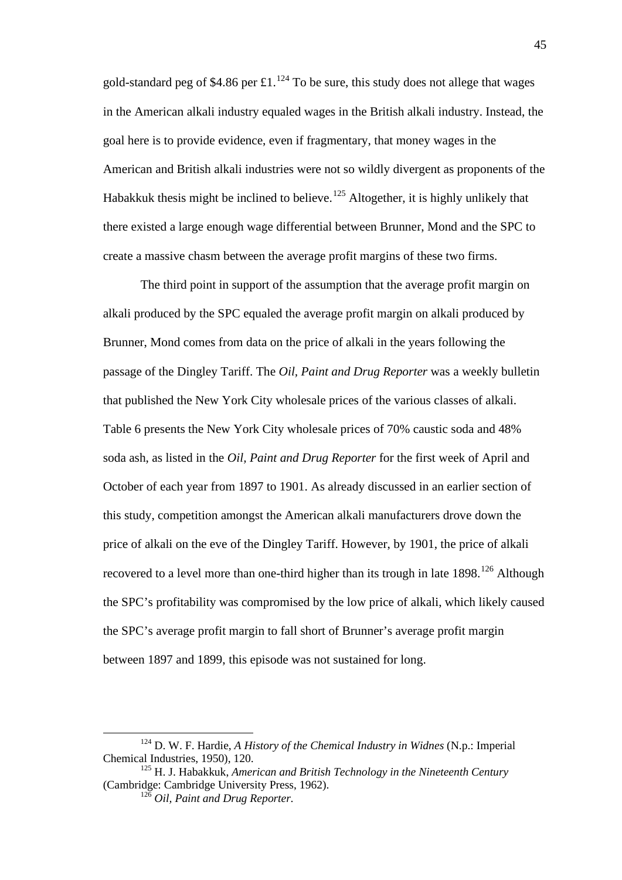gold-standard peg of $4.86 per £1.[124] To be sure, this study does not allege that wages in the American alkali industry equaled wages in the British alkali industry. Instead, the goal here is to provide evidence, even if fragmentary, that money wages in the American and British alkali industries were not so wildly divergent as proponents of the Habakkuk thesis might be inclined to believe.[125] Altogether, it is highly unlikely that there existed a large enough wage differential between Brunner, Mond and the SPC to create a massive chasm between the average profit margins of these two firms.

The third point in support of the assumption that the average profit margin on alkali produced by the SPC equaled the average profit margin on alkali produced by Brunner, Mond comes from data on the price of alkali in the years following the passage of the Dingley Tariff. The *Oil, Paint and Drug Reporter* was a weekly bulletin that published the New York City wholesale prices of the various classes of alkali. Table 6 presents the New York City wholesale prices of 70% caustic soda and 48% soda ash, as listed in the *Oil, Paint and Drug Reporter* for the first week of April and October of each year from 1897 to 1901. As already discussed in an earlier section of this study, competition amongst the American alkali manufacturers drove down the price of alkali on the eve of the Dingley Tariff. However, by 1901, the price of alkali recovered to a level more than one-third higher than its trough in late 1898.[126] Although the SPC's profitability was compromised by the low price of alkali, which likely caused the SPC's average profit margin to fall short of Brunner's average profit margin between 1897 and 1899, this episode was not sustained for long.

---

[124] D. W. F. Hardie, *A History of the Chemical Industry in Widnes* (N.p.: Imperial Chemical Industries, 1950), 120.

[125] H. J. Habakkuk, *American and British Technology in the Nineteenth Century* (Cambridge: Cambridge University Press, 1962).

[126] *Oil, Paint and Drug Reporter.*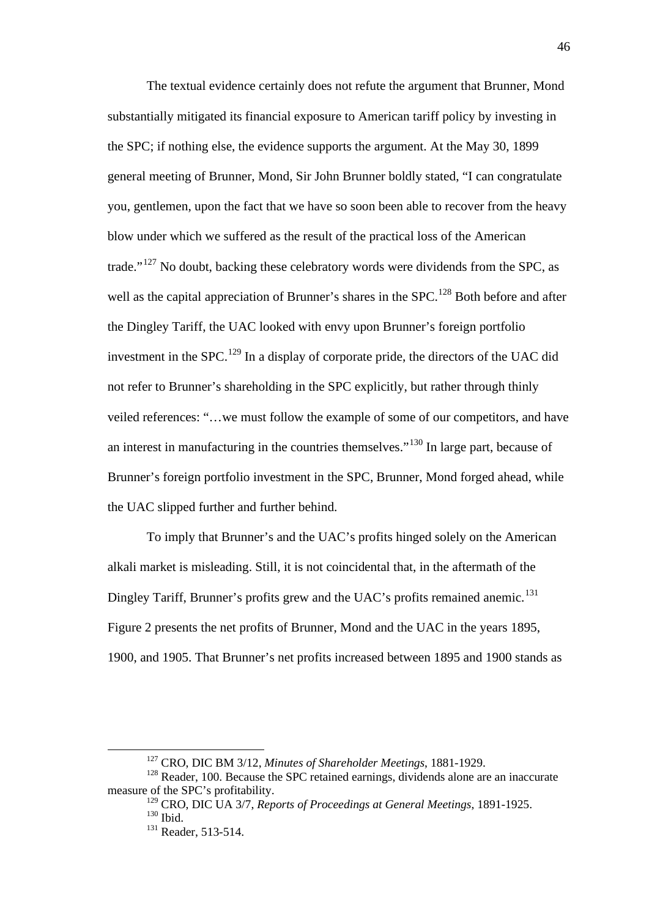The textual evidence certainly does not refute the argument that Brunner, Mond substantially mitigated its financial exposure to American tariff policy by investing in the SPC; if nothing else, the evidence supports the argument. At the May 30, 1899 general meeting of Brunner, Mond, Sir John Brunner boldly stated, "I can congratulate you, gentlemen, upon the fact that we have so soon been able to recover from the heavy blow under which we suffered as the result of the practical loss of the American trade."[127] No doubt, backing these celebratory words were dividends from the SPC, as well as the capital appreciation of Brunner's shares in the SPC.[128] Both before and after the Dingley Tariff, the UAC looked with envy upon Brunner's foreign portfolio investment in the SPC.[129] In a display of corporate pride, the directors of the UAC did not refer to Brunner's shareholding in the SPC explicitly, but rather through thinly veiled references: "…we must follow the example of some of our competitors, and have an interest in manufacturing in the countries themselves."[130] In large part, because of Brunner's foreign portfolio investment in the SPC, Brunner, Mond forged ahead, while the UAC slipped further and further behind.

To imply that Brunner's and the UAC's profits hinged solely on the American alkali market is misleading. Still, it is not coincidental that, in the aftermath of the Dingley Tariff, Brunner's profits grew and the UAC's profits remained anemic.[131] Figure 2 presents the net profits of Brunner, Mond and the UAC in the years 1895, 1900, and 1905. That Brunner's net profits increased between 1895 and 1900 stands as

---

[127] CRO, DIC BM 3/12, *Minutes of Shareholder Meetings*, 1881-1929.

[128] Reader, 100. Because the SPC retained earnings, dividends alone are an inaccurate measure of the SPC's profitability.

[129] CRO, DIC UA 3/7, *Reports of Proceedings at General Meetings*, 1891-1925.

[130] Ibid.

[131] Reader, 513-514.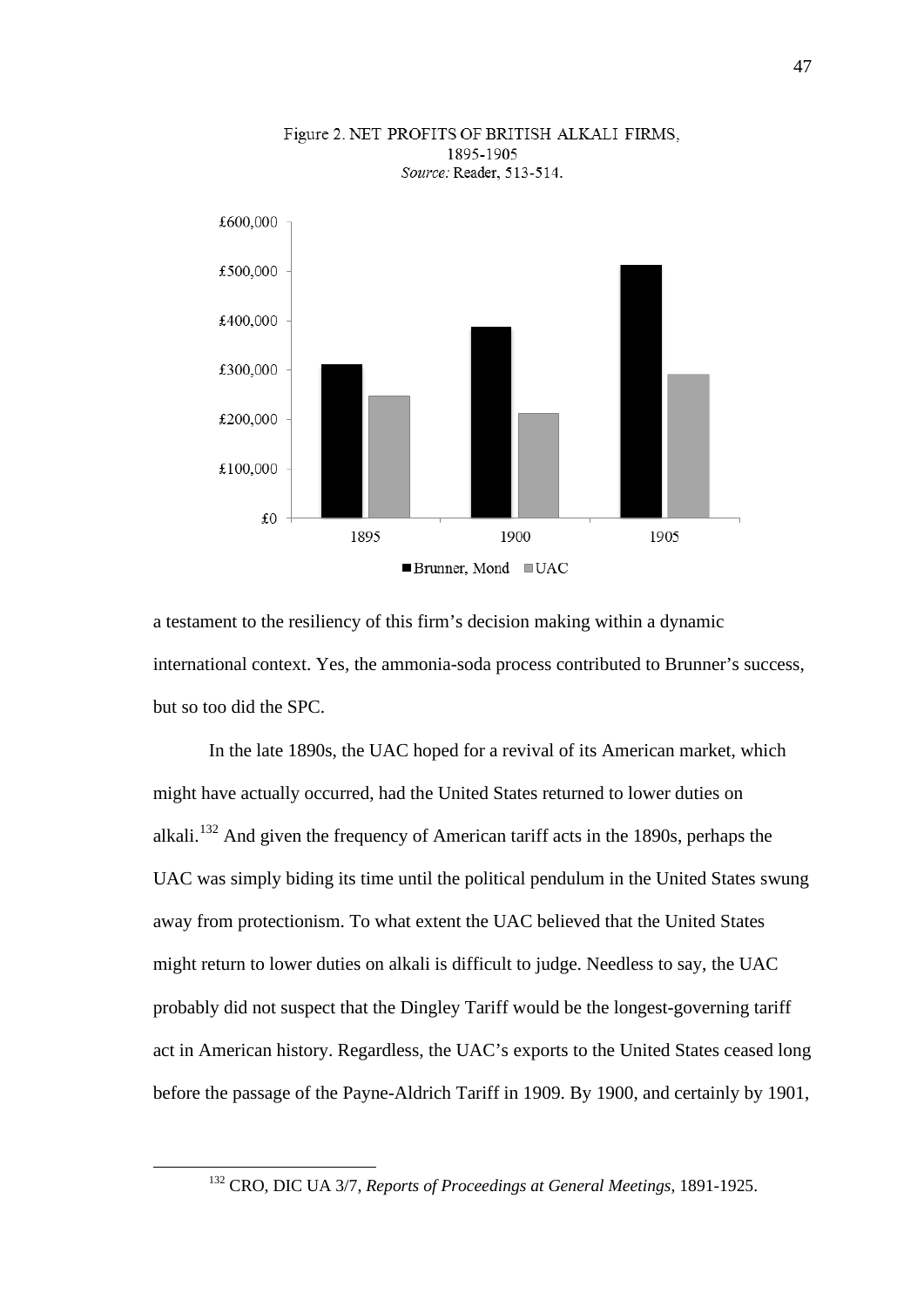Figure 2. NET PROFITS OF BRITISH ALKALI FIRMS, 1895-1905

*Source:* Reader, 513-514.

a testament to the resiliency of this firm's decision making within a dynamic international context. Yes, the ammonia-soda process contributed to Brunner's success, but so too did the SPC.

In the late 1890s, the UAC hoped for a revival of its American market, which might have actually occurred, had the United States returned to lower duties on alkali.[132] And given the frequency of American tariff acts in the 1890s, perhaps the UAC was simply biding its time until the political pendulum in the United States swung away from protectionism. To what extent the UAC believed that the United States might return to lower duties on alkali is difficult to judge. Needless to say, the UAC probably did not suspect that the Dingley Tariff would be the longest-governing tariff act in American history. Regardless, the UAC's exports to the United States ceased long before the passage of the Payne-Aldrich Tariff in 1909. By 1900, and certainly by 1901,

[132] CRO, DIC UA 3/7, *Reports of Proceedings at General Meetings*, 1891-1925.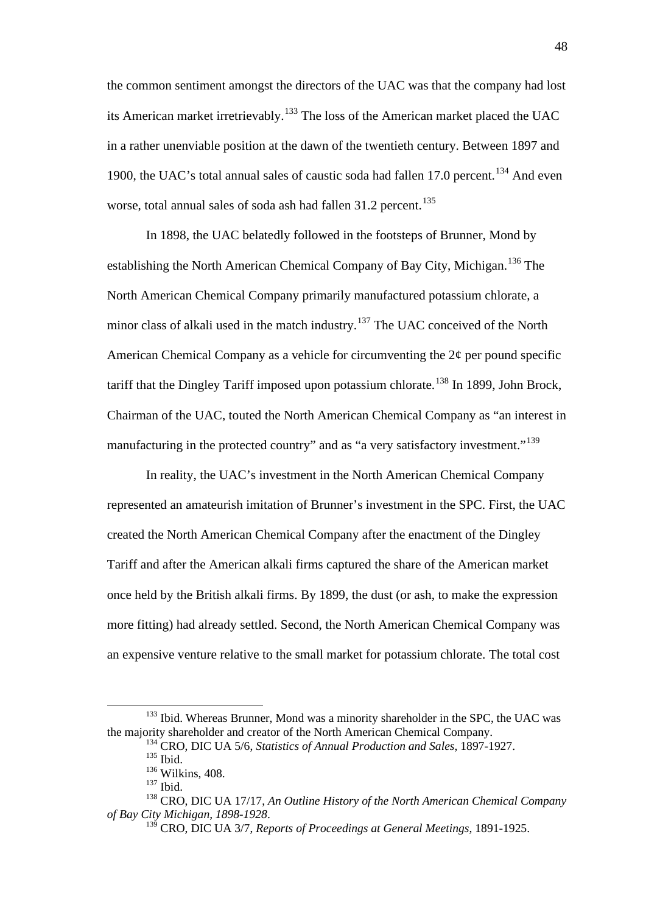the common sentiment amongst the directors of the UAC was that the company had lost its American market irretrievably.[133] The loss of the American market placed the UAC in a rather unenviable position at the dawn of the twentieth century. Between 1897 and 1900, the UAC's total annual sales of caustic soda had fallen 17.0 percent.[134] And even worse, total annual sales of soda ash had fallen 31.2 percent.[135]

In 1898, the UAC belatedly followed in the footsteps of Brunner, Mond by establishing the North American Chemical Company of Bay City, Michigan.[136] The North American Chemical Company primarily manufactured potassium chlorate, a minor class of alkali used in the match industry.[137] The UAC conceived of the North American Chemical Company as a vehicle for circumventing the 2¢ per pound specific tariff that the Dingley Tariff imposed upon potassium chlorate.[138] In 1899, John Brock, Chairman of the UAC, touted the North American Chemical Company as "an interest in manufacturing in the protected country" and as "a very satisfactory investment."[139]

In reality, the UAC's investment in the North American Chemical Company represented an amateurish imitation of Brunner's investment in the SPC. First, the UAC created the North American Chemical Company after the enactment of the Dingley Tariff and after the American alkali firms captured the share of the American market once held by the British alkali firms. By 1899, the dust (or ash, to make the expression more fitting) had already settled. Second, the North American Chemical Company was an expensive venture relative to the small market for potassium chlorate. The total cost

---

[133] Ibid. Whereas Brunner, Mond was a minority shareholder in the SPC, the UAC was the majority shareholder and creator of the North American Chemical Company.

[134] CRO, DIC UA 5/6, *Statistics of Annual Production and Sales*, 1897-1927.

[135] Ibid.

[136] Wilkins, 408.

[137] Ibid.

[138] CRO, DIC UA 17/17, *An Outline History of the North American Chemical Company of Bay City Michigan, 1898-1928*.

[139] CRO, DIC UA 3/7, *Reports of Proceedings at General Meetings*, 1891-1925.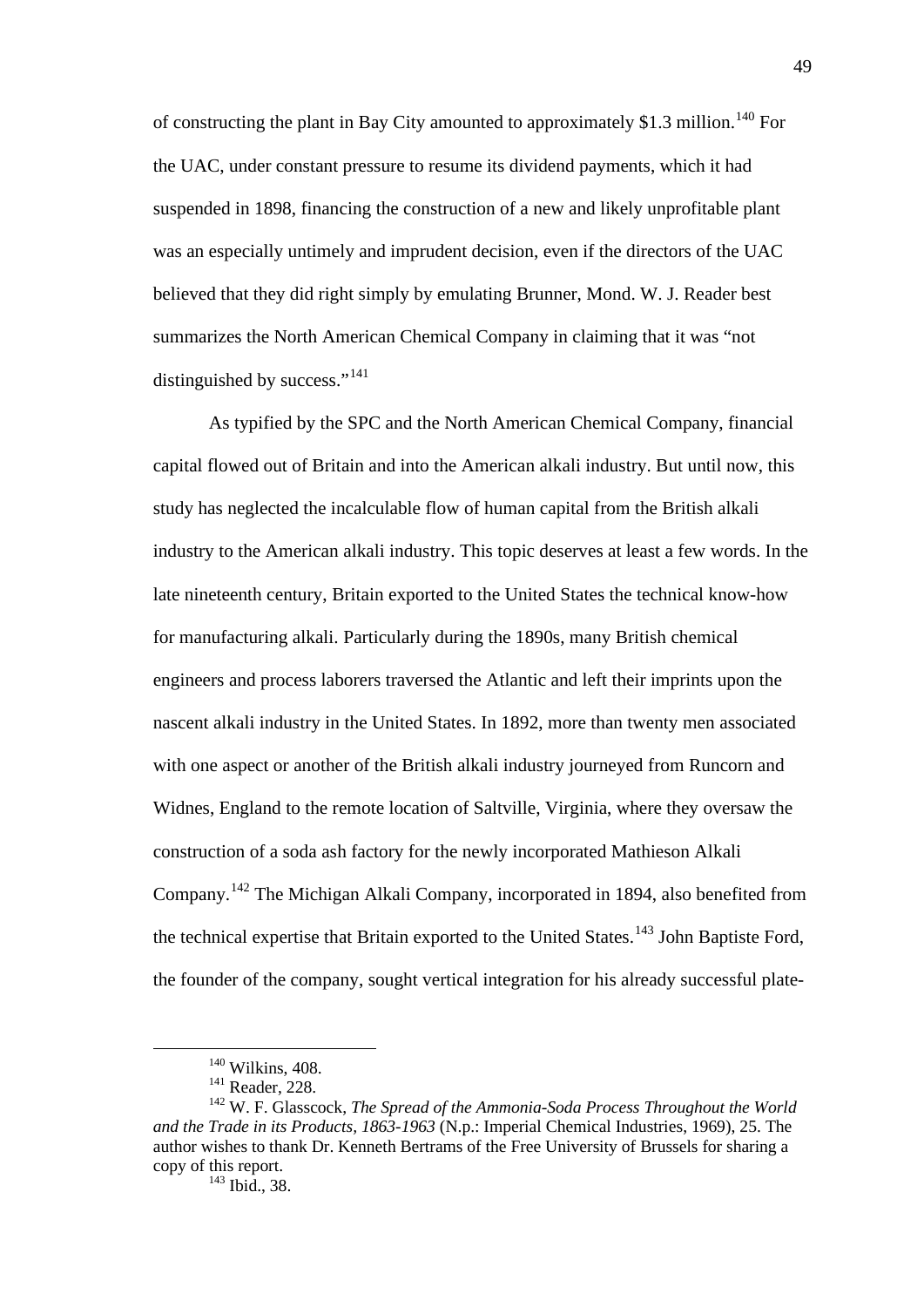of constructing the plant in Bay City amounted to approximately $1.3 million.[140] For the UAC, under constant pressure to resume its dividend payments, which it had suspended in 1898, financing the construction of a new and likely unprofitable plant was an especially untimely and imprudent decision, even if the directors of the UAC believed that they did right simply by emulating Brunner, Mond. W. J. Reader best summarizes the North American Chemical Company in claiming that it was "not distinguished by success."[141]

As typified by the SPC and the North American Chemical Company, financial capital flowed out of Britain and into the American alkali industry. But until now, this study has neglected the incalculable flow of human capital from the British alkali industry to the American alkali industry. This topic deserves at least a few words. In the late nineteenth century, Britain exported to the United States the technical know-how for manufacturing alkali. Particularly during the 1890s, many British chemical engineers and process laborers traversed the Atlantic and left their imprints upon the nascent alkali industry in the United States. In 1892, more than twenty men associated with one aspect or another of the British alkali industry journeyed from Runcorn and Widnes, England to the remote location of Saltville, Virginia, where they oversaw the construction of a soda ash factory for the newly incorporated Mathieson Alkali Company.[142] The Michigan Alkali Company, incorporated in 1894, also benefited from the technical expertise that Britain exported to the United States.[143] John Baptiste Ford, the founder of the company, sought vertical integration for his already successful plate-

---

[140] Wilkins, 408.

[141] Reader, 228.

[142] W. F. Glasscock, *The Spread of the Ammonia-Soda Process Throughout the World and the Trade in its Products, 1863-1963* (N.p.: Imperial Chemical Industries, 1969), 25. The author wishes to thank Dr. Kenneth Bertrams of the Free University of Brussels for sharing a copy of this report.

[143] Ibid., 38.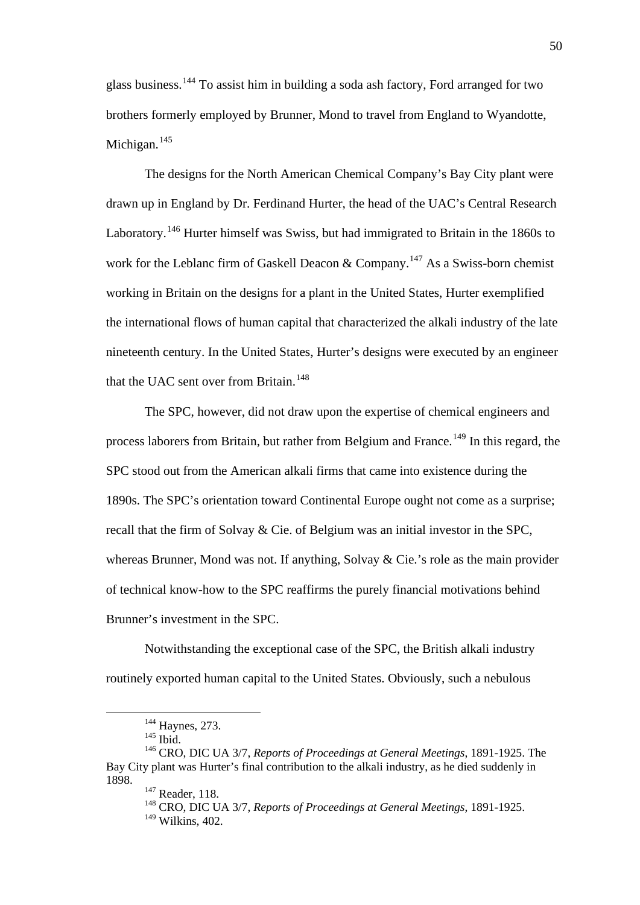glass business.[144] To assist him in building a soda ash factory, Ford arranged for two brothers formerly employed by Brunner, Mond to travel from England to Wyandotte, Michigan.[145]

The designs for the North American Chemical Company's Bay City plant were drawn up in England by Dr. Ferdinand Hurter, the head of the UAC's Central Research Laboratory.[146] Hurter himself was Swiss, but had immigrated to Britain in the 1860s to work for the Leblanc firm of Gaskell Deacon & Company.[147] As a Swiss-born chemist working in Britain on the designs for a plant in the United States, Hurter exemplified the international flows of human capital that characterized the alkali industry of the late nineteenth century. In the United States, Hurter's designs were executed by an engineer that the UAC sent over from Britain.[148]

The SPC, however, did not draw upon the expertise of chemical engineers and process laborers from Britain, but rather from Belgium and France.[149] In this regard, the SPC stood out from the American alkali firms that came into existence during the 1890s. The SPC's orientation toward Continental Europe ought not come as a surprise; recall that the firm of Solvay & Cie. of Belgium was an initial investor in the SPC, whereas Brunner, Mond was not. If anything, Solvay & Cie.'s role as the main provider of technical know-how to the SPC reaffirms the purely financial motivations behind Brunner's investment in the SPC.

Notwithstanding the exceptional case of the SPC, the British alkali industry routinely exported human capital to the United States. Obviously, such a nebulous

---

[144] Haynes, 273.

[145] Ibid.

[146] CRO, DIC UA 3/7, *Reports of Proceedings at General Meetings*, 1891-1925. The Bay City plant was Hurter's final contribution to the alkali industry, as he died suddenly in 1898.

[147] Reader, 118.

[148] CRO, DIC UA 3/7, *Reports of Proceedings at General Meetings*, 1891-1925.

[149] Wilkins, 402.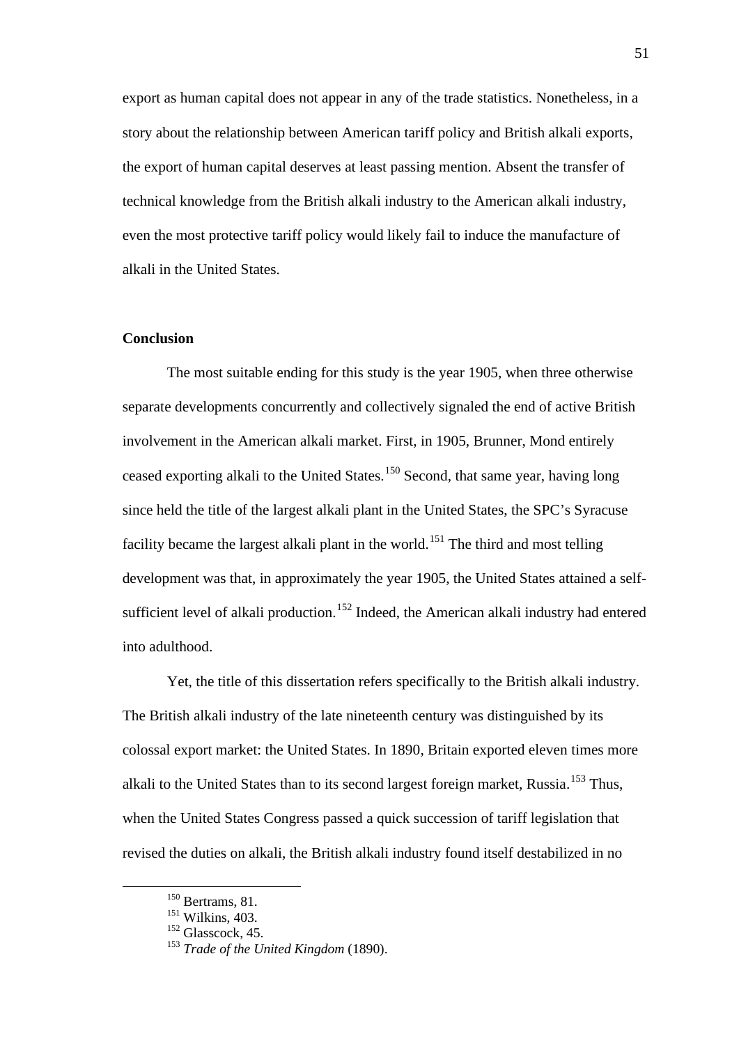export as human capital does not appear in any of the trade statistics. Nonetheless, in a story about the relationship between American tariff policy and British alkali exports, the export of human capital deserves at least passing mention. Absent the transfer of technical knowledge from the British alkali industry to the American alkali industry, even the most protective tariff policy would likely fail to induce the manufacture of alkali in the United States.

## Conclusion

The most suitable ending for this study is the year 1905, when three otherwise separate developments concurrently and collectively signaled the end of active British involvement in the American alkali market. First, in 1905, Brunner, Mond entirely ceased exporting alkali to the United States.[150] Second, that same year, having long since held the title of the largest alkali plant in the United States, the SPC's Syracuse facility became the largest alkali plant in the world.[151] The third and most telling development was that, in approximately the year 1905, the United States attained a self-sufficient level of alkali production.[152] Indeed, the American alkali industry had entered into adulthood.

Yet, the title of this dissertation refers specifically to the British alkali industry. The British alkali industry of the late nineteenth century was distinguished by its colossal export market: the United States. In 1890, Britain exported eleven times more alkali to the United States than to its second largest foreign market, Russia.[153] Thus, when the United States Congress passed a quick succession of tariff legislation that revised the duties on alkali, the British alkali industry found itself destabilized in no

[150] Bertrams, 81.
[151] Wilkins, 403.
[152] Glasscock, 45.
[153] *Trade of the United Kingdom* (1890).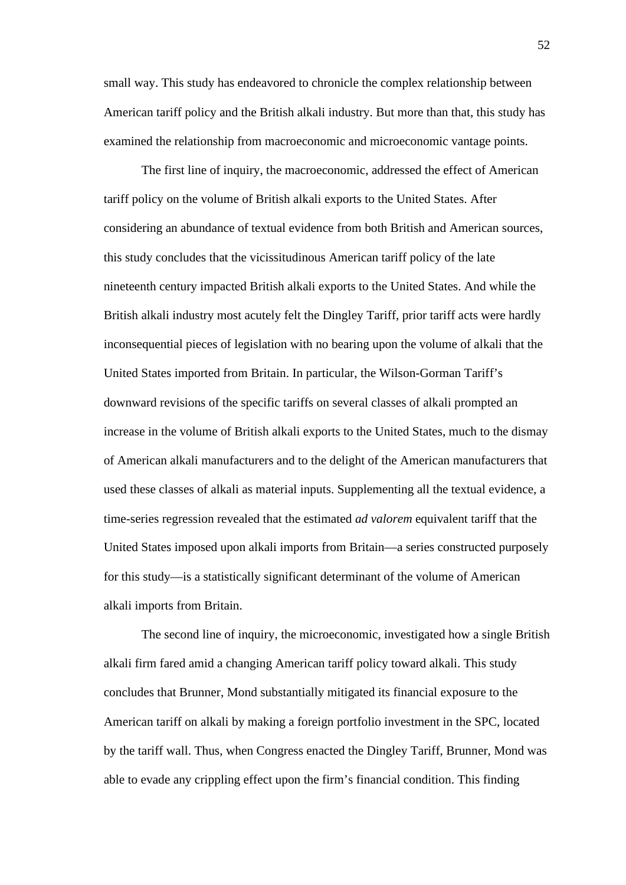small way. This study has endeavored to chronicle the complex relationship between American tariff policy and the British alkali industry. But more than that, this study has examined the relationship from macroeconomic and microeconomic vantage points.

The first line of inquiry, the macroeconomic, addressed the effect of American tariff policy on the volume of British alkali exports to the United States. After considering an abundance of textual evidence from both British and American sources, this study concludes that the vicissitudinous American tariff policy of the late nineteenth century impacted British alkali exports to the United States. And while the British alkali industry most acutely felt the Dingley Tariff, prior tariff acts were hardly inconsequential pieces of legislation with no bearing upon the volume of alkali that the United States imported from Britain. In particular, the Wilson-Gorman Tariff's downward revisions of the specific tariffs on several classes of alkali prompted an increase in the volume of British alkali exports to the United States, much to the dismay of American alkali manufacturers and to the delight of the American manufacturers that used these classes of alkali as material inputs. Supplementing all the textual evidence, a time-series regression revealed that the estimated *ad valorem* equivalent tariff that the United States imposed upon alkali imports from Britain—a series constructed purposely for this study—is a statistically significant determinant of the volume of American alkali imports from Britain.

The second line of inquiry, the microeconomic, investigated how a single British alkali firm fared amid a changing American tariff policy toward alkali. This study concludes that Brunner, Mond substantially mitigated its financial exposure to the American tariff on alkali by making a foreign portfolio investment in the SPC, located by the tariff wall. Thus, when Congress enacted the Dingley Tariff, Brunner, Mond was able to evade any crippling effect upon the firm's financial condition. This finding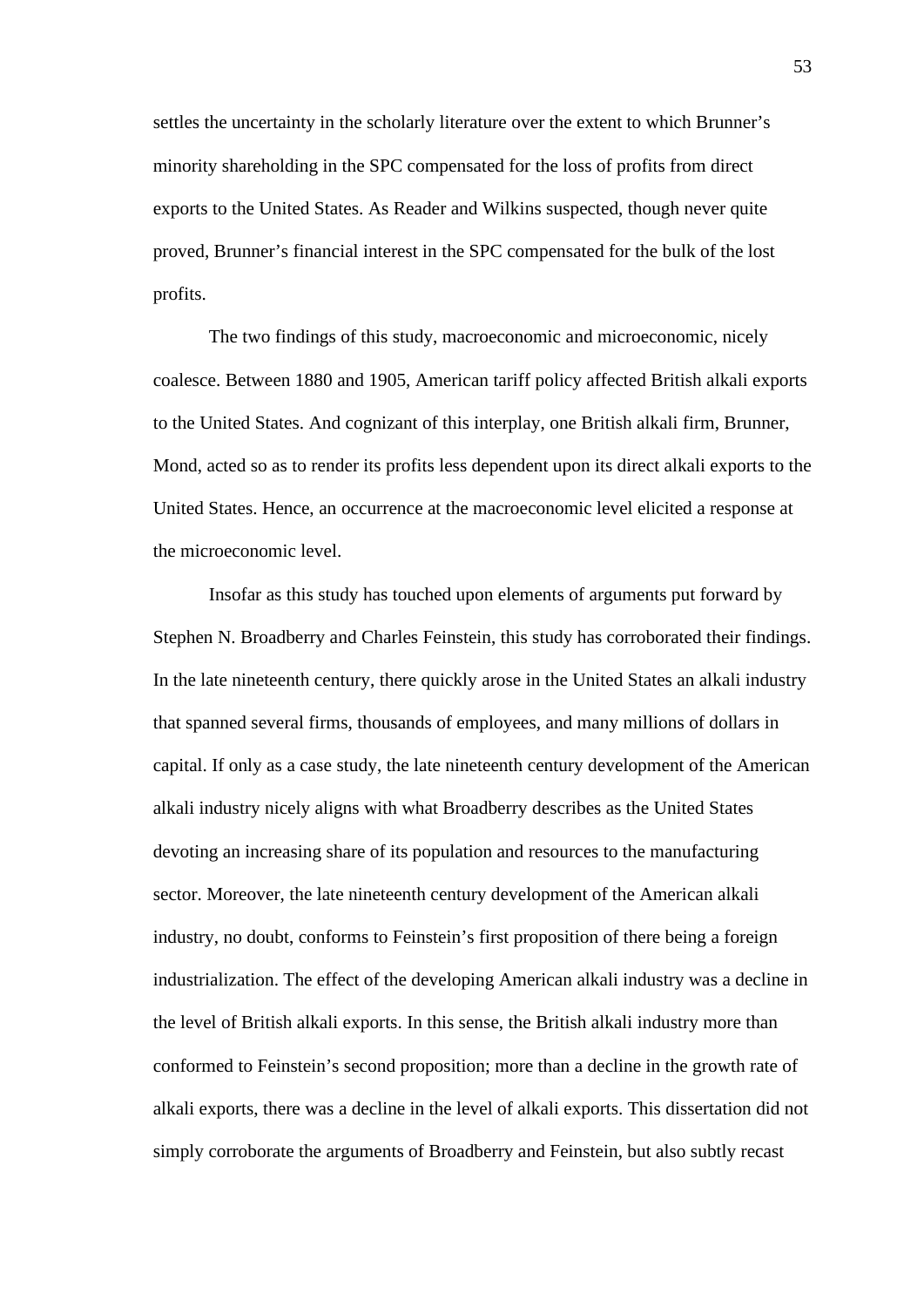settles the uncertainty in the scholarly literature over the extent to which Brunner's minority shareholding in the SPC compensated for the loss of profits from direct exports to the United States. As Reader and Wilkins suspected, though never quite proved, Brunner's financial interest in the SPC compensated for the bulk of the lost profits.

The two findings of this study, macroeconomic and microeconomic, nicely coalesce. Between 1880 and 1905, American tariff policy affected British alkali exports to the United States. And cognizant of this interplay, one British alkali firm, Brunner, Mond, acted so as to render its profits less dependent upon its direct alkali exports to the United States. Hence, an occurrence at the macroeconomic level elicited a response at the microeconomic level.

Insofar as this study has touched upon elements of arguments put forward by Stephen N. Broadberry and Charles Feinstein, this study has corroborated their findings. In the late nineteenth century, there quickly arose in the United States an alkali industry that spanned several firms, thousands of employees, and many millions of dollars in capital. If only as a case study, the late nineteenth century development of the American alkali industry nicely aligns with what Broadberry describes as the United States devoting an increasing share of its population and resources to the manufacturing sector. Moreover, the late nineteenth century development of the American alkali industry, no doubt, conforms to Feinstein's first proposition of there being a foreign industrialization. The effect of the developing American alkali industry was a decline in the level of British alkali exports. In this sense, the British alkali industry more than conformed to Feinstein's second proposition; more than a decline in the growth rate of alkali exports, there was a decline in the level of alkali exports. This dissertation did not simply corroborate the arguments of Broadberry and Feinstein, but also subtly recast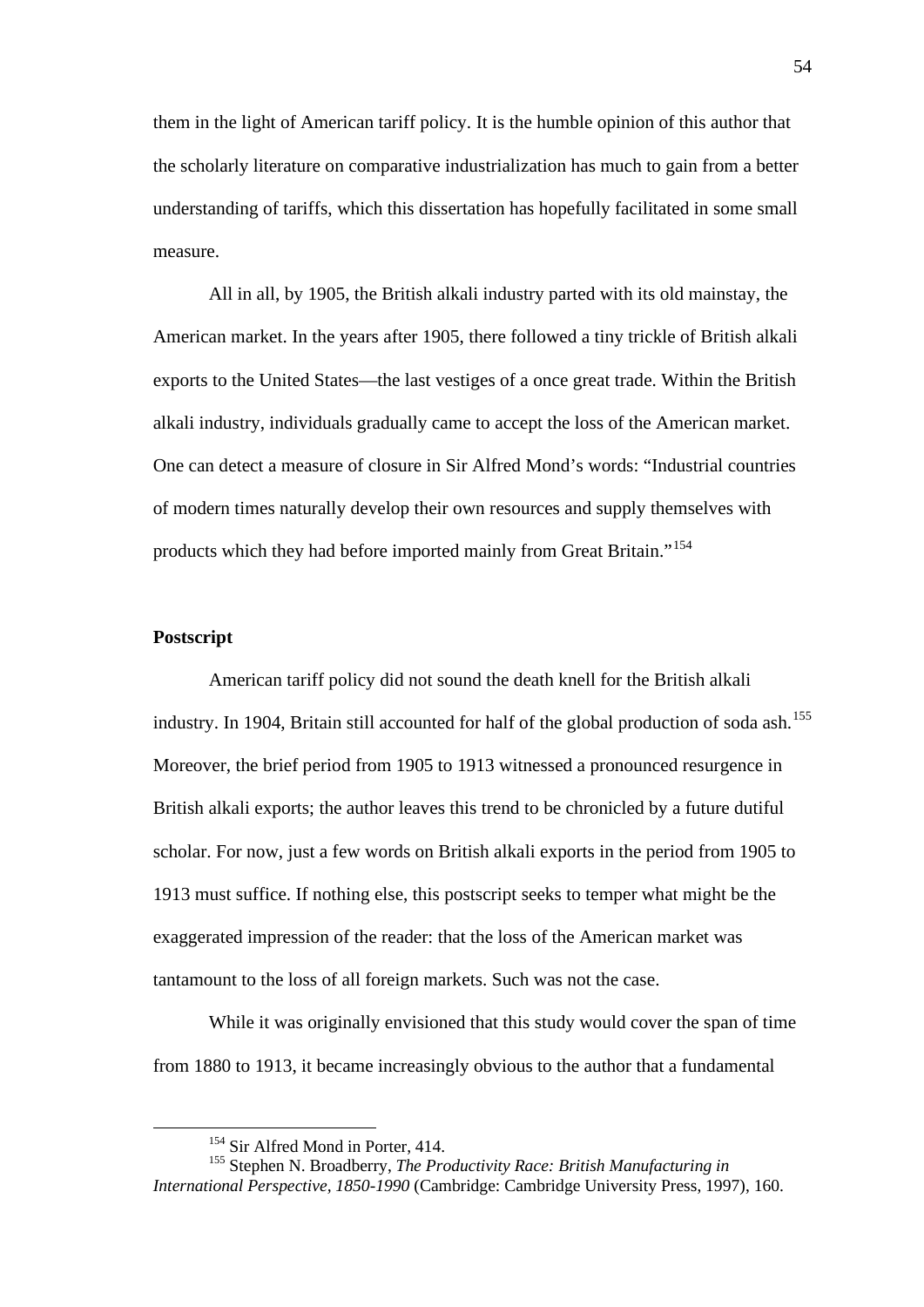them in the light of American tariff policy. It is the humble opinion of this author that the scholarly literature on comparative industrialization has much to gain from a better understanding of tariffs, which this dissertation has hopefully facilitated in some small measure.

All in all, by 1905, the British alkali industry parted with its old mainstay, the American market. In the years after 1905, there followed a tiny trickle of British alkali exports to the United States—the last vestiges of a once great trade. Within the British alkali industry, individuals gradually came to accept the loss of the American market. One can detect a measure of closure in Sir Alfred Mond's words: "Industrial countries of modern times naturally develop their own resources and supply themselves with products which they had before imported mainly from Great Britain."[154]

### Postscript

American tariff policy did not sound the death knell for the British alkali industry. In 1904, Britain still accounted for half of the global production of soda ash.[155] Moreover, the brief period from 1905 to 1913 witnessed a pronounced resurgence in British alkali exports; the author leaves this trend to be chronicled by a future dutiful scholar. For now, just a few words on British alkali exports in the period from 1905 to 1913 must suffice. If nothing else, this postscript seeks to temper what might be the exaggerated impression of the reader: that the loss of the American market was tantamount to the loss of all foreign markets. Such was not the case.

While it was originally envisioned that this study would cover the span of time from 1880 to 1913, it became increasingly obvious to the author that a fundamental

---

[154] Sir Alfred Mond in Porter, 414.

[155] Stephen N. Broadberry, *The Productivity Race: British Manufacturing in International Perspective, 1850-1990* (Cambridge: Cambridge University Press, 1997), 160.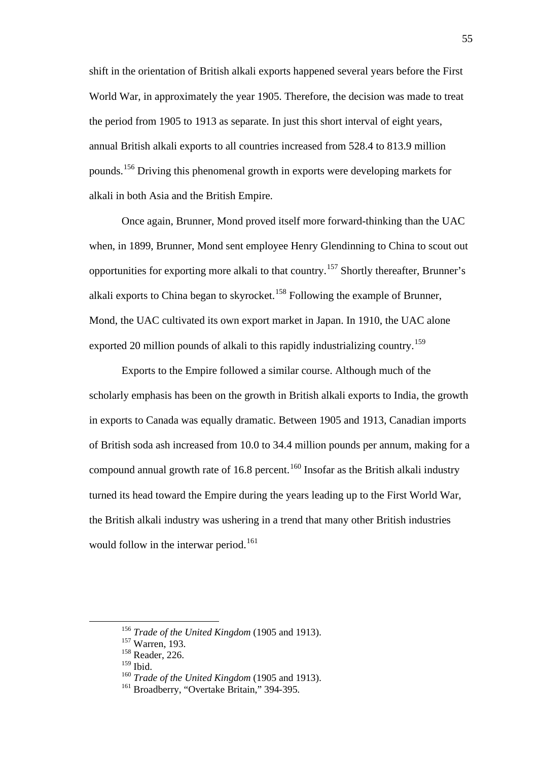shift in the orientation of British alkali exports happened several years before the First World War, in approximately the year 1905. Therefore, the decision was made to treat the period from 1905 to 1913 as separate. In just this short interval of eight years, annual British alkali exports to all countries increased from 528.4 to 813.9 million pounds.[156] Driving this phenomenal growth in exports were developing markets for alkali in both Asia and the British Empire.

Once again, Brunner, Mond proved itself more forward-thinking than the UAC when, in 1899, Brunner, Mond sent employee Henry Glendinning to China to scout out opportunities for exporting more alkali to that country.[157] Shortly thereafter, Brunner's alkali exports to China began to skyrocket.[158] Following the example of Brunner, Mond, the UAC cultivated its own export market in Japan. In 1910, the UAC alone exported 20 million pounds of alkali to this rapidly industrializing country.[159]

Exports to the Empire followed a similar course. Although much of the scholarly emphasis has been on the growth in British alkali exports to India, the growth in exports to Canada was equally dramatic. Between 1905 and 1913, Canadian imports of British soda ash increased from 10.0 to 34.4 million pounds per annum, making for a compound annual growth rate of 16.8 percent.[160] Insofar as the British alkali industry turned its head toward the Empire during the years leading up to the First World War, the British alkali industry was ushering in a trend that many other British industries would follow in the interwar period.[161]

---

[156] *Trade of the United Kingdom* (1905 and 1913).

[157] Warren, 193.

[158] Reader, 226.

[159] Ibid.

[160] *Trade of the United Kingdom* (1905 and 1913).

[161] Broadberry, "Overtake Britain," 394-395.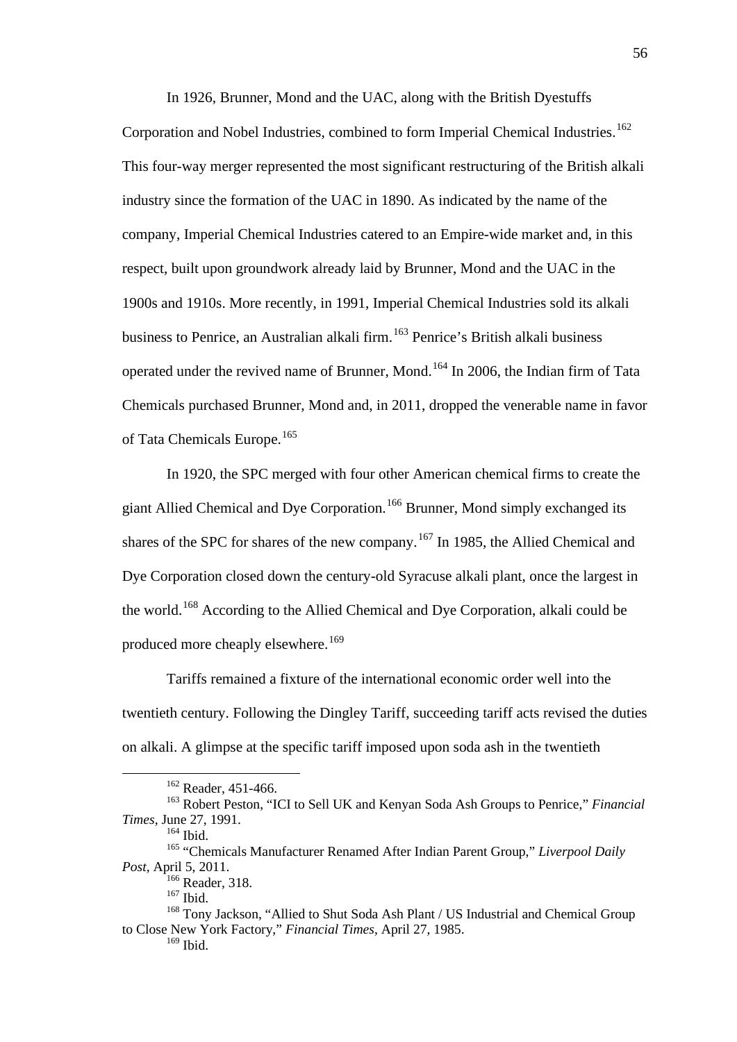In 1926, Brunner, Mond and the UAC, along with the British Dyestuffs Corporation and Nobel Industries, combined to form Imperial Chemical Industries.[162] This four-way merger represented the most significant restructuring of the British alkali industry since the formation of the UAC in 1890. As indicated by the name of the company, Imperial Chemical Industries catered to an Empire-wide market and, in this respect, built upon groundwork already laid by Brunner, Mond and the UAC in the 1900s and 1910s. More recently, in 1991, Imperial Chemical Industries sold its alkali business to Penrice, an Australian alkali firm.[163] Penrice's British alkali business operated under the revived name of Brunner, Mond.[164] In 2006, the Indian firm of Tata Chemicals purchased Brunner, Mond and, in 2011, dropped the venerable name in favor of Tata Chemicals Europe.[165]

In 1920, the SPC merged with four other American chemical firms to create the giant Allied Chemical and Dye Corporation.[166] Brunner, Mond simply exchanged its shares of the SPC for shares of the new company.[167] In 1985, the Allied Chemical and Dye Corporation closed down the century-old Syracuse alkali plant, once the largest in the world.[168] According to the Allied Chemical and Dye Corporation, alkali could be produced more cheaply elsewhere.[169]

Tariffs remained a fixture of the international economic order well into the twentieth century. Following the Dingley Tariff, succeeding tariff acts revised the duties on alkali. A glimpse at the specific tariff imposed upon soda ash in the twentieth

---

[162] Reader, 451-466.

[163] Robert Peston, "ICI to Sell UK and Kenyan Soda Ash Groups to Penrice," *Financial Times*, June 27, 1991.

[164] Ibid.

[165] "Chemicals Manufacturer Renamed After Indian Parent Group," *Liverpool Daily Post*, April 5, 2011.

[166] Reader, 318.

[167] Ibid.

[168] Tony Jackson, "Allied to Shut Soda Ash Plant / US Industrial and Chemical Group to Close New York Factory," *Financial Times*, April 27, 1985.

[169] Ibid.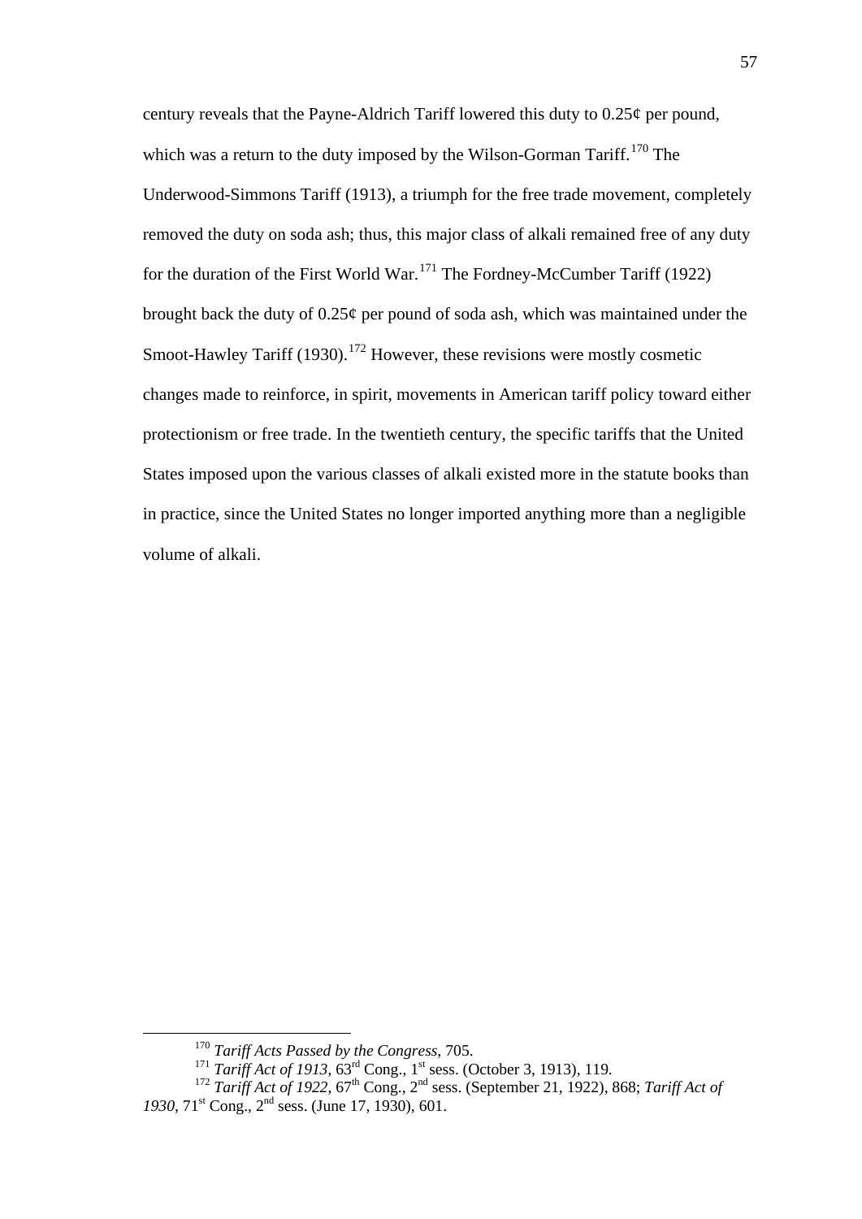century reveals that the Payne-Aldrich Tariff lowered this duty to 0.25¢ per pound, which was a return to the duty imposed by the Wilson-Gorman Tariff.[170] The Underwood-Simmons Tariff (1913), a triumph for the free trade movement, completely removed the duty on soda ash; thus, this major class of alkali remained free of any duty for the duration of the First World War.[171] The Fordney-McCumber Tariff (1922) brought back the duty of 0.25¢ per pound of soda ash, which was maintained under the Smoot-Hawley Tariff (1930).[172] However, these revisions were mostly cosmetic changes made to reinforce, in spirit, movements in American tariff policy toward either protectionism or free trade. In the twentieth century, the specific tariffs that the United States imposed upon the various classes of alkali existed more in the statute books than in practice, since the United States no longer imported anything more than a negligible volume of alkali.

---

[170] *Tariff Acts Passed by the Congress*, 705.

[171] *Tariff Act of 1913*, 63rd Cong., 1st sess. (October 3, 1913), 119.

[172] *Tariff Act of 1922*, 67th Cong., 2nd sess. (September 21, 1922), 868; *Tariff Act of 1930*, 71st Cong., 2nd sess. (June 17, 1930), 601.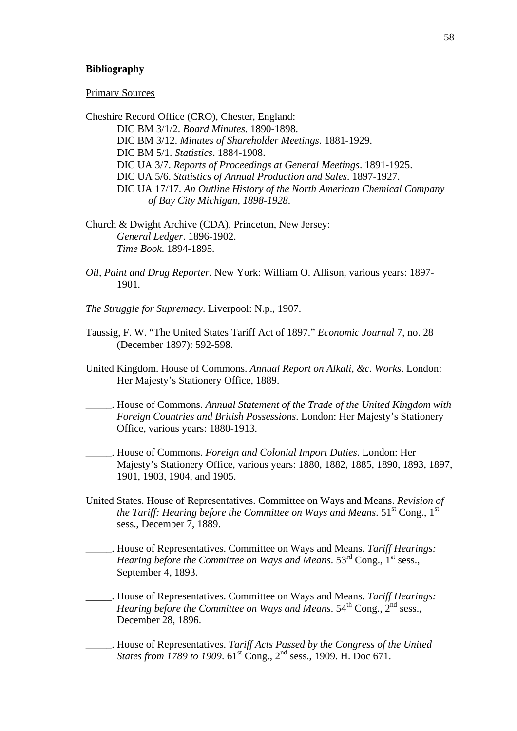**Bibliography**

Primary Sources

Cheshire Record Office (CRO), Chester, England:

DIC BM 3/1/2. *Board Minutes*. 1890-1898.
DIC BM 3/12. *Minutes of Shareholder Meetings*. 1881-1929.
DIC BM 5/1. *Statistics*. 1884-1908.
DIC UA 3/7. *Reports of Proceedings at General Meetings*. 1891-1925.
DIC UA 5/6. *Statistics of Annual Production and Sales*. 1897-1927.
DIC UA 17/17. *An Outline History of the North American Chemical Company of Bay City Michigan, 1898-1928*.

Church & Dwight Archive (CDA), Princeton, New Jersey:

*General Ledger*. 1896-1902.
*Time Book*. 1894-1895.

*Oil, Paint and Drug Reporter*. New York: William O. Allison, various years: 1897-1901.

*The Struggle for Supremacy*. Liverpool: N.p., 1907.

Taussig, F. W. "The United States Tariff Act of 1897." *Economic Journal* 7, no. 28 (December 1897): 592-598.

United Kingdom. House of Commons. *Annual Report on Alkali, &c. Works*. London: Her Majesty's Stationery Office, 1889.

_____. House of Commons. *Annual Statement of the Trade of the United Kingdom with Foreign Countries and British Possessions*. London: Her Majesty's Stationery Office, various years: 1880-1913.

_____. House of Commons. *Foreign and Colonial Import Duties*. London: Her Majesty's Stationery Office, various years: 1880, 1882, 1885, 1890, 1893, 1897, 1901, 1903, 1904, and 1905.

United States. House of Representatives. Committee on Ways and Means. *Revision of the Tariff: Hearing before the Committee on Ways and Means*. 51st Cong., 1st sess., December 7, 1889.

_____. House of Representatives. Committee on Ways and Means. *Tariff Hearings: Hearing before the Committee on Ways and Means*. 53rd Cong., 1st sess., September 4, 1893.

_____. House of Representatives. Committee on Ways and Means. *Tariff Hearings: Hearing before the Committee on Ways and Means*. 54th Cong., 2nd sess., December 28, 1896.

_____. House of Representatives. *Tariff Acts Passed by the Congress of the United States from 1789 to 1909*. 61st Cong., 2nd sess., 1909. H. Doc 671.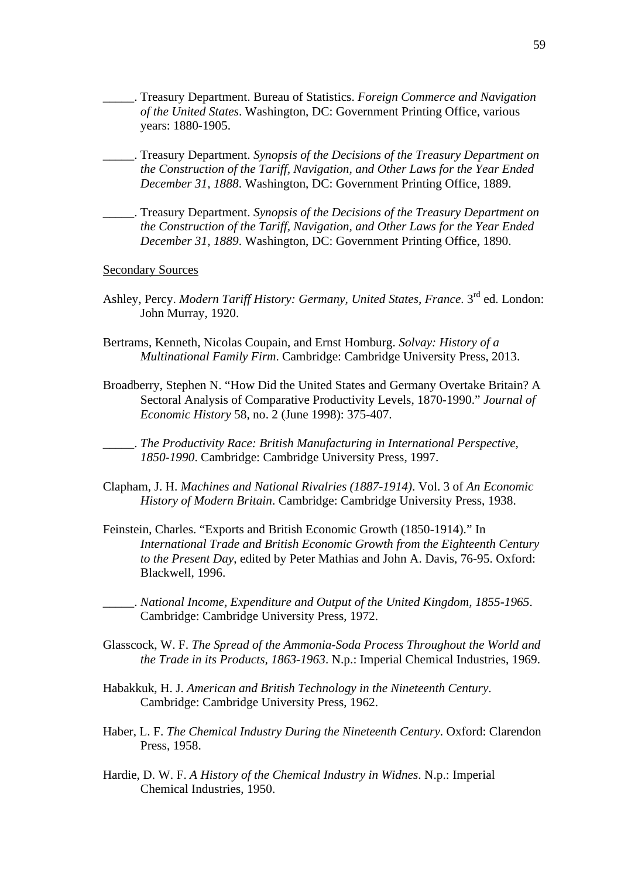_____. Treasury Department. Bureau of Statistics. *Foreign Commerce and Navigation of the United States*. Washington, DC: Government Printing Office, various years: 1880-1905.

_____. Treasury Department. *Synopsis of the Decisions of the Treasury Department on the Construction of the Tariff, Navigation, and Other Laws for the Year Ended December 31, 1888*. Washington, DC: Government Printing Office, 1889.

_____. Treasury Department. *Synopsis of the Decisions of the Treasury Department on the Construction of the Tariff, Navigation, and Other Laws for the Year Ended December 31, 1889*. Washington, DC: Government Printing Office, 1890.

<u>Secondary Sources</u>

Ashley, Percy. *Modern Tariff History: Germany, United States, France*. 3rd ed. London: John Murray, 1920.

Bertrams, Kenneth, Nicolas Coupain, and Ernst Homburg. *Solvay: History of a Multinational Family Firm*. Cambridge: Cambridge University Press, 2013.

Broadberry, Stephen N. "How Did the United States and Germany Overtake Britain? A Sectoral Analysis of Comparative Productivity Levels, 1870-1990." *Journal of Economic History* 58, no. 2 (June 1998): 375-407.

_____. *The Productivity Race: British Manufacturing in International Perspective, 1850-1990*. Cambridge: Cambridge University Press, 1997.

Clapham, J. H. *Machines and National Rivalries (1887-1914)*. Vol. 3 of *An Economic History of Modern Britain*. Cambridge: Cambridge University Press, 1938.

Feinstein, Charles. "Exports and British Economic Growth (1850-1914)." In *International Trade and British Economic Growth from the Eighteenth Century to the Present Day*, edited by Peter Mathias and John A. Davis, 76-95. Oxford: Blackwell, 1996.

_____. *National Income, Expenditure and Output of the United Kingdom, 1855-1965*. Cambridge: Cambridge University Press, 1972.

Glasscock, W. F. *The Spread of the Ammonia-Soda Process Throughout the World and the Trade in its Products, 1863-1963*. N.p.: Imperial Chemical Industries, 1969.

Habakkuk, H. J. *American and British Technology in the Nineteenth Century*. Cambridge: Cambridge University Press, 1962.

Haber, L. F. *The Chemical Industry During the Nineteenth Century*. Oxford: Clarendon Press, 1958.

Hardie, D. W. F. *A History of the Chemical Industry in Widnes*. N.p.: Imperial Chemical Industries, 1950.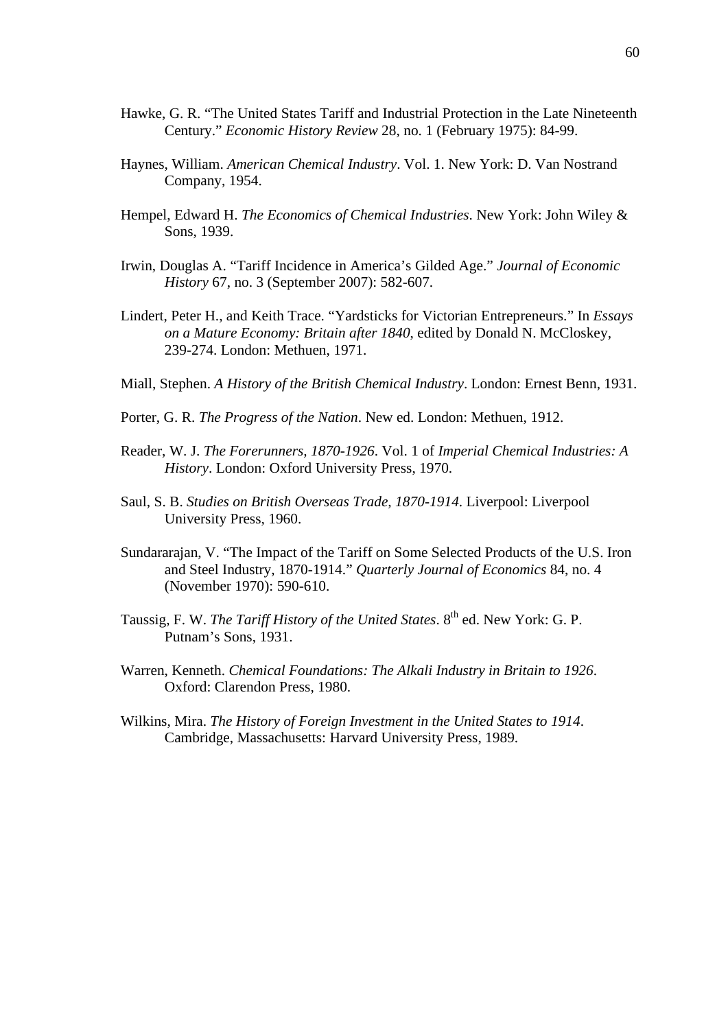Hawke, G. R. "The United States Tariff and Industrial Protection in the Late Nineteenth Century." *Economic History Review* 28, no. 1 (February 1975): 84-99.

Haynes, William. *American Chemical Industry*. Vol. 1. New York: D. Van Nostrand Company, 1954.

Hempel, Edward H. *The Economics of Chemical Industries*. New York: John Wiley & Sons, 1939.

Irwin, Douglas A. "Tariff Incidence in America's Gilded Age." *Journal of Economic History* 67, no. 3 (September 2007): 582-607.

Lindert, Peter H., and Keith Trace. "Yardsticks for Victorian Entrepreneurs." In *Essays on a Mature Economy: Britain after 1840*, edited by Donald N. McCloskey, 239-274. London: Methuen, 1971.

Miall, Stephen. *A History of the British Chemical Industry*. London: Ernest Benn, 1931.

Porter, G. R. *The Progress of the Nation*. New ed. London: Methuen, 1912.

Reader, W. J. *The Forerunners, 1870-1926*. Vol. 1 of *Imperial Chemical Industries: A History*. London: Oxford University Press, 1970.

Saul, S. B. *Studies on British Overseas Trade, 1870-1914*. Liverpool: Liverpool University Press, 1960.

Sundararajan, V. "The Impact of the Tariff on Some Selected Products of the U.S. Iron and Steel Industry, 1870-1914." *Quarterly Journal of Economics* 84, no. 4 (November 1970): 590-610.

Taussig, F. W. *The Tariff History of the United States*. 8th ed. New York: G. P. Putnam's Sons, 1931.

Warren, Kenneth. *Chemical Foundations: The Alkali Industry in Britain to 1926*. Oxford: Clarendon Press, 1980.

Wilkins, Mira. *The History of Foreign Investment in the United States to 1914*. Cambridge, Massachusetts: Harvard University Press, 1989.